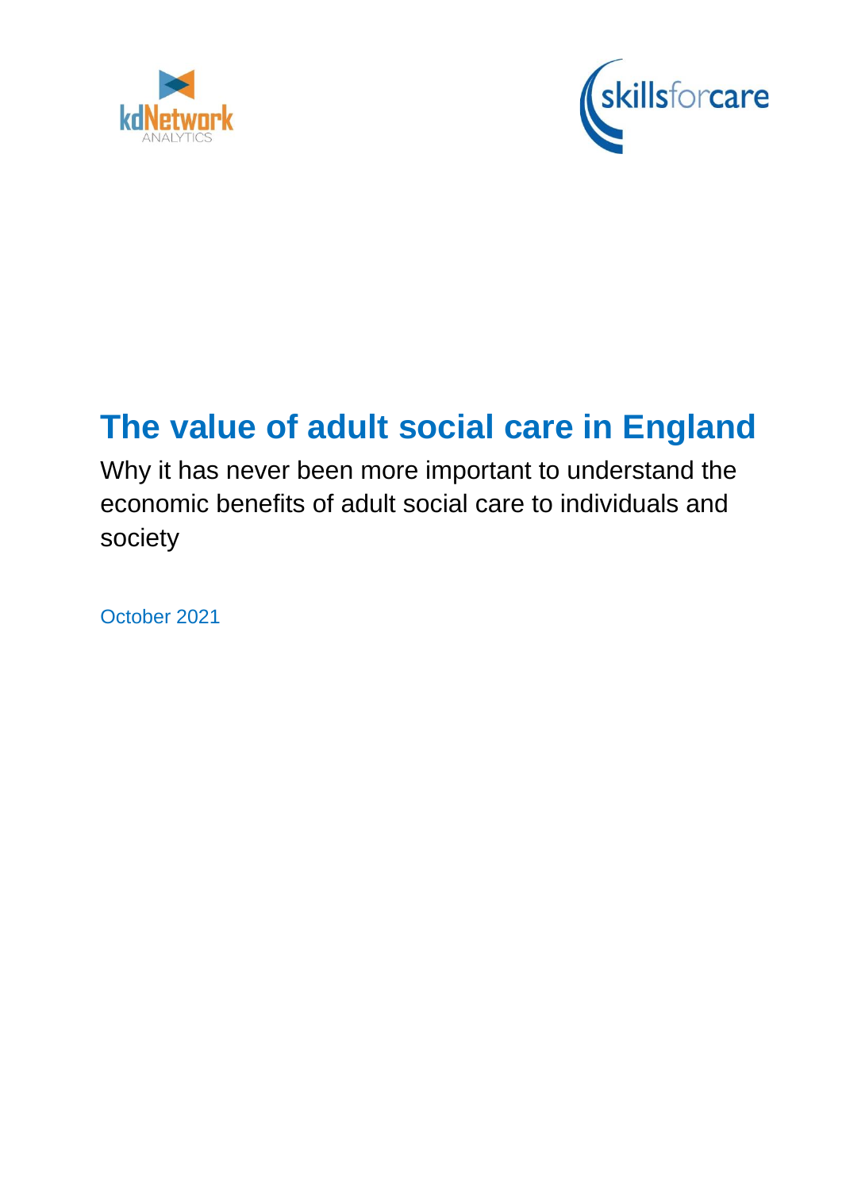# The value of adult social care in England

Why it has never been more important to understand the economic benefits of adult social care to individuals and society

October 2021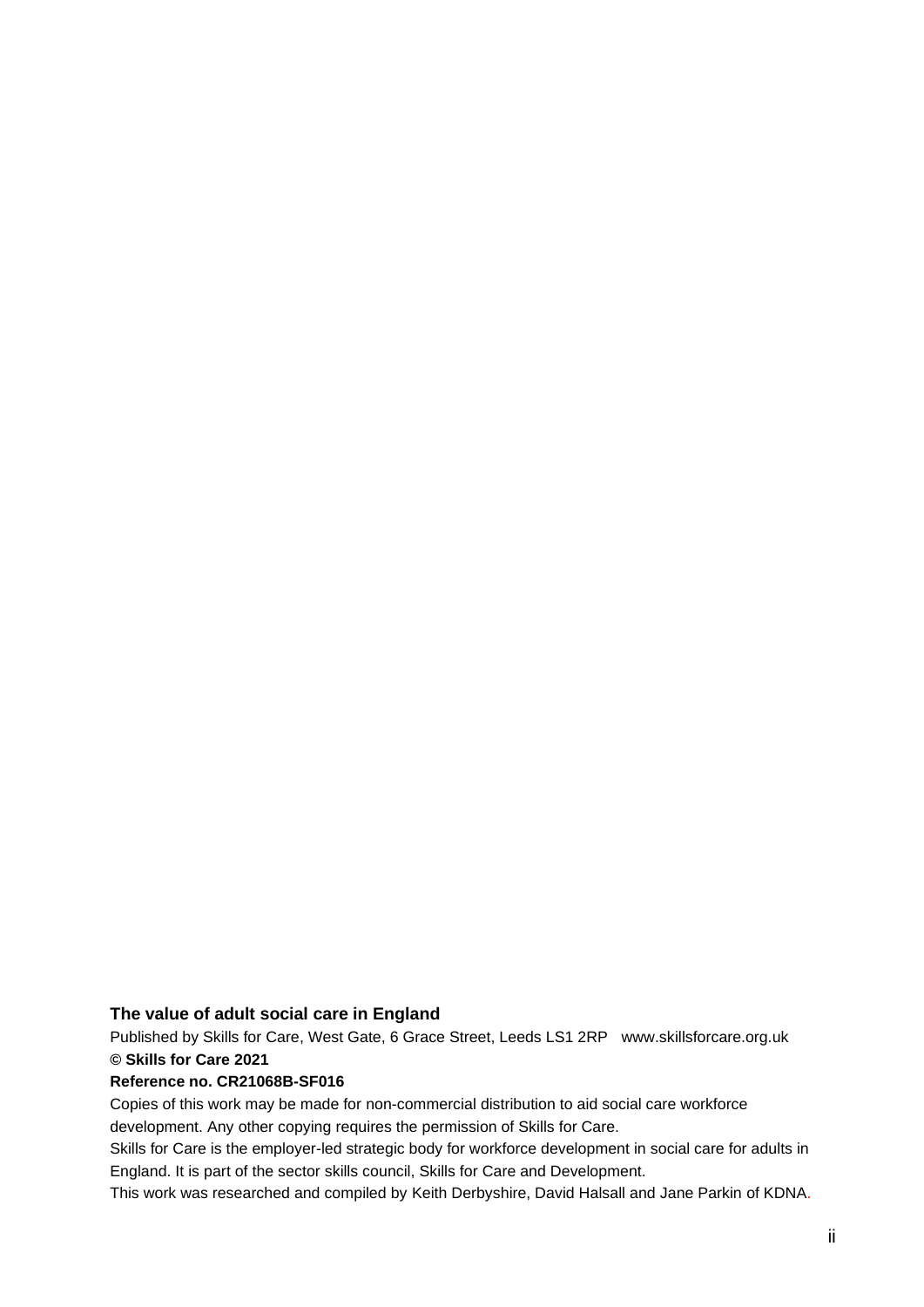**The value of adult social care in England**

Published by Skills for Care, West Gate, 6 Grace Street, Leeds LS1 2RP www.skillsforcare.org.uk

**© Skills for Care 2021**

**Reference no. CR21068B-SF016**

Copies of this work may be made for non-commercial distribution to aid social care workforce development. Any other copying requires the permission of Skills for Care.

Skills for Care is the employer-led strategic body for workforce development in social care for adults in England. It is part of the sector skills council, Skills for Care and Development.

This work was researched and compiled by Keith Derbyshire, David Halsall and Jane Parkin of KDNA.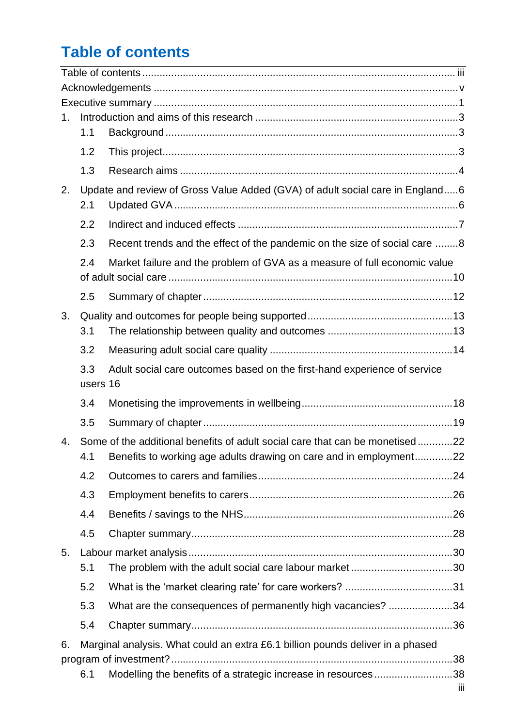# Table of contents

Table of contents ... iii

Acknowledgements ... v

Executive summary ... 1

1. Introduction and aims of this research ... 3
   - 1.1 Background ... 3
   - 1.2 This project ... 3
   - 1.3 Research aims ... 4
2. Update and review of Gross Value Added (GVA) of adult social care in England ... 6
   - 2.1 Updated GVA ... 6
   - 2.2 Indirect and induced effects ... 7
   - 2.3 Recent trends and the effect of the pandemic on the size of social care ... 8
   - 2.4 Market failure and the problem of GVA as a measure of full economic value of adult social care ... 10
   - 2.5 Summary of chapter ... 12
3. Quality and outcomes for people being supported ... 13
   - 3.1 The relationship between quality and outcomes ... 13
   - 3.2 Measuring adult social care quality ... 14
   - 3.3 Adult social care outcomes based on the first-hand experience of service users 16
   - 3.4 Monetising the improvements in wellbeing ... 18
   - 3.5 Summary of chapter ... 19
4. Some of the additional benefits of adult social care that can be monetised ... 22
   - 4.1 Benefits to working age adults drawing on care and in employment ... 22
   - 4.2 Outcomes to carers and families ... 24
   - 4.3 Employment benefits to carers ... 26
   - 4.4 Benefits / savings to the NHS ... 26
   - 4.5 Chapter summary ... 28
5. Labour market analysis ... 30
   - 5.1 The problem with the adult social care labour market ... 30
   - 5.2 What is the 'market clearing rate' for care workers? ... 31
   - 5.3 What are the consequences of permanently high vacancies? ... 34
   - 5.4 Chapter summary ... 36
6. Marginal analysis. What could an extra £6.1 billion pounds deliver in a phased program of investment? ... 38
   - 6.1 Modelling the benefits of a strategic increase in resources ... 38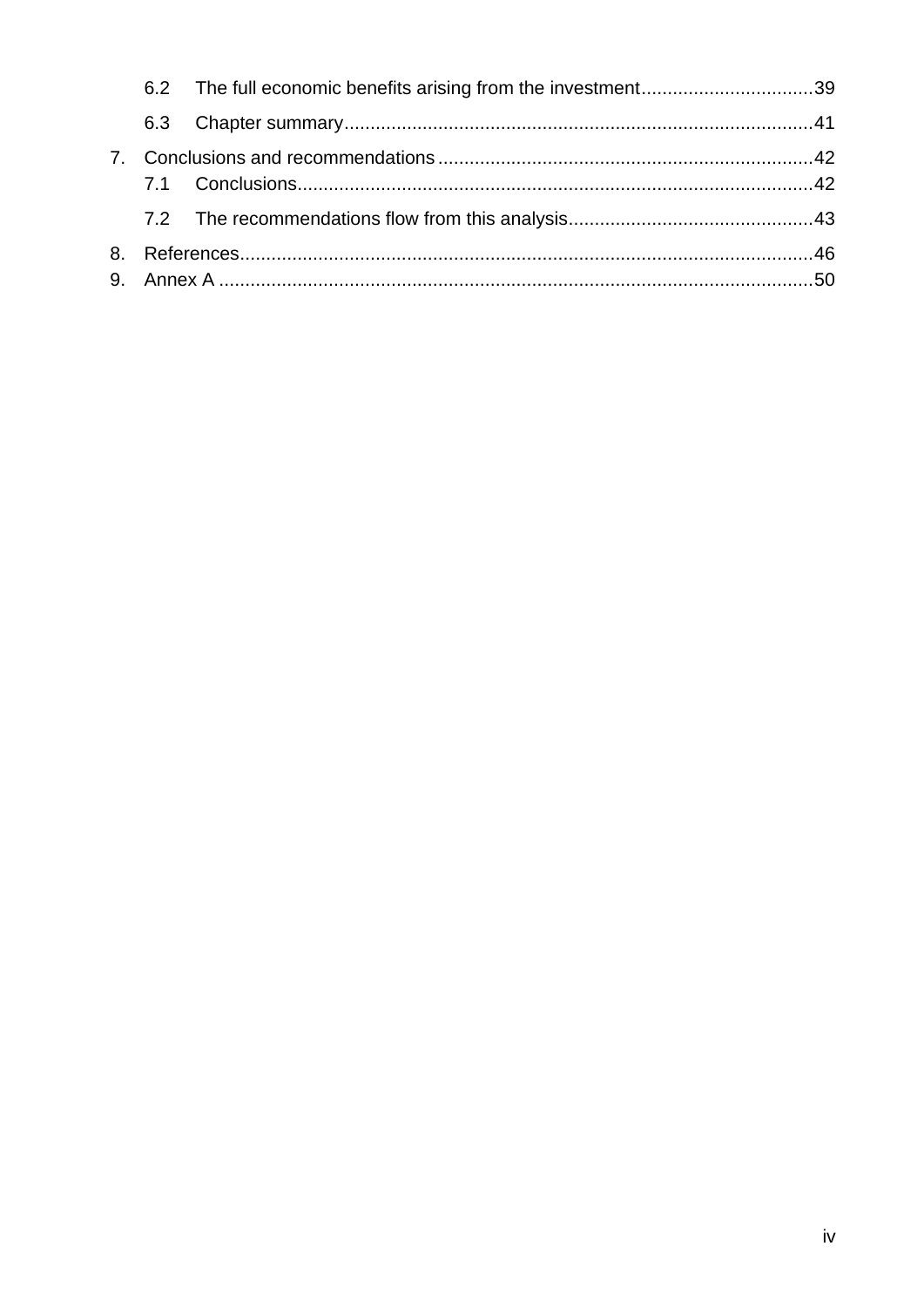6.2 The full economic benefits arising from the investment.................................39

6.3 Chapter summary.........................................................................................41

7. Conclusions and recommendations.......................................................................42

7.1 Conclusions..................................................................................................42

7.2 The recommendations flow from this analysis...............................................43

8. References.............................................................................................................46

9. Annex A .................................................................................................................50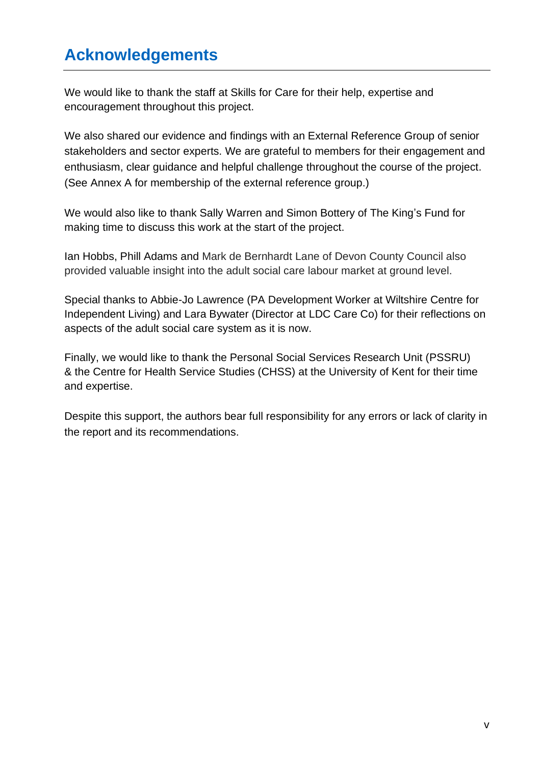# Acknowledgements

We would like to thank the staff at Skills for Care for their help, expertise and encouragement throughout this project.

We also shared our evidence and findings with an External Reference Group of senior stakeholders and sector experts. We are grateful to members for their engagement and enthusiasm, clear guidance and helpful challenge throughout the course of the project. (See Annex A for membership of the external reference group.)

We would also like to thank Sally Warren and Simon Bottery of The King's Fund for making time to discuss this work at the start of the project.

Ian Hobbs, Phill Adams and Mark de Bernhardt Lane of Devon County Council also provided valuable insight into the adult social care labour market at ground level.

Special thanks to Abbie-Jo Lawrence (PA Development Worker at Wiltshire Centre for Independent Living) and Lara Bywater (Director at LDC Care Co) for their reflections on aspects of the adult social care system as it is now.

Finally, we would like to thank the Personal Social Services Research Unit (PSSRU) & the Centre for Health Service Studies (CHSS) at the University of Kent for their time and expertise.

Despite this support, the authors bear full responsibility for any errors or lack of clarity in the report and its recommendations.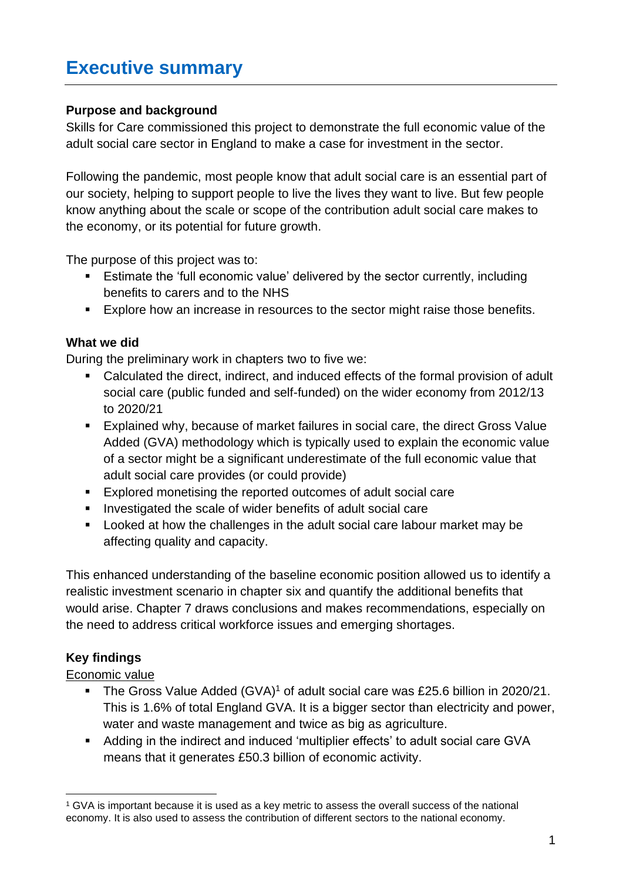# Executive summary

**Purpose and background**

Skills for Care commissioned this project to demonstrate the full economic value of the adult social care sector in England to make a case for investment in the sector.

Following the pandemic, most people know that adult social care is an essential part of our society, helping to support people to live the lives they want to live. But few people know anything about the scale or scope of the contribution adult social care makes to the economy, or its potential for future growth.

The purpose of this project was to:

- Estimate the 'full economic value' delivered by the sector currently, including benefits to carers and to the NHS
- Explore how an increase in resources to the sector might raise those benefits.

**What we did**

During the preliminary work in chapters two to five we:

- Calculated the direct, indirect, and induced effects of the formal provision of adult social care (public funded and self-funded) on the wider economy from 2012/13 to 2020/21
- Explained why, because of market failures in social care, the direct Gross Value Added (GVA) methodology which is typically used to explain the economic value of a sector might be a significant underestimate of the full economic value that adult social care provides (or could provide)
- Explored monetising the reported outcomes of adult social care
- Investigated the scale of wider benefits of adult social care
- Looked at how the challenges in the adult social care labour market may be affecting quality and capacity.

This enhanced understanding of the baseline economic position allowed us to identify a realistic investment scenario in chapter six and quantify the additional benefits that would arise. Chapter 7 draws conclusions and makes recommendations, especially on the need to address critical workforce issues and emerging shortages.

**Key findings**

Economic value

- The Gross Value Added (GVA)[1] of adult social care was £25.6 billion in 2020/21. This is 1.6% of total England GVA. It is a bigger sector than electricity and power, water and waste management and twice as big as agriculture.
- Adding in the indirect and induced 'multiplier effects' to adult social care GVA means that it generates £50.3 billion of economic activity.

[1] GVA is important because it is used as a key metric to assess the overall success of the national economy. It is also used to assess the contribution of different sectors to the national economy.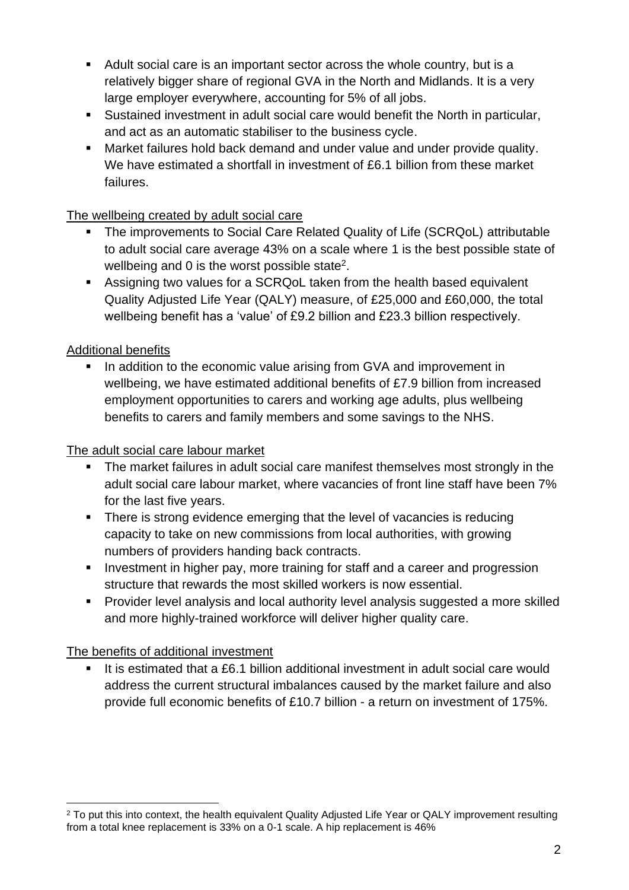- Adult social care is an important sector across the whole country, but is a relatively bigger share of regional GVA in the North and Midlands. It is a very large employer everywhere, accounting for 5% of all jobs.
- Sustained investment in adult social care would benefit the North in particular, and act as an automatic stabiliser to the business cycle.
- Market failures hold back demand and under value and under provide quality. We have estimated a shortfall in investment of £6.1 billion from these market failures.

The wellbeing created by adult social care

- The improvements to Social Care Related Quality of Life (SCRQoL) attributable to adult social care average 43% on a scale where 1 is the best possible state of wellbeing and 0 is the worst possible state[2].
- Assigning two values for a SCRQoL taken from the health based equivalent Quality Adjusted Life Year (QALY) measure, of £25,000 and £60,000, the total wellbeing benefit has a 'value' of £9.2 billion and £23.3 billion respectively.

Additional benefits

- In addition to the economic value arising from GVA and improvement in wellbeing, we have estimated additional benefits of £7.9 billion from increased employment opportunities to carers and working age adults, plus wellbeing benefits to carers and family members and some savings to the NHS.

The adult social care labour market

- The market failures in adult social care manifest themselves most strongly in the adult social care labour market, where vacancies of front line staff have been 7% for the last five years.
- There is strong evidence emerging that the level of vacancies is reducing capacity to take on new commissions from local authorities, with growing numbers of providers handing back contracts.
- Investment in higher pay, more training for staff and a career and progression structure that rewards the most skilled workers is now essential.
- Provider level analysis and local authority level analysis suggested a more skilled and more highly-trained workforce will deliver higher quality care.

The benefits of additional investment

- It is estimated that a £6.1 billion additional investment in adult social care would address the current structural imbalances caused by the market failure and also provide full economic benefits of £10.7 billion - a return on investment of 175%.

[2] To put this into context, the health equivalent Quality Adjusted Life Year or QALY improvement resulting from a total knee replacement is 33% on a 0-1 scale. A hip replacement is 46%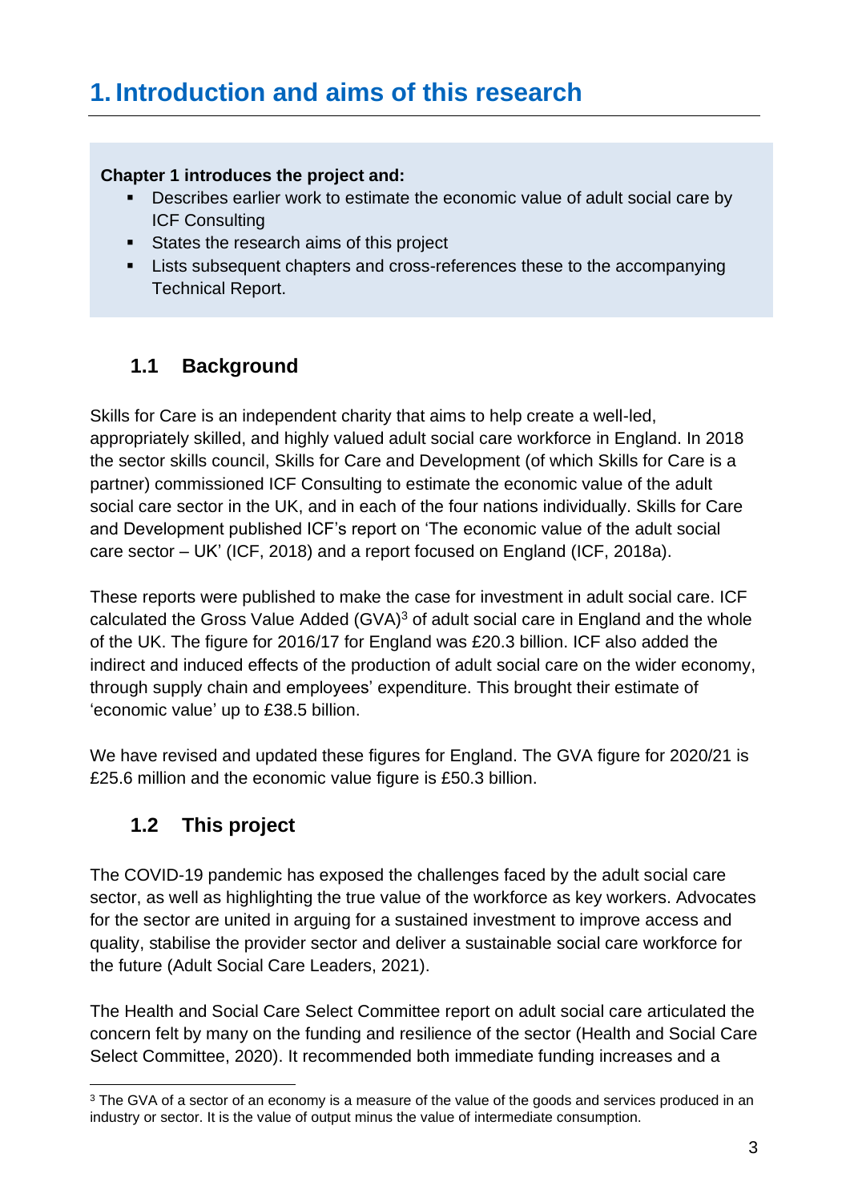# 1. Introduction and aims of this research

**Chapter 1 introduces the project and:**

- Describes earlier work to estimate the economic value of adult social care by ICF Consulting
- States the research aims of this project
- Lists subsequent chapters and cross-references these to the accompanying Technical Report.

## 1.1 Background

Skills for Care is an independent charity that aims to help create a well-led, appropriately skilled, and highly valued adult social care workforce in England. In 2018 the sector skills council, Skills for Care and Development (of which Skills for Care is a partner) commissioned ICF Consulting to estimate the economic value of the adult social care sector in the UK, and in each of the four nations individually. Skills for Care and Development published ICF's report on 'The economic value of the adult social care sector – UK' (ICF, 2018) and a report focused on England (ICF, 2018a).

These reports were published to make the case for investment in adult social care. ICF calculated the Gross Value Added (GVA)[3] of adult social care in England and the whole of the UK. The figure for 2016/17 for England was £20.3 billion. ICF also added the indirect and induced effects of the production of adult social care on the wider economy, through supply chain and employees' expenditure. This brought their estimate of 'economic value' up to £38.5 billion.

We have revised and updated these figures for England. The GVA figure for 2020/21 is £25.6 million and the economic value figure is £50.3 billion.

## 1.2 This project

The COVID-19 pandemic has exposed the challenges faced by the adult social care sector, as well as highlighting the true value of the workforce as key workers. Advocates for the sector are united in arguing for a sustained investment to improve access and quality, stabilise the provider sector and deliver a sustainable social care workforce for the future (Adult Social Care Leaders, 2021).

The Health and Social Care Select Committee report on adult social care articulated the concern felt by many on the funding and resilience of the sector (Health and Social Care Select Committee, 2020). It recommended both immediate funding increases and a

[3] The GVA of a sector of an economy is a measure of the value of the goods and services produced in an industry or sector. It is the value of output minus the value of intermediate consumption.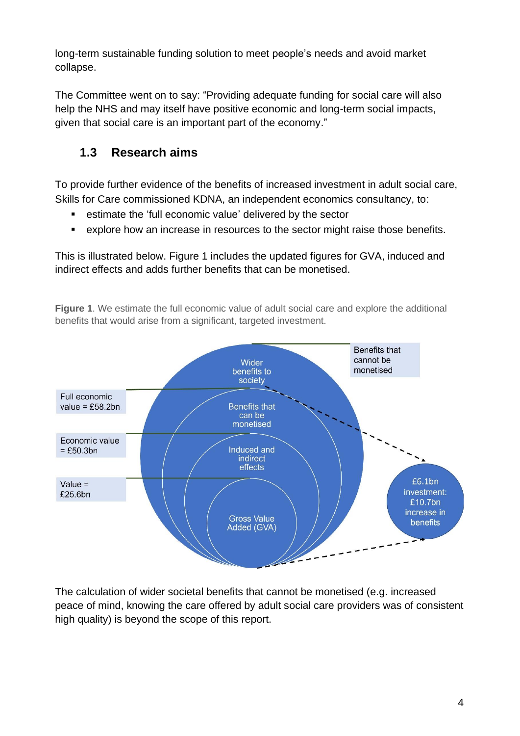long-term sustainable funding solution to meet people's needs and avoid market collapse.

The Committee went on to say: "Providing adequate funding for social care will also help the NHS and may itself have positive economic and long-term social impacts, given that social care is an important part of the economy."

## 1.3 Research aims

To provide further evidence of the benefits of increased investment in adult social care, Skills for Care commissioned KDNA, an independent economics consultancy, to:

- estimate the 'full economic value' delivered by the sector
- explore how an increase in resources to the sector might raise those benefits.

This is illustrated below. Figure 1 includes the updated figures for GVA, induced and indirect effects and adds further benefits that can be monetised.

**Figure 1**. We estimate the full economic value of adult social care and explore the additional benefits that would arise from a significant, targeted investment.

Wider benefits to society

Benefits that cannot be monetised

Full economic value = £58.2bn

Benefits that can be monetised

Economic value = £50.3bn

Induced and indirect effects

Value = £25.6bn

Gross Value Added (GVA)

£6.1bn investment: £10.7bn increase in benefits

The calculation of wider societal benefits that cannot be monetised (e.g. increased peace of mind, knowing the care offered by adult social care providers was of consistent high quality) is beyond the scope of this report.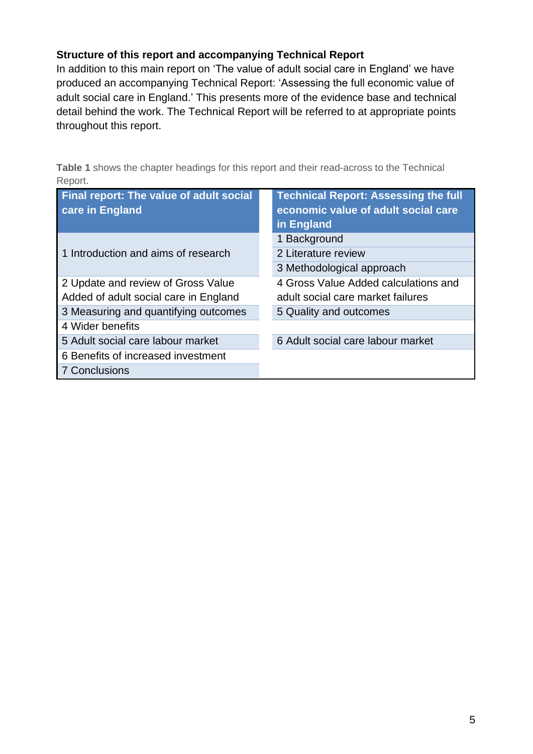**Structure of this report and accompanying Technical Report**

In addition to this main report on 'The value of adult social care in England' we have produced an accompanying Technical Report: 'Assessing the full economic value of adult social care in England.' This presents more of the evidence base and technical detail behind the work. The Technical Report will be referred to at appropriate points throughout this report.

**Table 1** shows the chapter headings for this report and their read-across to the Technical Report.

| Final report: The value of adult social care in England | Technical Report: Assessing the full economic value of adult social care in England |
|---|---|
| 1 Introduction and aims of research | 1 Background |
| | 2 Literature review |
| | 3 Methodological approach |
| 2 Update and review of Gross Value Added of adult social care in England | 4 Gross Value Added calculations and adult social care market failures |
| 3 Measuring and quantifying outcomes | 5 Quality and outcomes |
| 4 Wider benefits | |
| 5 Adult social care labour market | 6 Adult social care labour market |
| 6 Benefits of increased investment | |
| 7 Conclusions | |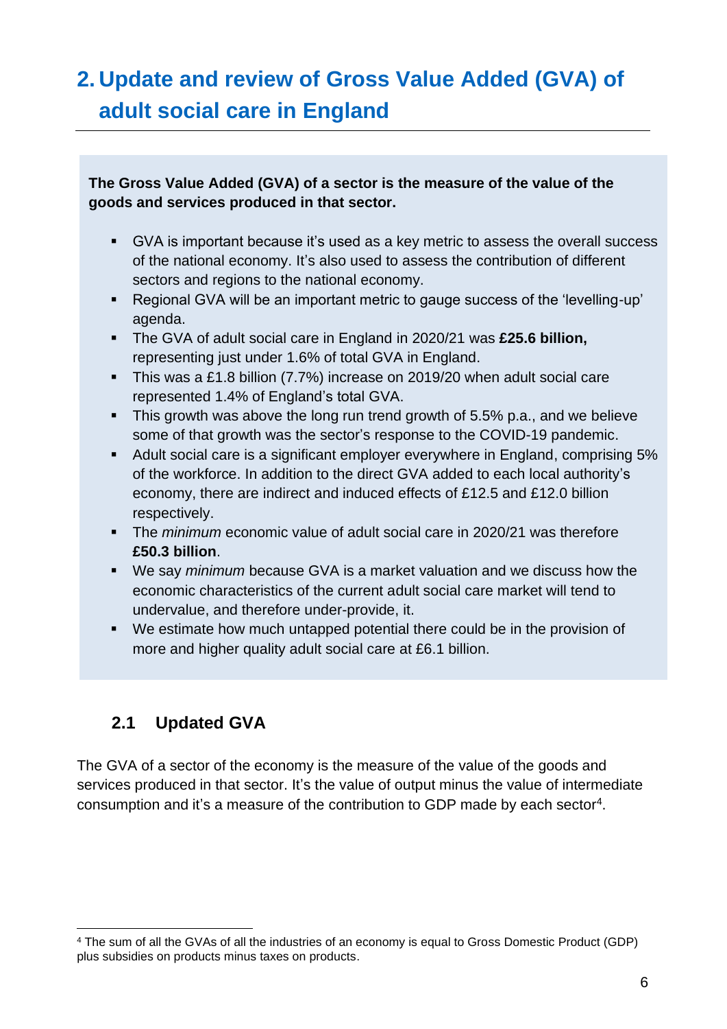# 2. Update and review of Gross Value Added (GVA) of adult social care in England

**The Gross Value Added (GVA) of a sector is the measure of the value of the goods and services produced in that sector.**

- GVA is important because it's used as a key metric to assess the overall success of the national economy. It's also used to assess the contribution of different sectors and regions to the national economy.
- Regional GVA will be an important metric to gauge success of the 'levelling-up' agenda.
- The GVA of adult social care in England in 2020/21 was **£25.6 billion,** representing just under 1.6% of total GVA in England.
- This was a £1.8 billion (7.7%) increase on 2019/20 when adult social care represented 1.4% of England's total GVA.
- This growth was above the long run trend growth of 5.5% p.a., and we believe some of that growth was the sector's response to the COVID-19 pandemic.
- Adult social care is a significant employer everywhere in England, comprising 5% of the workforce. In addition to the direct GVA added to each local authority's economy, there are indirect and induced effects of £12.5 and £12.0 billion respectively.
- The *minimum* economic value of adult social care in 2020/21 was therefore **£50.3 billion**.
- We say *minimum* because GVA is a market valuation and we discuss how the economic characteristics of the current adult social care market will tend to undervalue, and therefore under-provide, it.
- We estimate how much untapped potential there could be in the provision of more and higher quality adult social care at £6.1 billion.

## 2.1 Updated GVA

The GVA of a sector of the economy is the measure of the value of the goods and services produced in that sector. It's the value of output minus the value of intermediate consumption and it's a measure of the contribution to GDP made by each sector[4].

[4] The sum of all the GVAs of all the industries of an economy is equal to Gross Domestic Product (GDP) plus subsidies on products minus taxes on products.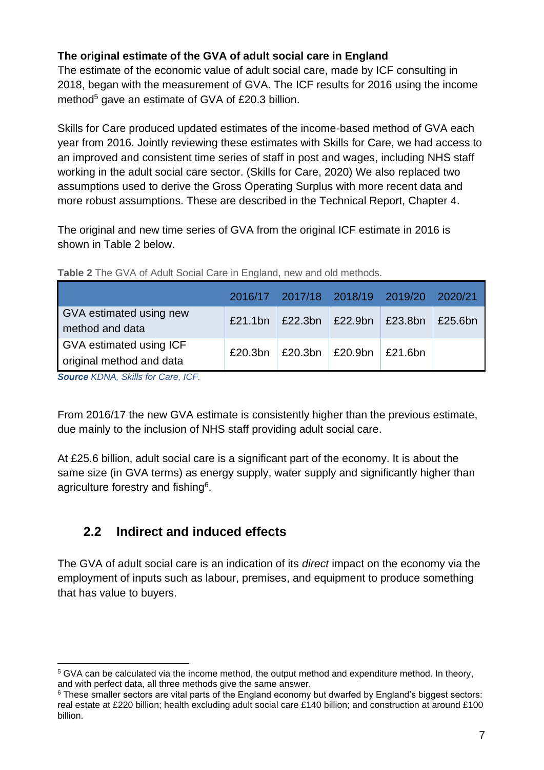**The original estimate of the GVA of adult social care in England**

The estimate of the economic value of adult social care, made by ICF consulting in 2018, began with the measurement of GVA. The ICF results for 2016 using the income method[5] gave an estimate of GVA of £20.3 billion.

Skills for Care produced updated estimates of the income-based method of GVA each year from 2016. Jointly reviewing these estimates with Skills for Care, we had access to an improved and consistent time series of staff in post and wages, including NHS staff working in the adult social care sector. (Skills for Care, 2020) We also replaced two assumptions used to derive the Gross Operating Surplus with more recent data and more robust assumptions. These are described in the Technical Report, Chapter 4.

The original and new time series of GVA from the original ICF estimate in 2016 is shown in Table 2 below.

**Table 2** The GVA of Adult Social Care in England, new and old methods.

| | 2016/17 | 2017/18 | 2018/19 | 2019/20 | 2020/21 |
|---|---|---|---|---|---|
| GVA estimated using new method and data | £21.1bn | £22.3bn | £22.9bn | £23.8bn | £25.6bn |
| GVA estimated using ICF original method and data | £20.3bn | £20.3bn | £20.9bn | £21.6bn | |

***Source*** *KDNA, Skills for Care, ICF.*

From 2016/17 the new GVA estimate is consistently higher than the previous estimate, due mainly to the inclusion of NHS staff providing adult social care.

At £25.6 billion, adult social care is a significant part of the economy. It is about the same size (in GVA terms) as energy supply, water supply and significantly higher than agriculture forestry and fishing[6].

## 2.2 Indirect and induced effects

The GVA of adult social care is an indication of its *direct* impact on the economy via the employment of inputs such as labour, premises, and equipment to produce something that has value to buyers.

[5] GVA can be calculated via the income method, the output method and expenditure method. In theory, and with perfect data, all three methods give the same answer.

[6] These smaller sectors are vital parts of the England economy but dwarfed by England's biggest sectors: real estate at £220 billion; health excluding adult social care £140 billion; and construction at around £100 billion.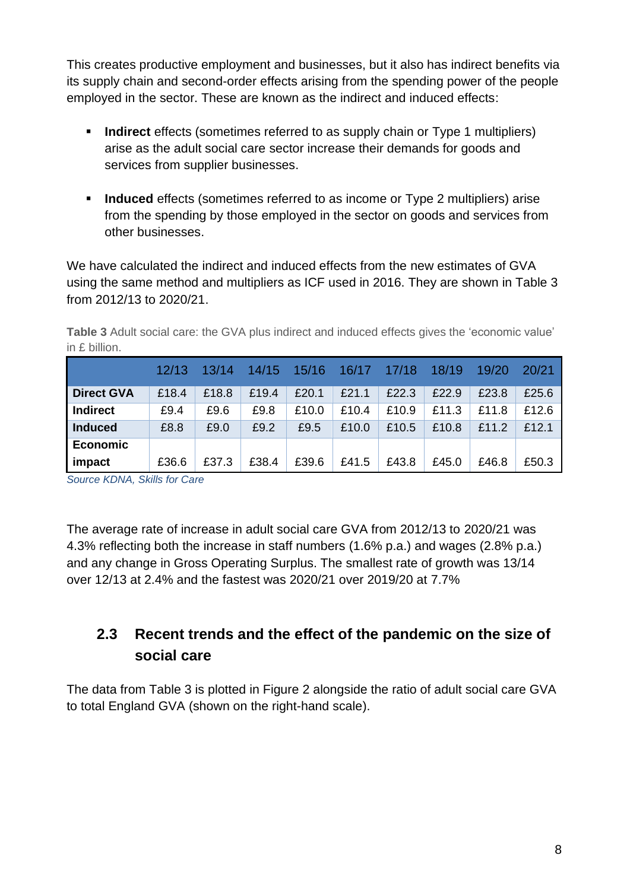This creates productive employment and businesses, but it also has indirect benefits via its supply chain and second-order effects arising from the spending power of the people employed in the sector. These are known as the indirect and induced effects:

- **Indirect** effects (sometimes referred to as supply chain or Type 1 multipliers) arise as the adult social care sector increase their demands for goods and services from supplier businesses.
- **Induced** effects (sometimes referred to as income or Type 2 multipliers) arise from the spending by those employed in the sector on goods and services from other businesses.

We have calculated the indirect and induced effects from the new estimates of GVA using the same method and multipliers as ICF used in 2016. They are shown in Table 3 from 2012/13 to 2020/21.

**Table 3** Adult social care: the GVA plus indirect and induced effects gives the 'economic value' in £ billion.

| | 12/13 | 13/14 | 14/15 | 15/16 | 16/17 | 17/18 | 18/19 | 19/20 | 20/21 |
|---|---|---|---|---|---|---|---|---|---|
| **Direct GVA** | £18.4 | £18.8 | £19.4 | £20.1 | £21.1 | £22.3 | £22.9 | £23.8 | £25.6 |
| **Indirect** | £9.4 | £9.6 | £9.8 | £10.0 | £10.4 | £10.9 | £11.3 | £11.8 | £12.6 |
| **Induced** | £8.8 | £9.0 | £9.2 | £9.5 | £10.0 | £10.5 | £10.8 | £11.2 | £12.1 |
| **Economic impact** | £36.6 | £37.3 | £38.4 | £39.6 | £41.5 | £43.8 | £45.0 | £46.8 | £50.3 |

*Source KDNA, Skills for Care*

The average rate of increase in adult social care GVA from 2012/13 to 2020/21 was 4.3% reflecting both the increase in staff numbers (1.6% p.a.) and wages (2.8% p.a.) and any change in Gross Operating Surplus. The smallest rate of growth was 13/14 over 12/13 at 2.4% and the fastest was 2020/21 over 2019/20 at 7.7%

## 2.3 Recent trends and the effect of the pandemic on the size of social care

The data from Table 3 is plotted in Figure 2 alongside the ratio of adult social care GVA to total England GVA (shown on the right-hand scale).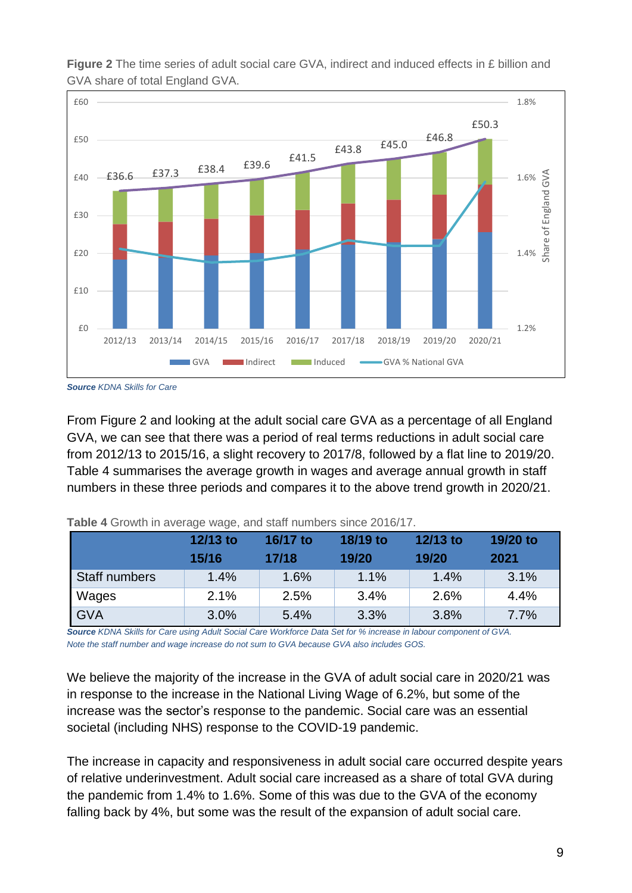**Figure 2** The time series of adult social care GVA, indirect and induced effects in £ billion and GVA share of total England GVA.

*Source* KDNA Skills for Care

From Figure 2 and looking at the adult social care GVA as a percentage of all England GVA, we can see that there was a period of real terms reductions in adult social care from 2012/13 to 2015/16, a slight recovery to 2017/8, followed by a flat line to 2019/20. Table 4 summarises the average growth in wages and average annual growth in staff numbers in these three periods and compares it to the above trend growth in 2020/21.

**Table 4** Growth in average wage, and staff numbers since 2016/17.

| | 12/13 to 15/16 | 16/17 to 17/18 | 18/19 to 19/20 | 12/13 to 19/20 | 19/20 to 2021 |
|---|---|---|---|---|---|
| Staff numbers | 1.4% | 1.6% | 1.1% | 1.4% | 3.1% |
| Wages | 2.1% | 2.5% | 3.4% | 2.6% | 4.4% |
| GVA | 3.0% | 5.4% | 3.3% | 3.8% | 7.7% |

*Source* KDNA Skills for Care using Adult Social Care Workforce Data Set for % increase in labour component of GVA.
*Note the staff number and wage increase do not sum to GVA because GVA also includes GOS.*

We believe the majority of the increase in the GVA of adult social care in 2020/21 was in response to the increase in the National Living Wage of 6.2%, but some of the increase was the sector's response to the pandemic. Social care was an essential societal (including NHS) response to the COVID-19 pandemic.

The increase in capacity and responsiveness in adult social care occurred despite years of relative underinvestment. Adult social care increased as a share of total GVA during the pandemic from 1.4% to 1.6%. Some of this was due to the GVA of the economy falling back by 4%, but some was the result of the expansion of adult social care.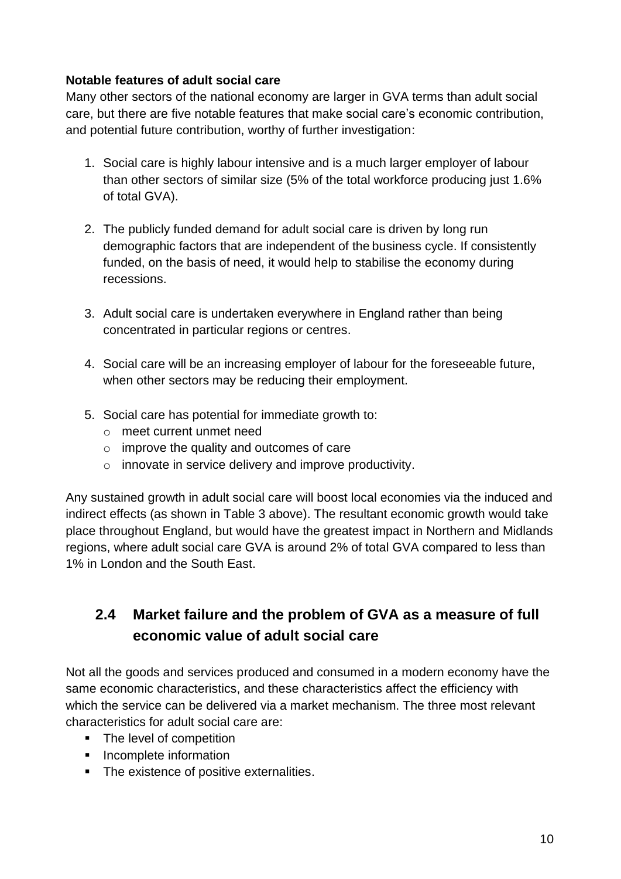**Notable features of adult social care**

Many other sectors of the national economy are larger in GVA terms than adult social care, but there are five notable features that make social care's economic contribution, and potential future contribution, worthy of further investigation:

1. Social care is highly labour intensive and is a much larger employer of labour than other sectors of similar size (5% of the total workforce producing just 1.6% of total GVA).

2. The publicly funded demand for adult social care is driven by long run demographic factors that are independent of the business cycle. If consistently funded, on the basis of need, it would help to stabilise the economy during recessions.

3. Adult social care is undertaken everywhere in England rather than being concentrated in particular regions or centres.

4. Social care will be an increasing employer of labour for the foreseeable future, when other sectors may be reducing their employment.

5. Social care has potential for immediate growth to:
   - meet current unmet need
   - improve the quality and outcomes of care
   - innovate in service delivery and improve productivity.

Any sustained growth in adult social care will boost local economies via the induced and indirect effects (as shown in Table 3 above). The resultant economic growth would take place throughout England, but would have the greatest impact in Northern and Midlands regions, where adult social care GVA is around 2% of total GVA compared to less than 1% in London and the South East.

## 2.4 Market failure and the problem of GVA as a measure of full economic value of adult social care

Not all the goods and services produced and consumed in a modern economy have the same economic characteristics, and these characteristics affect the efficiency with which the service can be delivered via a market mechanism. The three most relevant characteristics for adult social care are:

- The level of competition
- Incomplete information
- The existence of positive externalities.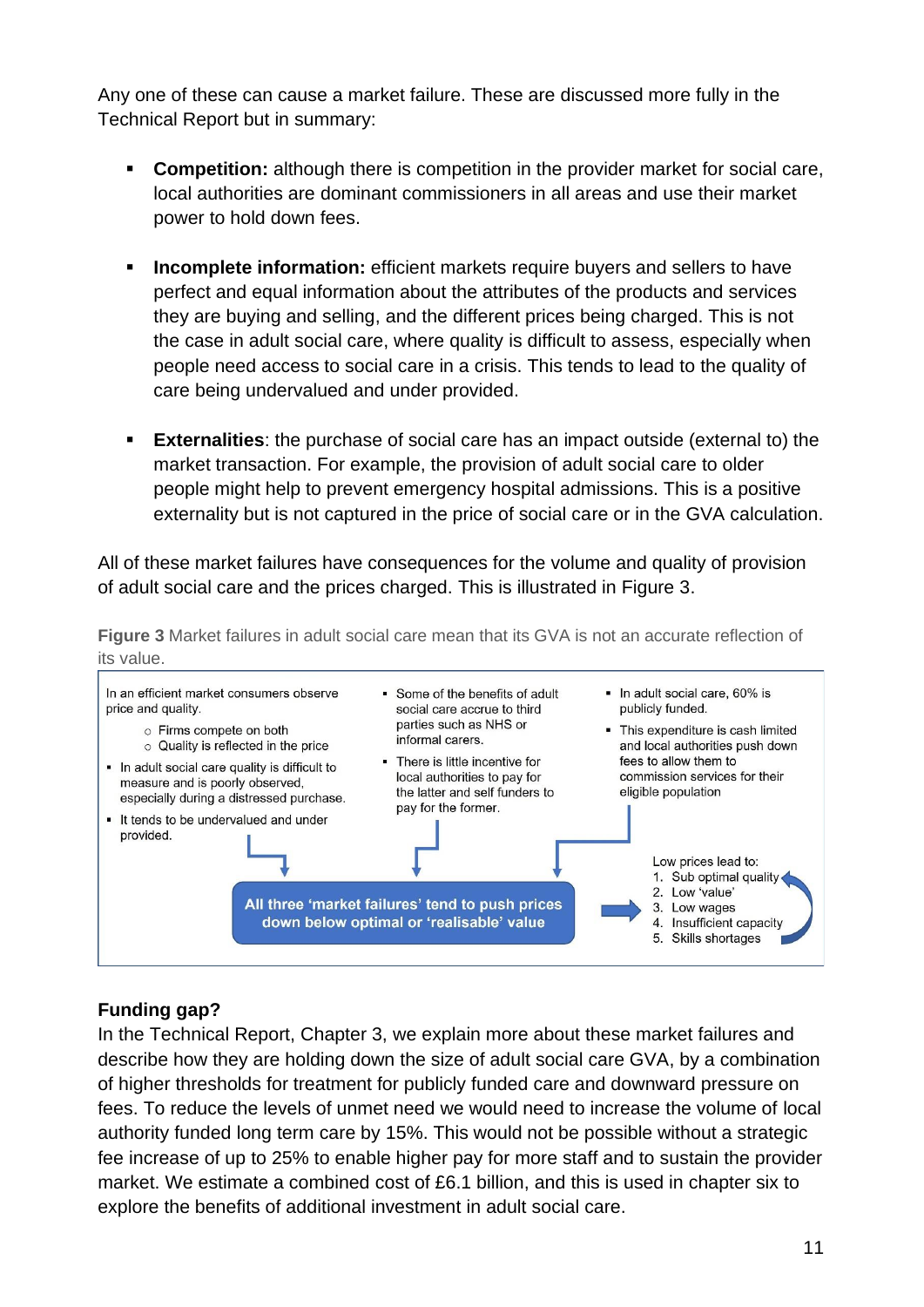Any one of these can cause a market failure. These are discussed more fully in the Technical Report but in summary:

- **Competition:** although there is competition in the provider market for social care, local authorities are dominant commissioners in all areas and use their market power to hold down fees.

- **Incomplete information:** efficient markets require buyers and sellers to have perfect and equal information about the attributes of the products and services they are buying and selling, and the different prices being charged. This is not the case in adult social care, where quality is difficult to assess, especially when people need access to social care in a crisis. This tends to lead to the quality of care being undervalued and under provided.

- **Externalities**: the purchase of social care has an impact outside (external to) the market transaction. For example, the provision of adult social care to older people might help to prevent emergency hospital admissions. This is a positive externality but is not captured in the price of social care or in the GVA calculation.

All of these market failures have consequences for the volume and quality of provision of adult social care and the prices charged. This is illustrated in Figure 3.

**Figure 3** Market failures in adult social care mean that its GVA is not an accurate reflection of its value.

In an efficient market consumers observe price and quality.

- Firms compete on both
- Quality is reflected in the price

- In adult social care quality is difficult to measure and is poorly observed, especially during a distressed purchase.
- It tends to be undervalued and under provided.

- Some of the benefits of adult social care accrue to third parties such as NHS or informal carers.
- There is little incentive for local authorities to pay for the latter and self funders to pay for the former.

- In adult social care, 60% is publicly funded.
- This expenditure is cash limited and local authorities push down fees to allow them to commission services for their eligible population

**All three 'market failures' tend to push prices down below optimal or 'realisable' value**

Low prices lead to:

1. Sub optimal quality
2. Low 'value'
3. Low wages
4. Insufficient capacity
5. Skills shortages

### Funding gap?

In the Technical Report, Chapter 3, we explain more about these market failures and describe how they are holding down the size of adult social care GVA, by a combination of higher thresholds for treatment for publicly funded care and downward pressure on fees. To reduce the levels of unmet need we would need to increase the volume of local authority funded long term care by 15%. This would not be possible without a strategic fee increase of up to 25% to enable higher pay for more staff and to sustain the provider market. We estimate a combined cost of £6.1 billion, and this is used in chapter six to explore the benefits of additional investment in adult social care.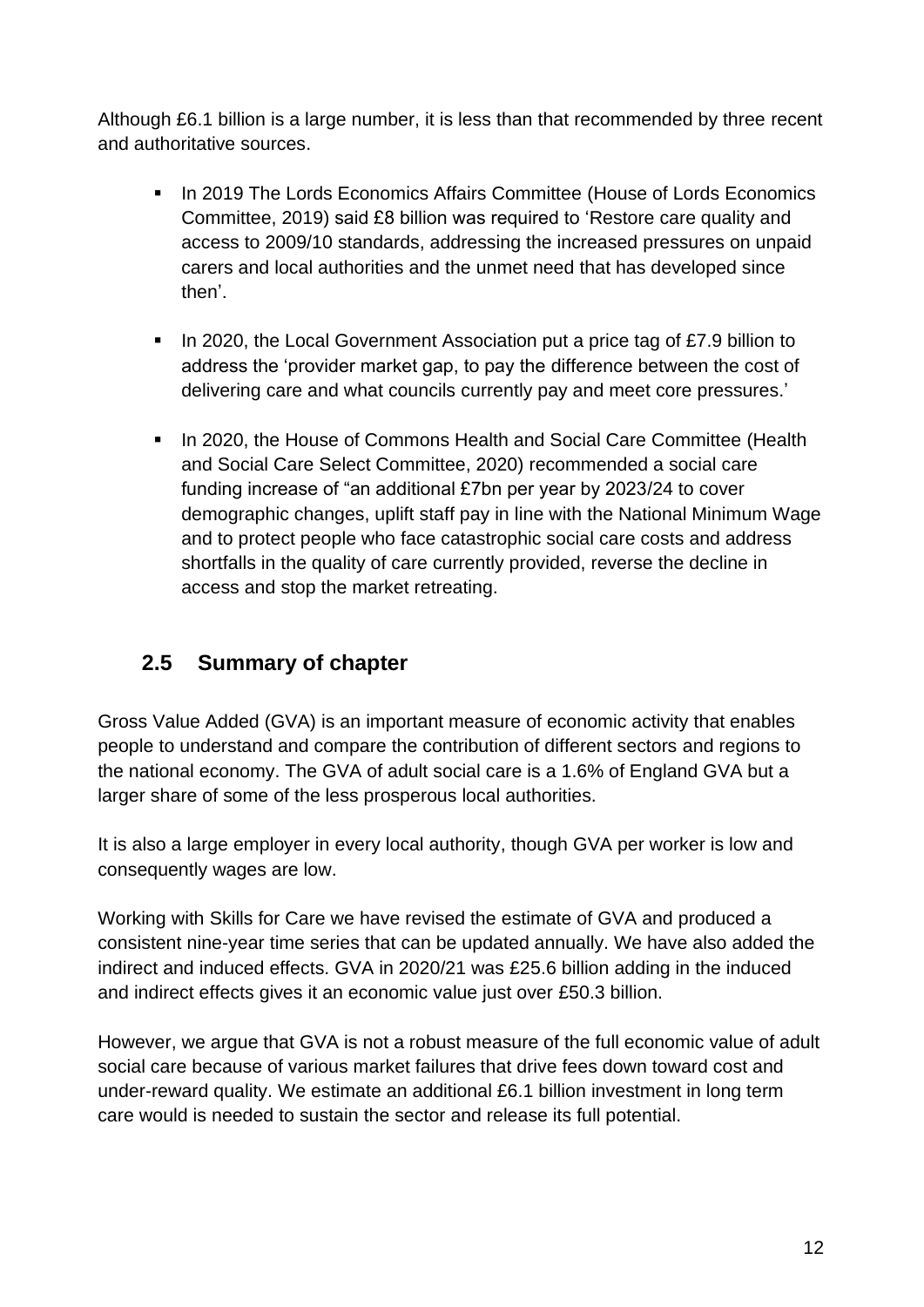Although £6.1 billion is a large number, it is less than that recommended by three recent and authoritative sources.

- In 2019 The Lords Economics Affairs Committee (House of Lords Economics Committee, 2019) said £8 billion was required to 'Restore care quality and access to 2009/10 standards, addressing the increased pressures on unpaid carers and local authorities and the unmet need that has developed since then'.
- In 2020, the Local Government Association put a price tag of £7.9 billion to address the 'provider market gap, to pay the difference between the cost of delivering care and what councils currently pay and meet core pressures.'
- In 2020, the House of Commons Health and Social Care Committee (Health and Social Care Select Committee, 2020) recommended a social care funding increase of "an additional £7bn per year by 2023/24 to cover demographic changes, uplift staff pay in line with the National Minimum Wage and to protect people who face catastrophic social care costs and address shortfalls in the quality of care currently provided, reverse the decline in access and stop the market retreating.

## 2.5 Summary of chapter

Gross Value Added (GVA) is an important measure of economic activity that enables people to understand and compare the contribution of different sectors and regions to the national economy. The GVA of adult social care is a 1.6% of England GVA but a larger share of some of the less prosperous local authorities.

It is also a large employer in every local authority, though GVA per worker is low and consequently wages are low.

Working with Skills for Care we have revised the estimate of GVA and produced a consistent nine-year time series that can be updated annually. We have also added the indirect and induced effects. GVA in 2020/21 was £25.6 billion adding in the induced and indirect effects gives it an economic value just over £50.3 billion.

However, we argue that GVA is not a robust measure of the full economic value of adult social care because of various market failures that drive fees down toward cost and under-reward quality. We estimate an additional £6.1 billion investment in long term care would is needed to sustain the sector and release its full potential.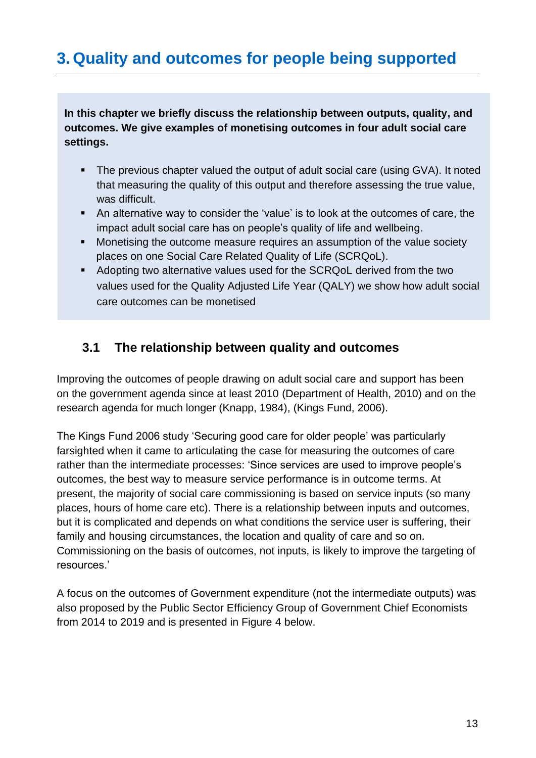# 3. Quality and outcomes for people being supported

**In this chapter we briefly discuss the relationship between outputs, quality, and outcomes. We give examples of monetising outcomes in four adult social care settings.**

- The previous chapter valued the output of adult social care (using GVA). It noted that measuring the quality of this output and therefore assessing the true value, was difficult.
- An alternative way to consider the 'value' is to look at the outcomes of care, the impact adult social care has on people's quality of life and wellbeing.
- Monetising the outcome measure requires an assumption of the value society places on one Social Care Related Quality of Life (SCRQoL).
- Adopting two alternative values used for the SCRQoL derived from the two values used for the Quality Adjusted Life Year (QALY) we show how adult social care outcomes can be monetised

## 3.1 The relationship between quality and outcomes

Improving the outcomes of people drawing on adult social care and support has been on the government agenda since at least 2010 (Department of Health, 2010) and on the research agenda for much longer (Knapp, 1984), (Kings Fund, 2006).

The Kings Fund 2006 study 'Securing good care for older people' was particularly farsighted when it came to articulating the case for measuring the outcomes of care rather than the intermediate processes: 'Since services are used to improve people's outcomes, the best way to measure service performance is in outcome terms. At present, the majority of social care commissioning is based on service inputs (so many places, hours of home care etc). There is a relationship between inputs and outcomes, but it is complicated and depends on what conditions the service user is suffering, their family and housing circumstances, the location and quality of care and so on. Commissioning on the basis of outcomes, not inputs, is likely to improve the targeting of resources.'

A focus on the outcomes of Government expenditure (not the intermediate outputs) was also proposed by the Public Sector Efficiency Group of Government Chief Economists from 2014 to 2019 and is presented in Figure 4 below.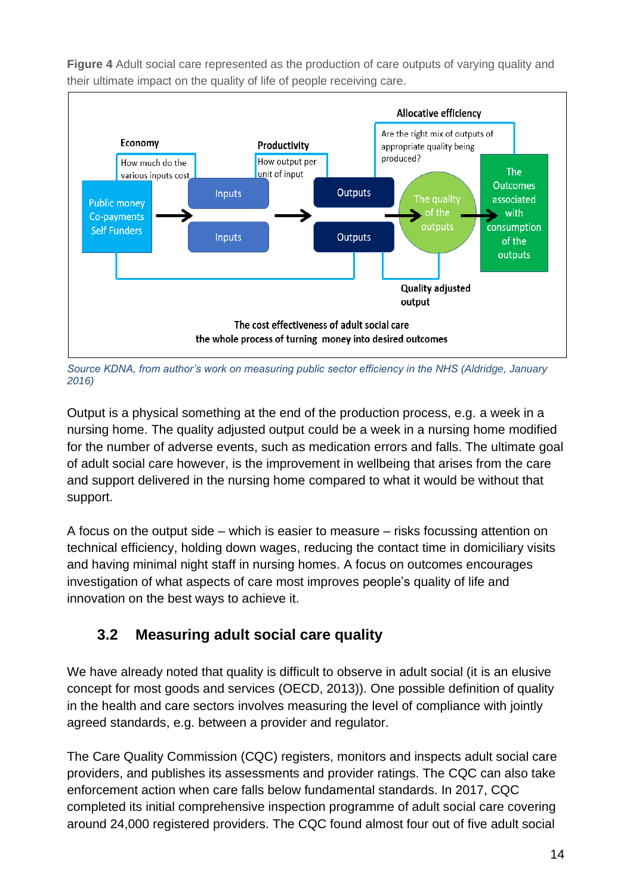**Figure 4** Adult social care represented as the production of care outputs of varying quality and their ultimate impact on the quality of life of people receiving care.

*Source KDNA, from author's work on measuring public sector efficiency in the NHS (Aldridge, January 2016)*

Output is a physical something at the end of the production process, e.g. a week in a nursing home. The quality adjusted output could be a week in a nursing home modified for the number of adverse events, such as medication errors and falls. The ultimate goal of adult social care however, is the improvement in wellbeing that arises from the care and support delivered in the nursing home compared to what it would be without that support.

A focus on the output side – which is easier to measure – risks focussing attention on technical efficiency, holding down wages, reducing the contact time in domiciliary visits and having minimal night staff in nursing homes. A focus on outcomes encourages investigation of what aspects of care most improves people's quality of life and innovation on the best ways to achieve it.

## 3.2 Measuring adult social care quality

We have already noted that quality is difficult to observe in adult social (it is an elusive concept for most goods and services (OECD, 2013)). One possible definition of quality in the health and care sectors involves measuring the level of compliance with jointly agreed standards, e.g. between a provider and regulator.

The Care Quality Commission (CQC) registers, monitors and inspects adult social care providers, and publishes its assessments and provider ratings. The CQC can also take enforcement action when care falls below fundamental standards. In 2017, CQC completed its initial comprehensive inspection programme of adult social care covering around 24,000 registered providers. The CQC found almost four out of five adult social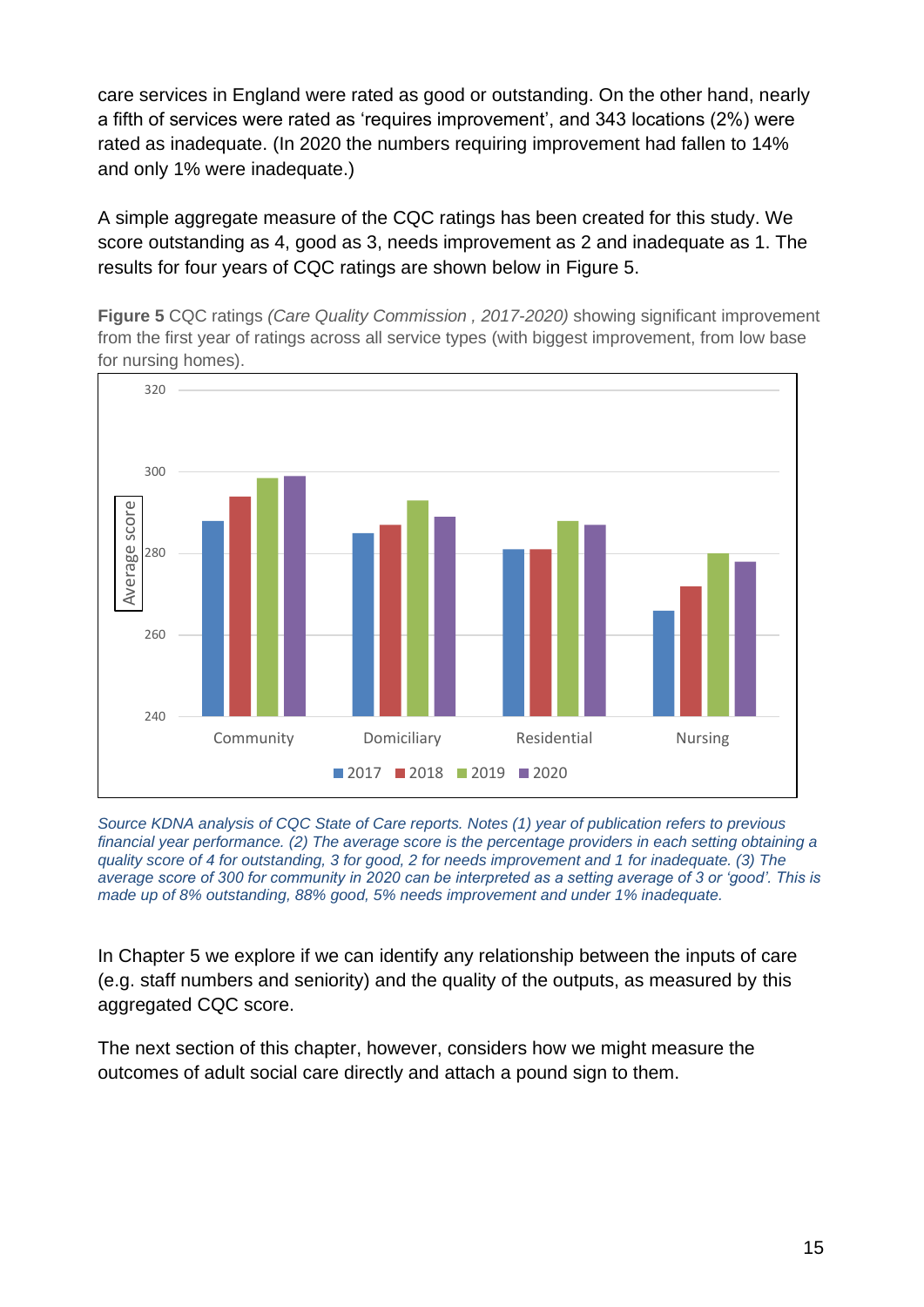care services in England were rated as good or outstanding. On the other hand, nearly a fifth of services were rated as 'requires improvement', and 343 locations (2%) were rated as inadequate. (In 2020 the numbers requiring improvement had fallen to 14% and only 1% were inadequate.)

A simple aggregate measure of the CQC ratings has been created for this study. We score outstanding as 4, good as 3, needs improvement as 2 and inadequate as 1. The results for four years of CQC ratings are shown below in Figure 5.

**Figure 5** CQC ratings *(Care Quality Commission , 2017-2020)* showing significant improvement from the first year of ratings across all service types (with biggest improvement, from low base for nursing homes).

*Source KDNA analysis of CQC State of Care reports. Notes (1) year of publication refers to previous financial year performance. (2) The average score is the percentage providers in each setting obtaining a quality score of 4 for outstanding, 3 for good, 2 for needs improvement and 1 for inadequate. (3) The average score of 300 for community in 2020 can be interpreted as a setting average of 3 or 'good'. This is made up of 8% outstanding, 88% good, 5% needs improvement and under 1% inadequate.*

In Chapter 5 we explore if we can identify any relationship between the inputs of care (e.g. staff numbers and seniority) and the quality of the outputs, as measured by this aggregated CQC score.

The next section of this chapter, however, considers how we might measure the outcomes of adult social care directly and attach a pound sign to them.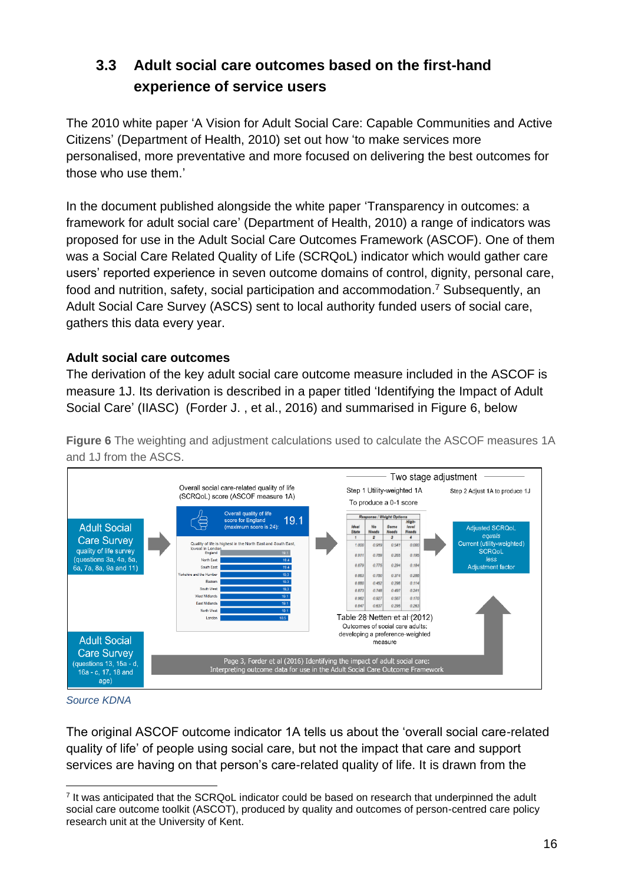## 3.3 Adult social care outcomes based on the first-hand experience of service users

The 2010 white paper 'A Vision for Adult Social Care: Capable Communities and Active Citizens' (Department of Health, 2010) set out how 'to make services more personalised, more preventative and more focused on delivering the best outcomes for those who use them.'

In the document published alongside the white paper 'Transparency in outcomes: a framework for adult social care' (Department of Health, 2010) a range of indicators was proposed for use in the Adult Social Care Outcomes Framework (ASCOF). One of them was a Social Care Related Quality of Life (SCRQoL) indicator which would gather care users' reported experience in seven outcome domains of control, dignity, personal care, food and nutrition, safety, social participation and accommodation.[7] Subsequently, an Adult Social Care Survey (ASCS) sent to local authority funded users of social care, gathers this data every year.

### Adult social care outcomes

The derivation of the key adult social care outcome measure included in the ASCOF is measure 1J. Its derivation is described in a paper titled 'Identifying the Impact of Adult Social Care' (IIASC) (Forder J. , et al., 2016) and summarised in Figure 6, below

**Figure 6** The weighting and adjustment calculations used to calculate the ASCOF measures 1A and 1J from the ASCS.

*Source KDNA*

The original ASCOF outcome indicator 1A tells us about the 'overall social care-related quality of life' of people using social care, but not the impact that care and support services are having on that person's care-related quality of life. It is drawn from the

[7] It was anticipated that the SCRQoL indicator could be based on research that underpinned the adult social care outcome toolkit (ASCOT), produced by quality and outcomes of person-centred care policy research unit at the University of Kent.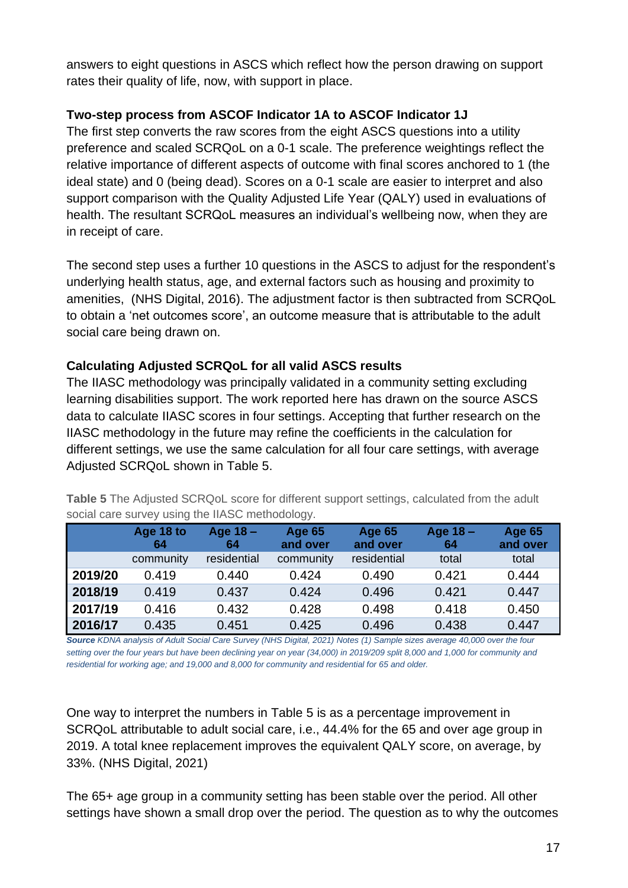answers to eight questions in ASCS which reflect how the person drawing on support rates their quality of life, now, with support in place.

### Two-step process from ASCOF Indicator 1A to ASCOF Indicator 1J

The first step converts the raw scores from the eight ASCS questions into a utility preference and scaled SCRQoL on a 0-1 scale. The preference weightings reflect the relative importance of different aspects of outcome with final scores anchored to 1 (the ideal state) and 0 (being dead). Scores on a 0-1 scale are easier to interpret and also support comparison with the Quality Adjusted Life Year (QALY) used in evaluations of health. The resultant SCRQoL measures an individual's wellbeing now, when they are in receipt of care.

The second step uses a further 10 questions in the ASCS to adjust for the respondent's underlying health status, age, and external factors such as housing and proximity to amenities,  (NHS Digital, 2016). The adjustment factor is then subtracted from SCRQoL to obtain a 'net outcomes score', an outcome measure that is attributable to the adult social care being drawn on.

### Calculating Adjusted SCRQoL for all valid ASCS results

The IIASC methodology was principally validated in a community setting excluding learning disabilities support. The work reported here has drawn on the source ASCS data to calculate IIASC scores in four settings. Accepting that further research on the IIASC methodology in the future may refine the coefficients in the calculation for different settings, we use the same calculation for all four care settings, with average Adjusted SCRQoL shown in Table 5.

**Table 5** The Adjusted SCRQoL score for different support settings, calculated from the adult social care survey using the IIASC methodology.

| | Age 18 to 64 | Age 18 – 64 | Age 65 and over | Age 65 and over | Age 18 – 64 | Age 65 and over |
|---|---|---|---|---|---|---|
| | community | residential | community | residential | total | total |
| **2019/20** | 0.419 | 0.440 | 0.424 | 0.490 | 0.421 | 0.444 |
| **2018/19** | 0.419 | 0.437 | 0.424 | 0.496 | 0.421 | 0.447 |
| **2017/19** | 0.416 | 0.432 | 0.428 | 0.498 | 0.418 | 0.450 |
| **2016/17** | 0.435 | 0.451 | 0.425 | 0.496 | 0.438 | 0.447 |

***Source*** *KDNA analysis of Adult Social Care Survey (NHS Digital, 2021) Notes (1) Sample sizes average 40,000 over the four setting over the four years but have been declining year on year (34,000) in 2019/209 split 8,000 and 1,000 for community and residential for working age; and 19,000 and 8,000 for community and residential for 65 and older.*

One way to interpret the numbers in Table 5 is as a percentage improvement in SCRQoL attributable to adult social care, i.e., 44.4% for the 65 and over age group in 2019. A total knee replacement improves the equivalent QALY score, on average, by 33%. (NHS Digital, 2021)

The 65+ age group in a community setting has been stable over the period. All other settings have shown a small drop over the period. The question as to why the outcomes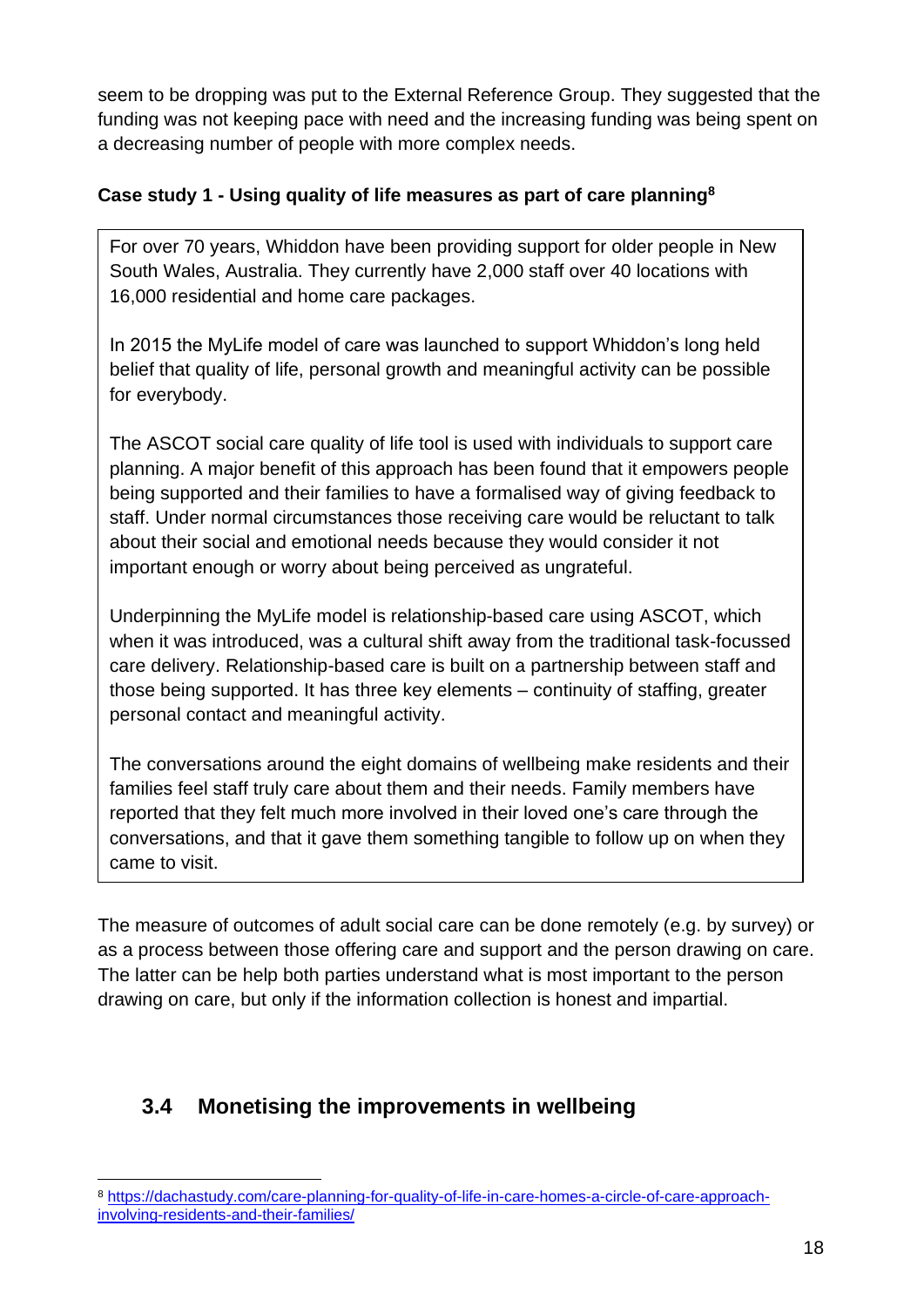seem to be dropping was put to the External Reference Group. They suggested that the funding was not keeping pace with need and the increasing funding was being spent on a decreasing number of people with more complex needs.

**Case study 1 - Using quality of life measures as part of care planning[8]**

> For over 70 years, Whiddon have been providing support for older people in New South Wales, Australia. They currently have 2,000 staff over 40 locations with 16,000 residential and home care packages.
>
> In 2015 the MyLife model of care was launched to support Whiddon's long held belief that quality of life, personal growth and meaningful activity can be possible for everybody.
>
> The ASCOT social care quality of life tool is used with individuals to support care planning. A major benefit of this approach has been found that it empowers people being supported and their families to have a formalised way of giving feedback to staff. Under normal circumstances those receiving care would be reluctant to talk about their social and emotional needs because they would consider it not important enough or worry about being perceived as ungrateful.
>
> Underpinning the MyLife model is relationship-based care using ASCOT, which when it was introduced, was a cultural shift away from the traditional task-focussed care delivery. Relationship-based care is built on a partnership between staff and those being supported. It has three key elements – continuity of staffing, greater personal contact and meaningful activity.
>
> The conversations around the eight domains of wellbeing make residents and their families feel staff truly care about them and their needs. Family members have reported that they felt much more involved in their loved one's care through the conversations, and that it gave them something tangible to follow up on when they came to visit.

The measure of outcomes of adult social care can be done remotely (e.g. by survey) or as a process between those offering care and support and the person drawing on care. The latter can be help both parties understand what is most important to the person drawing on care, but only if the information collection is honest and impartial.

## 3.4 Monetising the improvements in wellbeing

[8] https://dachastudy.com/care-planning-for-quality-of-life-in-care-homes-a-circle-of-care-approach-involving-residents-and-their-families/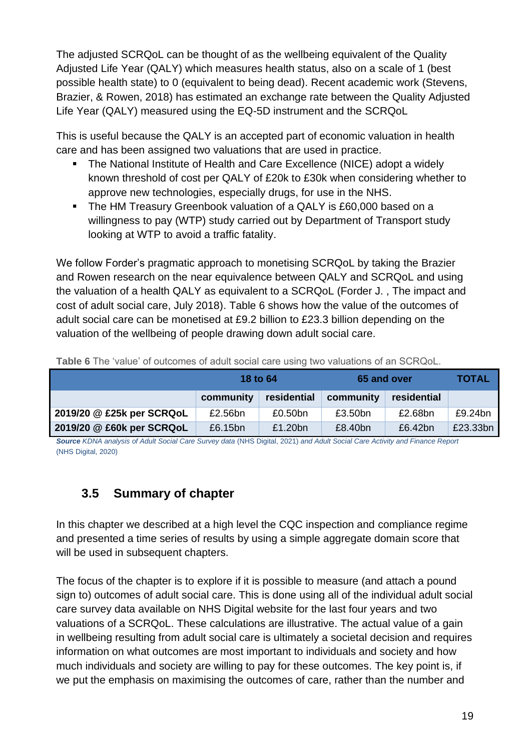The adjusted SCRQoL can be thought of as the wellbeing equivalent of the Quality Adjusted Life Year (QALY) which measures health status, also on a scale of 1 (best possible health state) to 0 (equivalent to being dead). Recent academic work (Stevens, Brazier, & Rowen, 2018) has estimated an exchange rate between the Quality Adjusted Life Year (QALY) measured using the EQ-5D instrument and the SCRQoL

This is useful because the QALY is an accepted part of economic valuation in health care and has been assigned two valuations that are used in practice.

- The National Institute of Health and Care Excellence (NICE) adopt a widely known threshold of cost per QALY of £20k to £30k when considering whether to approve new technologies, especially drugs, for use in the NHS.
- The HM Treasury Greenbook valuation of a QALY is £60,000 based on a willingness to pay (WTP) study carried out by Department of Transport study looking at WTP to avoid a traffic fatality.

We follow Forder's pragmatic approach to monetising SCRQoL by taking the Brazier and Rowen research on the near equivalence between QALY and SCRQoL and using the valuation of a health QALY as equivalent to a SCRQoL (Forder J. , The impact and cost of adult social care, July 2018). Table 6 shows how the value of the outcomes of adult social care can be monetised at £9.2 billion to £23.3 billion depending on the valuation of the wellbeing of people drawing down adult social care.

**Table 6** The 'value' of outcomes of adult social care using two valuations of an SCRQoL.

| | 18 to 64 | | 65 and over | | TOTAL |
|---|---|---|---|---|---|
| | community | residential | community | residential | |
| **2019/20 @ £25k per SCRQoL** | £2.56bn | £0.50bn | £3.50bn | £2.68bn | £9.24bn |
| **2019/20 @ £60k per SCRQoL** | £6.15bn | £1.20bn | £8.40bn | £6.42bn | £23.33bn |

***Source*** *KDNA analysis of Adult Social Care Survey data* (NHS Digital, 2021) *and Adult Social Care Activity and Finance Report* (NHS Digital, 2020)

## 3.5 Summary of chapter

In this chapter we described at a high level the CQC inspection and compliance regime and presented a time series of results by using a simple aggregate domain score that will be used in subsequent chapters.

The focus of the chapter is to explore if it is possible to measure (and attach a pound sign to) outcomes of adult social care. This is done using all of the individual adult social care survey data available on NHS Digital website for the last four years and two valuations of a SCRQoL. These calculations are illustrative. The actual value of a gain in wellbeing resulting from adult social care is ultimately a societal decision and requires information on what outcomes are most important to individuals and society and how much individuals and society are willing to pay for these outcomes. The key point is, if we put the emphasis on maximising the outcomes of care, rather than the number and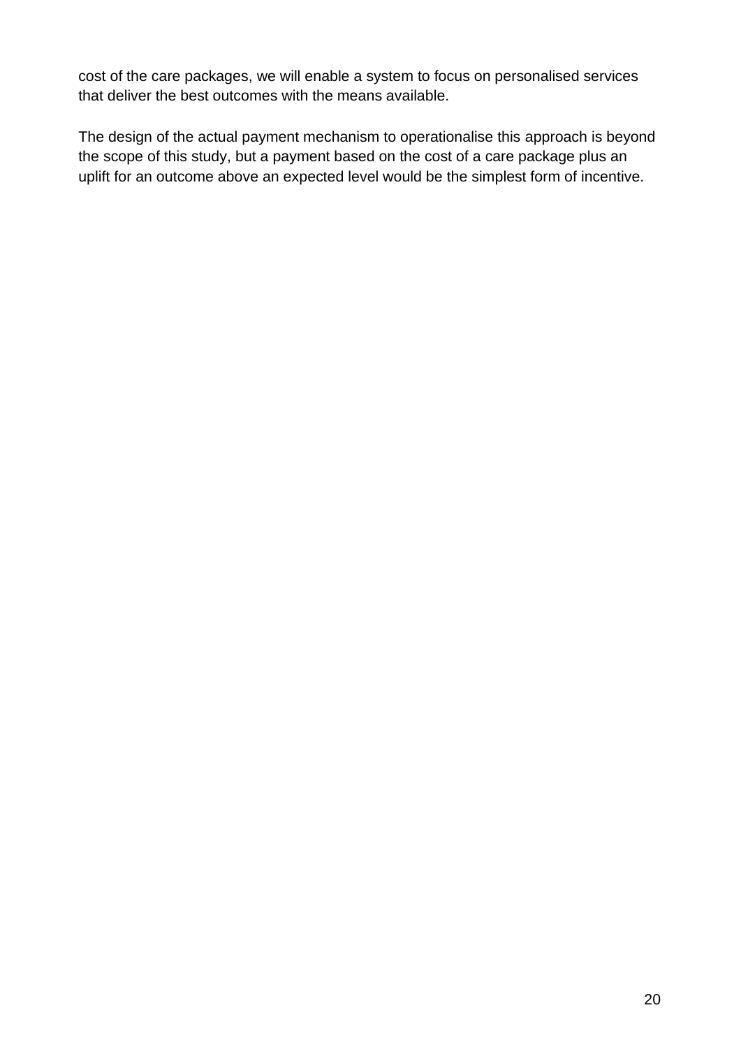cost of the care packages, we will enable a system to focus on personalised services that deliver the best outcomes with the means available.

The design of the actual payment mechanism to operationalise this approach is beyond the scope of this study, but a payment based on the cost of a care package plus an uplift for an outcome above an expected level would be the simplest form of incentive.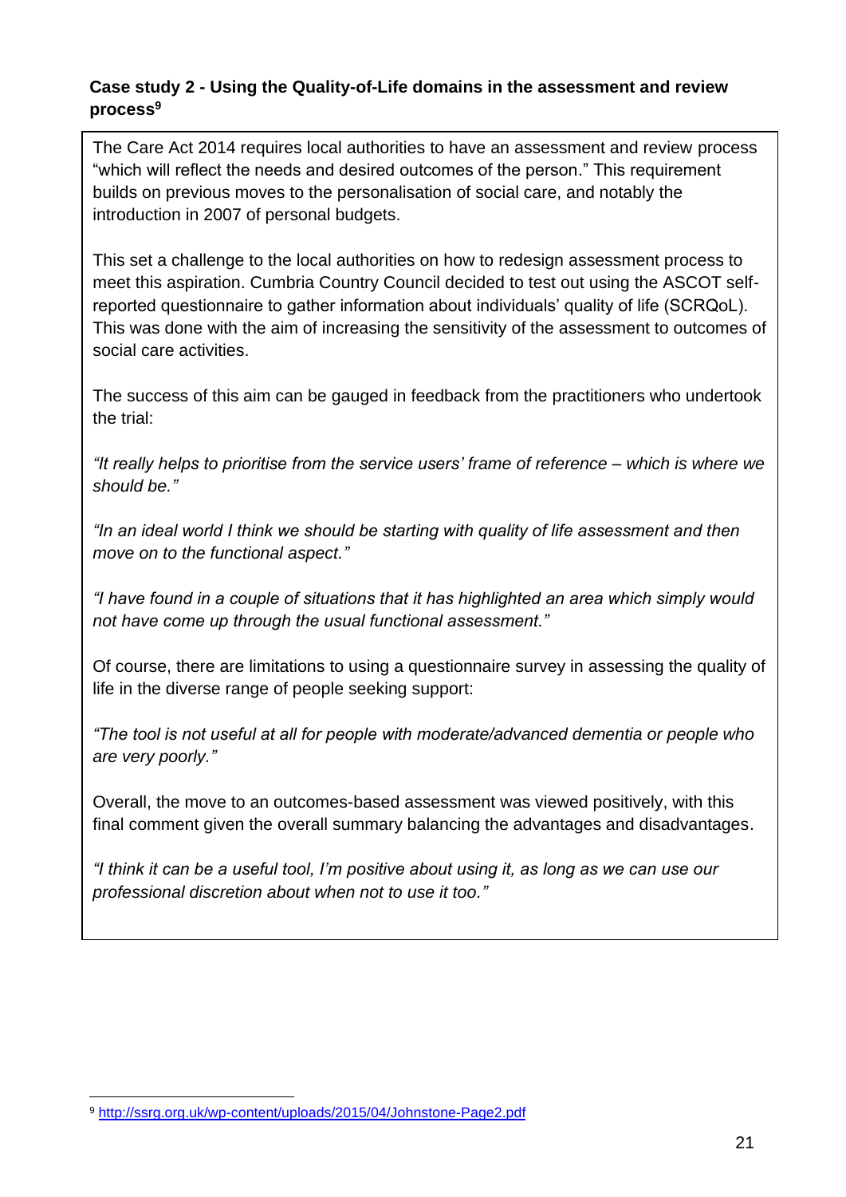### Case study 2 - Using the Quality-of-Life domains in the assessment and review process[9]

The Care Act 2014 requires local authorities to have an assessment and review process "which will reflect the needs and desired outcomes of the person." This requirement builds on previous moves to the personalisation of social care, and notably the introduction in 2007 of personal budgets.

This set a challenge to the local authorities on how to redesign assessment process to meet this aspiration. Cumbria Country Council decided to test out using the ASCOT self-reported questionnaire to gather information about individuals' quality of life (SCRQoL). This was done with the aim of increasing the sensitivity of the assessment to outcomes of social care activities.

The success of this aim can be gauged in feedback from the practitioners who undertook the trial:

*"It really helps to prioritise from the service users' frame of reference – which is where we should be."*

*"In an ideal world I think we should be starting with quality of life assessment and then move on to the functional aspect."*

*"I have found in a couple of situations that it has highlighted an area which simply would not have come up through the usual functional assessment."*

Of course, there are limitations to using a questionnaire survey in assessing the quality of life in the diverse range of people seeking support:

*"The tool is not useful at all for people with moderate/advanced dementia or people who are very poorly."*

Overall, the move to an outcomes-based assessment was viewed positively, with this final comment given the overall summary balancing the advantages and disadvantages.

*"I think it can be a useful tool, I'm positive about using it, as long as we can use our professional discretion about when not to use it too."*

---

[9] http://ssrg.org.uk/wp-content/uploads/2015/04/Johnstone-Page2.pdf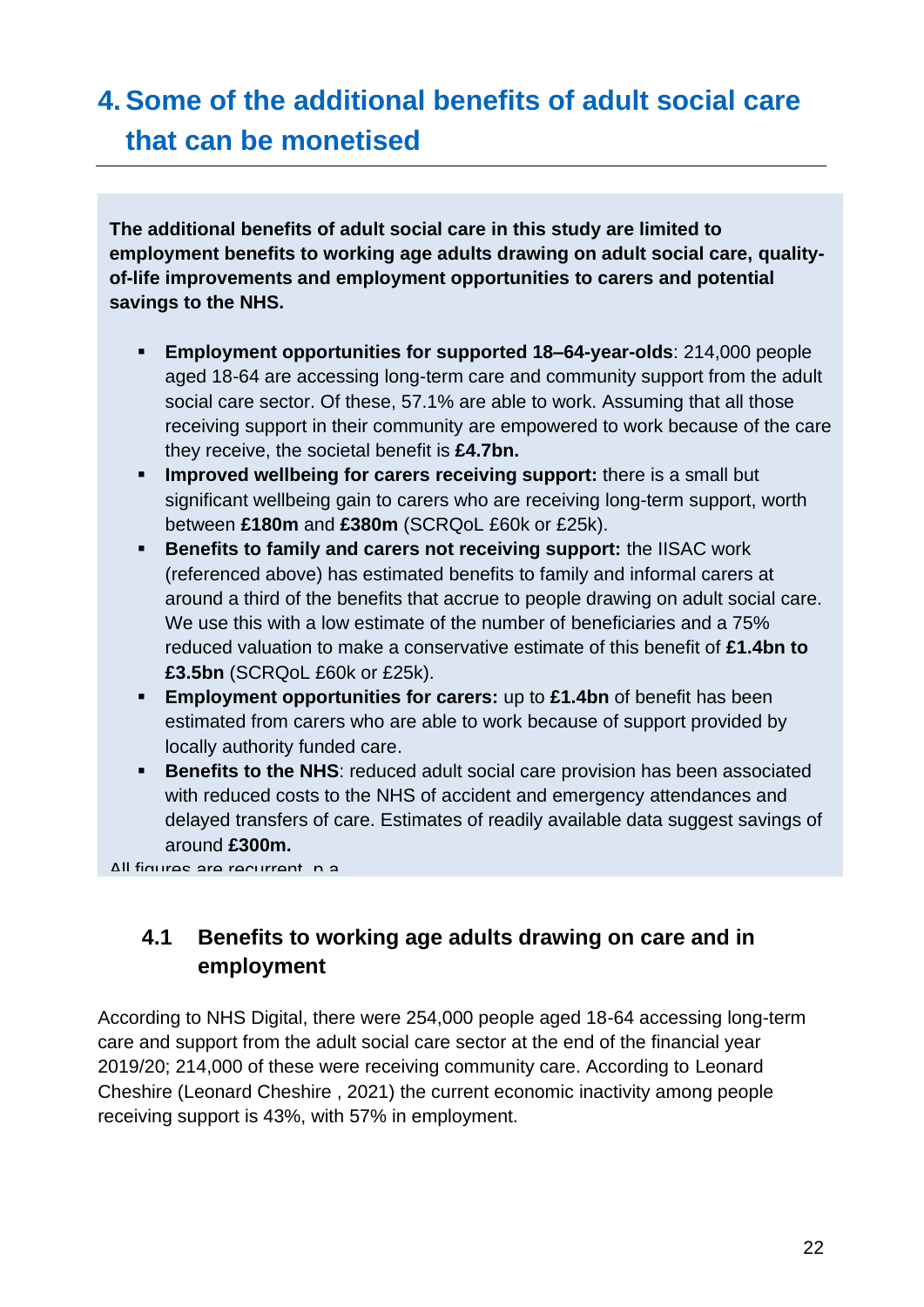# 4. Some of the additional benefits of adult social care that can be monetised

**The additional benefits of adult social care in this study are limited to employment benefits to working age adults drawing on adult social care, quality-of-life improvements and employment opportunities to carers and potential savings to the NHS.**

- **Employment opportunities for supported 18–64-year-olds**: 214,000 people aged 18-64 are accessing long-term care and community support from the adult social care sector. Of these, 57.1% are able to work. Assuming that all those receiving support in their community are empowered to work because of the care they receive, the societal benefit is **£4.7bn.**
- **Improved wellbeing for carers receiving support:** there is a small but significant wellbeing gain to carers who are receiving long-term support, worth between **£180m** and **£380m** (SCRQoL £60k or £25k).
- **Benefits to family and carers not receiving support:** the IISAC work (referenced above) has estimated benefits to family and informal carers at around a third of the benefits that accrue to people drawing on adult social care. We use this with a low estimate of the number of beneficiaries and a 75% reduced valuation to make a conservative estimate of this benefit of **£1.4bn to £3.5bn** (SCRQoL £60k or £25k).
- **Employment opportunities for carers:** up to **£1.4bn** of benefit has been estimated from carers who are able to work because of support provided by locally authority funded care.
- **Benefits to the NHS**: reduced adult social care provision has been associated with reduced costs to the NHS of accident and emergency attendances and delayed transfers of care. Estimates of readily available data suggest savings of around **£300m.**

All figures are recurrent, p.a.

## 4.1 Benefits to working age adults drawing on care and in employment

According to NHS Digital, there were 254,000 people aged 18-64 accessing long-term care and support from the adult social care sector at the end of the financial year 2019/20; 214,000 of these were receiving community care. According to Leonard Cheshire (Leonard Cheshire , 2021) the current economic inactivity among people receiving support is 43%, with 57% in employment.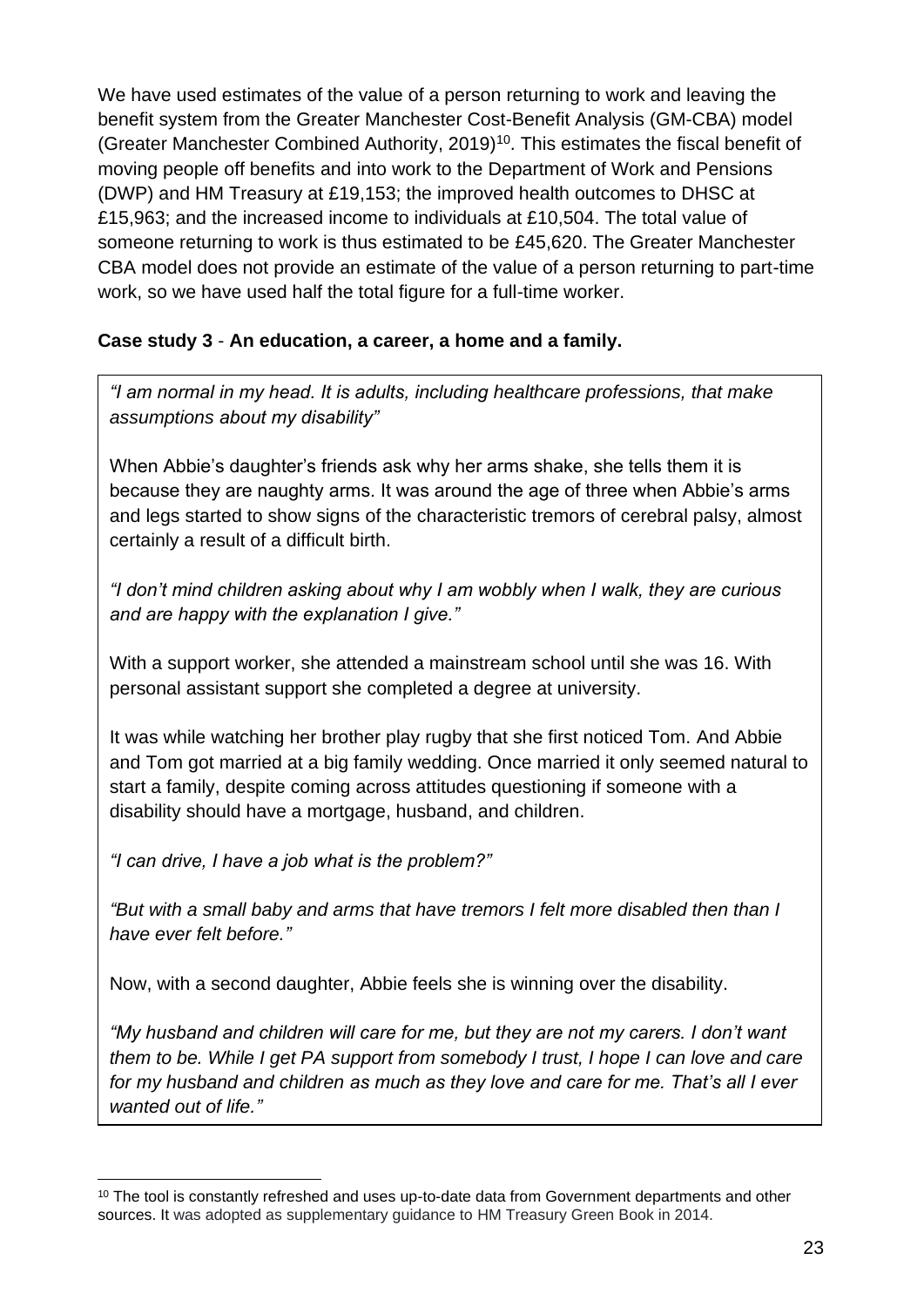We have used estimates of the value of a person returning to work and leaving the benefit system from the Greater Manchester Cost-Benefit Analysis (GM-CBA) model (Greater Manchester Combined Authority, 2019)[10]. This estimates the fiscal benefit of moving people off benefits and into work to the Department of Work and Pensions (DWP) and HM Treasury at £19,153; the improved health outcomes to DHSC at £15,963; and the increased income to individuals at £10,504. The total value of someone returning to work is thus estimated to be £45,620. The Greater Manchester CBA model does not provide an estimate of the value of a person returning to part-time work, so we have used half the total figure for a full-time worker.

**Case study 3** - **An education, a career, a home and a family.**

*"I am normal in my head. It is adults, including healthcare professions, that make assumptions about my disability"*

When Abbie's daughter's friends ask why her arms shake, she tells them it is because they are naughty arms. It was around the age of three when Abbie's arms and legs started to show signs of the characteristic tremors of cerebral palsy, almost certainly a result of a difficult birth.

*"I don't mind children asking about why I am wobbly when I walk, they are curious and are happy with the explanation I give."*

With a support worker, she attended a mainstream school until she was 16. With personal assistant support she completed a degree at university.

It was while watching her brother play rugby that she first noticed Tom. And Abbie and Tom got married at a big family wedding. Once married it only seemed natural to start a family, despite coming across attitudes questioning if someone with a disability should have a mortgage, husband, and children.

*"I can drive, I have a job what is the problem?"*

*"But with a small baby and arms that have tremors I felt more disabled then than I have ever felt before."*

Now, with a second daughter, Abbie feels she is winning over the disability.

*"My husband and children will care for me, but they are not my carers. I don't want them to be. While I get PA support from somebody I trust, I hope I can love and care for my husband and children as much as they love and care for me. That's all I ever wanted out of life."*

---

[10] The tool is constantly refreshed and uses up-to-date data from Government departments and other sources. It was adopted as supplementary guidance to HM Treasury Green Book in 2014.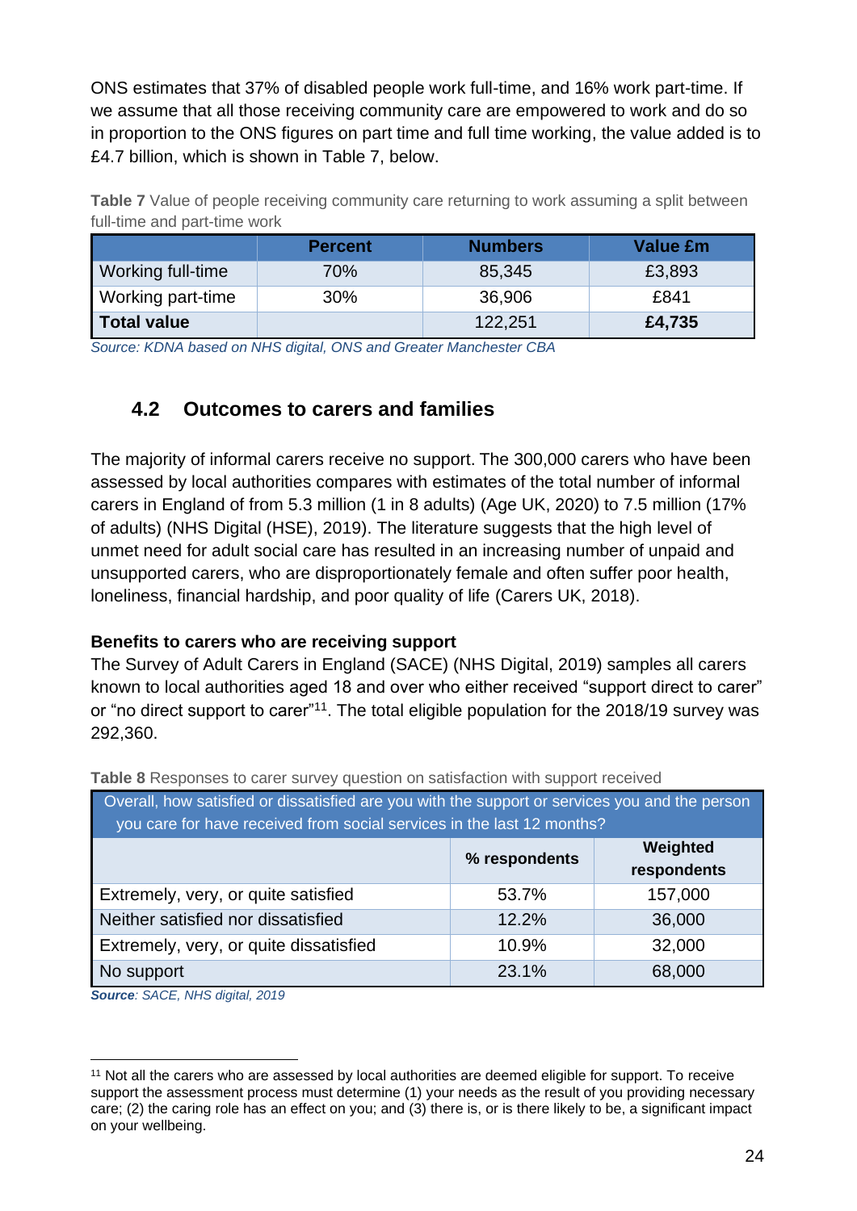ONS estimates that 37% of disabled people work full-time, and 16% work part-time. If we assume that all those receiving community care are empowered to work and do so in proportion to the ONS figures on part time and full time working, the value added is to £4.7 billion, which is shown in Table 7, below.

**Table 7** Value of people receiving community care returning to work assuming a split between full-time and part-time work

| | Percent | Numbers | Value £m |
|---|---|---|---|
| Working full-time | 70% | 85,345 | £3,893 |
| Working part-time | 30% | 36,906 | £841 |
| **Total value** | | 122,251 | **£4,735** |

*Source: KDNA based on NHS digital, ONS and Greater Manchester CBA*

## 4.2 Outcomes to carers and families

The majority of informal carers receive no support. The 300,000 carers who have been assessed by local authorities compares with estimates of the total number of informal carers in England of from 5.3 million (1 in 8 adults) (Age UK, 2020) to 7.5 million (17% of adults) (NHS Digital (HSE), 2019). The literature suggests that the high level of unmet need for adult social care has resulted in an increasing number of unpaid and unsupported carers, who are disproportionately female and often suffer poor health, loneliness, financial hardship, and poor quality of life (Carers UK, 2018).

**Benefits to carers who are receiving support**

The Survey of Adult Carers in England (SACE) (NHS Digital, 2019) samples all carers known to local authorities aged 18 and over who either received "support direct to carer" or "no direct support to carer"[11]. The total eligible population for the 2018/19 survey was 292,360.

**Table 8** Responses to carer survey question on satisfaction with support received

| Overall, how satisfied or dissatisfied are you with the support or services you and the person you care for have received from social services in the last 12 months? | | |
|---|---|---|
| | **% respondents** | **Weighted respondents** |
| Extremely, very, or quite satisfied | 53.7% | 157,000 |
| Neither satisfied nor dissatisfied | 12.2% | 36,000 |
| Extremely, very, or quite dissatisfied | 10.9% | 32,000 |
| No support | 23.1% | 68,000 |

***Source**: SACE, NHS digital, 2019*

[11] Not all the carers who are assessed by local authorities are deemed eligible for support. To receive support the assessment process must determine (1) your needs as the result of you providing necessary care; (2) the caring role has an effect on you; and (3) there is, or is there likely to be, a significant impact on your wellbeing.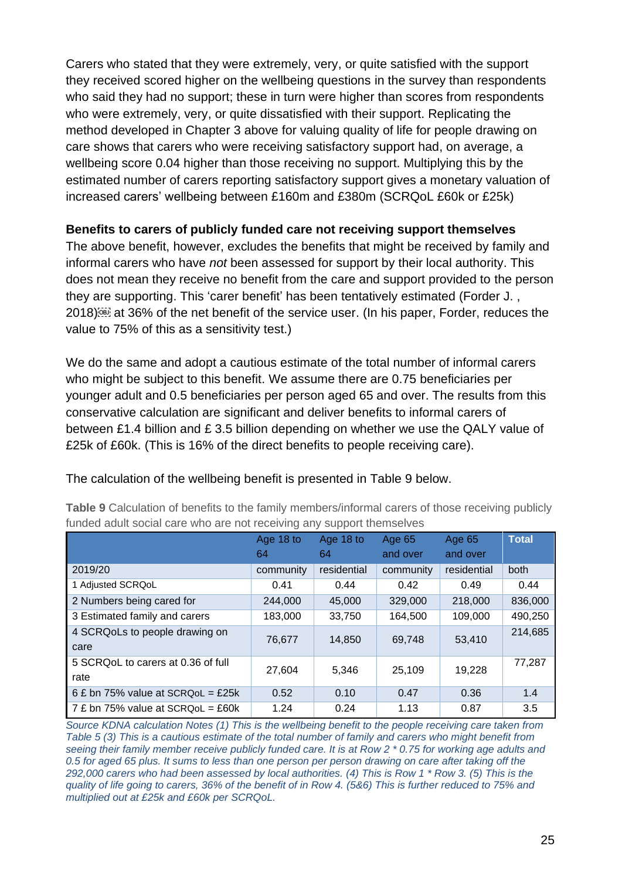Carers who stated that they were extremely, very, or quite satisfied with the support they received scored higher on the wellbeing questions in the survey than respondents who said they had no support; these in turn were higher than scores from respondents who were extremely, very, or quite dissatisfied with their support. Replicating the method developed in Chapter 3 above for valuing quality of life for people drawing on care shows that carers who were receiving satisfactory support had, on average, a wellbeing score 0.04 higher than those receiving no support. Multiplying this by the estimated number of carers reporting satisfactory support gives a monetary valuation of increased carers' wellbeing between £160m and £380m (SCRQoL £60k or £25k)

**Benefits to carers of publicly funded care not receiving support themselves**

The above benefit, however, excludes the benefits that might be received by family and informal carers who have *not* been assessed for support by their local authority. This does not mean they receive no benefit from the care and support provided to the person they are supporting. This 'carer benefit' has been tentatively estimated (Forder J. , 2018) at 36% of the net benefit of the service user. (In his paper, Forder, reduces the value to 75% of this as a sensitivity test.)

We do the same and adopt a cautious estimate of the total number of informal carers who might be subject to this benefit. We assume there are 0.75 beneficiaries per younger adult and 0.5 beneficiaries per person aged 65 and over. The results from this conservative calculation are significant and deliver benefits to informal carers of between £1.4 billion and £ 3.5 billion depending on whether we use the QALY value of £25k of £60k. (This is 16% of the direct benefits to people receiving care).

The calculation of the wellbeing benefit is presented in Table 9 below.

**Table 9** Calculation of benefits to the family members/informal carers of those receiving publicly funded adult social care who are not receiving any support themselves

| | Age 18 to 64 | Age 18 to 64 | Age 65 and over | Age 65 and over | **Total** |
|---|---|---|---|---|---|
| 2019/20 | community | residential | community | residential | both |
| 1 Adjusted SCRQoL | 0.41 | 0.44 | 0.42 | 0.49 | 0.44 |
| 2 Numbers being cared for | 244,000 | 45,000 | 329,000 | 218,000 | 836,000 |
| 3 Estimated family and carers | 183,000 | 33,750 | 164,500 | 109,000 | 490,250 |
| 4 SCRQoLs to people drawing on care | 76,677 | 14,850 | 69,748 | 53,410 | 214,685 |
| 5 SCRQoL to carers at 0.36 of full rate | 27,604 | 5,346 | 25,109 | 19,228 | 77,287 |
| 6 £ bn 75% value at SCRQoL = £25k | 0.52 | 0.10 | 0.47 | 0.36 | 1.4 |
| 7 £ bn 75% value at SCRQoL = £60k | 1.24 | 0.24 | 1.13 | 0.87 | 3.5 |

*Source KDNA calculation Notes (1) This is the wellbeing benefit to the people receiving care taken from Table 5 (3) This is a cautious estimate of the total number of family and carers who might benefit from seeing their family member receive publicly funded care. It is at Row 2 * 0.75 for working age adults and 0.5 for aged 65 plus. It sums to less than one person per person drawing on care after taking off the 292,000 carers who had been assessed by local authorities. (4) This is Row 1 * Row 3. (5) This is the quality of life going to carers, 36% of the benefit of in Row 4. (5&6) This is further reduced to 75% and multiplied out at £25k and £60k per SCRQoL.*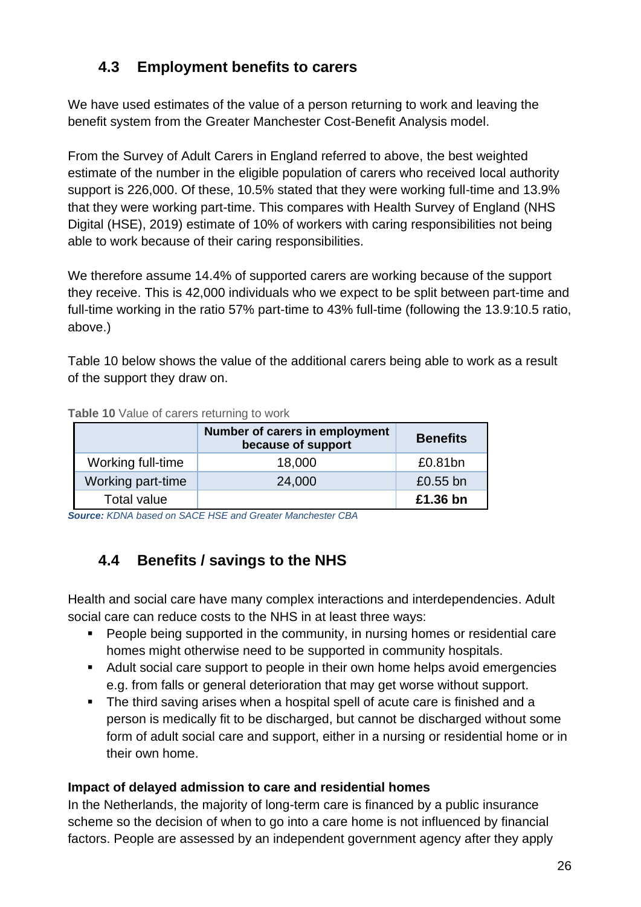## 4.3 Employment benefits to carers

We have used estimates of the value of a person returning to work and leaving the benefit system from the Greater Manchester Cost-Benefit Analysis model.

From the Survey of Adult Carers in England referred to above, the best weighted estimate of the number in the eligible population of carers who received local authority support is 226,000. Of these, 10.5% stated that they were working full-time and 13.9% that they were working part-time. This compares with Health Survey of England (NHS Digital (HSE), 2019) estimate of 10% of workers with caring responsibilities not being able to work because of their caring responsibilities.

We therefore assume 14.4% of supported carers are working because of the support they receive. This is 42,000 individuals who we expect to be split between part-time and full-time working in the ratio 57% part-time to 43% full-time (following the 13.9:10.5 ratio, above.)

Table 10 below shows the value of the additional carers being able to work as a result of the support they draw on.

**Table 10** Value of carers returning to work

| | Number of carers in employment because of support | Benefits |
|---|---|---|
| Working full-time | 18,000 | £0.81bn |
| Working part-time | 24,000 | £0.55 bn |
| Total value | | **£1.36 bn** |

***Source:*** *KDNA based on SACE HSE and Greater Manchester CBA*

## 4.4 Benefits / savings to the NHS

Health and social care have many complex interactions and interdependencies. Adult social care can reduce costs to the NHS in at least three ways:

- People being supported in the community, in nursing homes or residential care homes might otherwise need to be supported in community hospitals.
- Adult social care support to people in their own home helps avoid emergencies e.g. from falls or general deterioration that may get worse without support.
- The third saving arises when a hospital spell of acute care is finished and a person is medically fit to be discharged, but cannot be discharged without some form of adult social care and support, either in a nursing or residential home or in their own home.

**Impact of delayed admission to care and residential homes**

In the Netherlands, the majority of long-term care is financed by a public insurance scheme so the decision of when to go into a care home is not influenced by financial factors. People are assessed by an independent government agency after they apply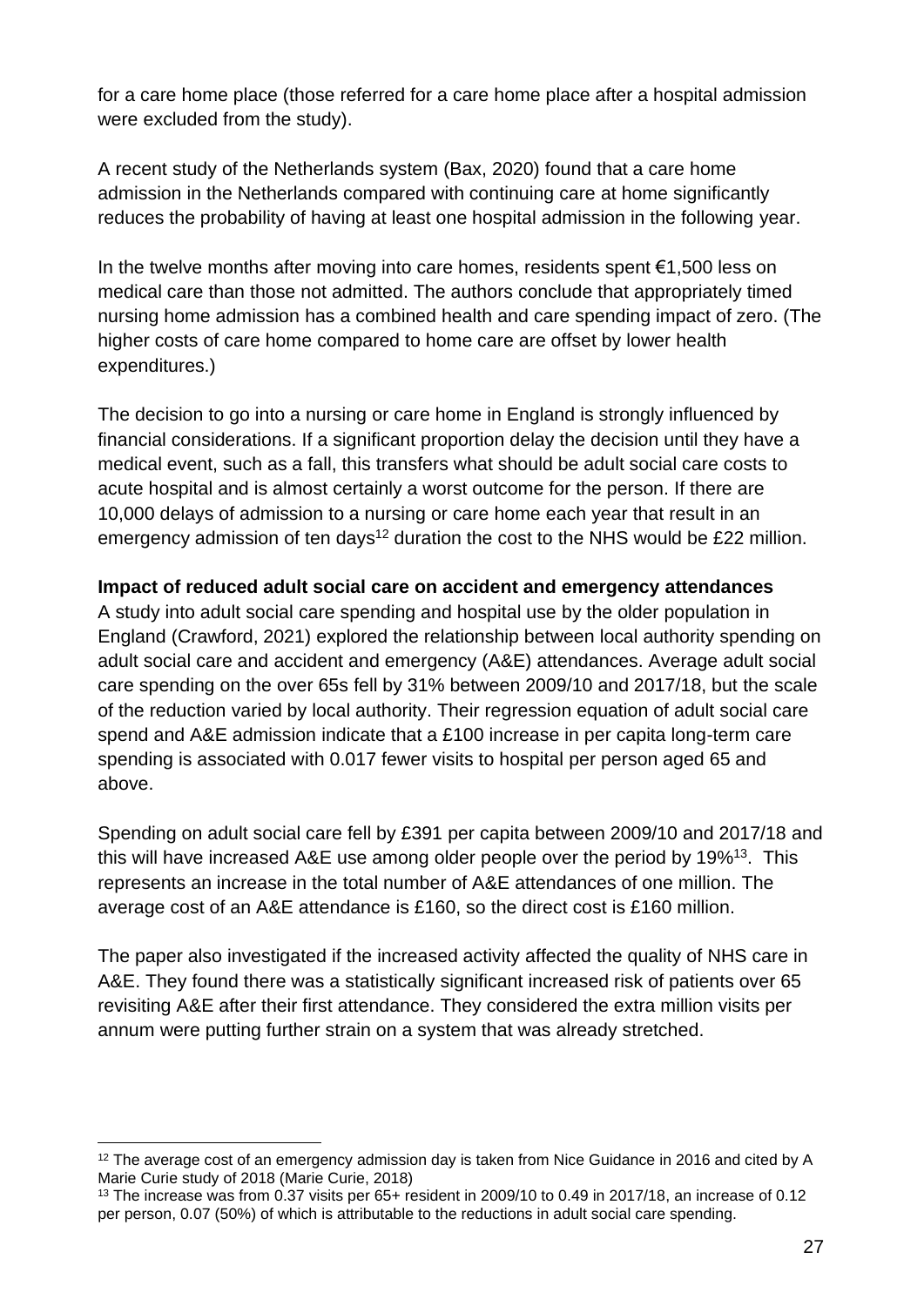for a care home place (those referred for a care home place after a hospital admission were excluded from the study).

A recent study of the Netherlands system (Bax, 2020) found that a care home admission in the Netherlands compared with continuing care at home significantly reduces the probability of having at least one hospital admission in the following year.

In the twelve months after moving into care homes, residents spent €1,500 less on medical care than those not admitted. The authors conclude that appropriately timed nursing home admission has a combined health and care spending impact of zero. (The higher costs of care home compared to home care are offset by lower health expenditures.)

The decision to go into a nursing or care home in England is strongly influenced by financial considerations. If a significant proportion delay the decision until they have a medical event, such as a fall, this transfers what should be adult social care costs to acute hospital and is almost certainly a worst outcome for the person. If there are 10,000 delays of admission to a nursing or care home each year that result in an emergency admission of ten days[12] duration the cost to the NHS would be £22 million.

**Impact of reduced adult social care on accident and emergency attendances**

A study into adult social care spending and hospital use by the older population in England (Crawford, 2021) explored the relationship between local authority spending on adult social care and accident and emergency (A&E) attendances. Average adult social care spending on the over 65s fell by 31% between 2009/10 and 2017/18, but the scale of the reduction varied by local authority. Their regression equation of adult social care spend and A&E admission indicate that a £100 increase in per capita long-term care spending is associated with 0.017 fewer visits to hospital per person aged 65 and above.

Spending on adult social care fell by £391 per capita between 2009/10 and 2017/18 and this will have increased A&E use among older people over the period by 19%[13]. This represents an increase in the total number of A&E attendances of one million. The average cost of an A&E attendance is £160, so the direct cost is £160 million.

The paper also investigated if the increased activity affected the quality of NHS care in A&E. They found there was a statistically significant increased risk of patients over 65 revisiting A&E after their first attendance. They considered the extra million visits per annum were putting further strain on a system that was already stretched.

---

[12] The average cost of an emergency admission day is taken from Nice Guidance in 2016 and cited by A Marie Curie study of 2018 (Marie Curie, 2018)

[13] The increase was from 0.37 visits per 65+ resident in 2009/10 to 0.49 in 2017/18, an increase of 0.12 per person, 0.07 (50%) of which is attributable to the reductions in adult social care spending.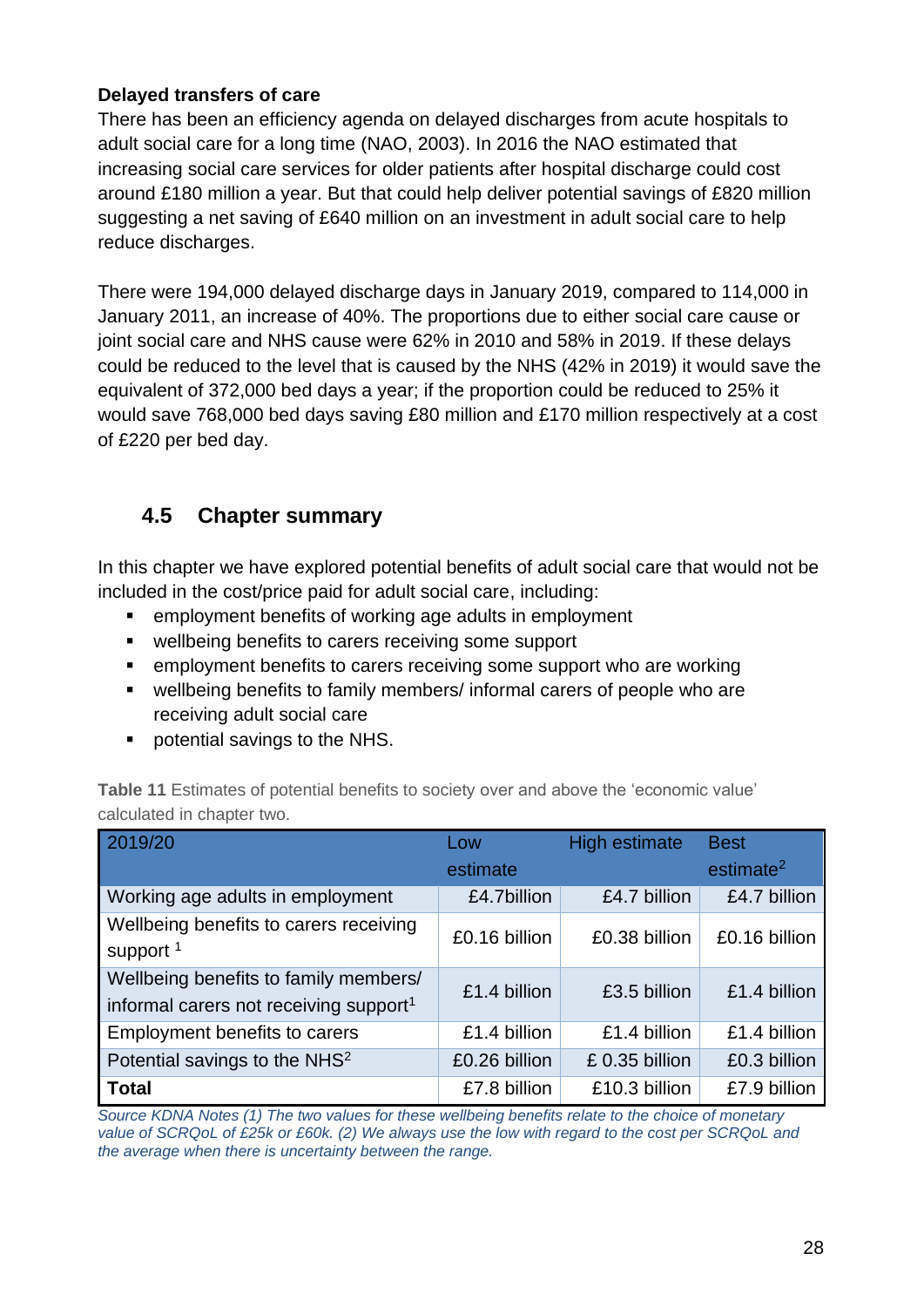**Delayed transfers of care**

There has been an efficiency agenda on delayed discharges from acute hospitals to adult social care for a long time (NAO, 2003). In 2016 the NAO estimated that increasing social care services for older patients after hospital discharge could cost around £180 million a year. But that could help deliver potential savings of £820 million suggesting a net saving of £640 million on an investment in adult social care to help reduce discharges.

There were 194,000 delayed discharge days in January 2019, compared to 114,000 in January 2011, an increase of 40%. The proportions due to either social care cause or joint social care and NHS cause were 62% in 2010 and 58% in 2019. If these delays could be reduced to the level that is caused by the NHS (42% in 2019) it would save the equivalent of 372,000 bed days a year; if the proportion could be reduced to 25% it would save 768,000 bed days saving £80 million and £170 million respectively at a cost of £220 per bed day.

## 4.5 Chapter summary

In this chapter we have explored potential benefits of adult social care that would not be included in the cost/price paid for adult social care, including:

- employment benefits of working age adults in employment
- wellbeing benefits to carers receiving some support
- employment benefits to carers receiving some support who are working
- wellbeing benefits to family members/ informal carers of people who are receiving adult social care
- potential savings to the NHS.

**Table 11** Estimates of potential benefits to society over and above the 'economic value' calculated in chapter two.

| 2019/20 | Low estimate | High estimate | Best estimate[2] |
|---|---|---|---|
| Working age adults in employment | £4.7billion | £4.7 billion | £4.7 billion |
| Wellbeing benefits to carers receiving support [1] | £0.16 billion | £0.38 billion | £0.16 billion |
| Wellbeing benefits to family members/ informal carers not receiving support[1] | £1.4 billion | £3.5 billion | £1.4 billion |
| Employment benefits to carers | £1.4 billion | £1.4 billion | £1.4 billion |
| Potential savings to the NHS[2] | £0.26 billion | £ 0.35 billion | £0.3 billion |
| **Total** | £7.8 billion | £10.3 billion | £7.9 billion |

*Source KDNA Notes (1) The two values for these wellbeing benefits relate to the choice of monetary value of SCRQoL of £25k or £60k. (2) We always use the low with regard to the cost per SCRQoL and the average when there is uncertainty between the range.*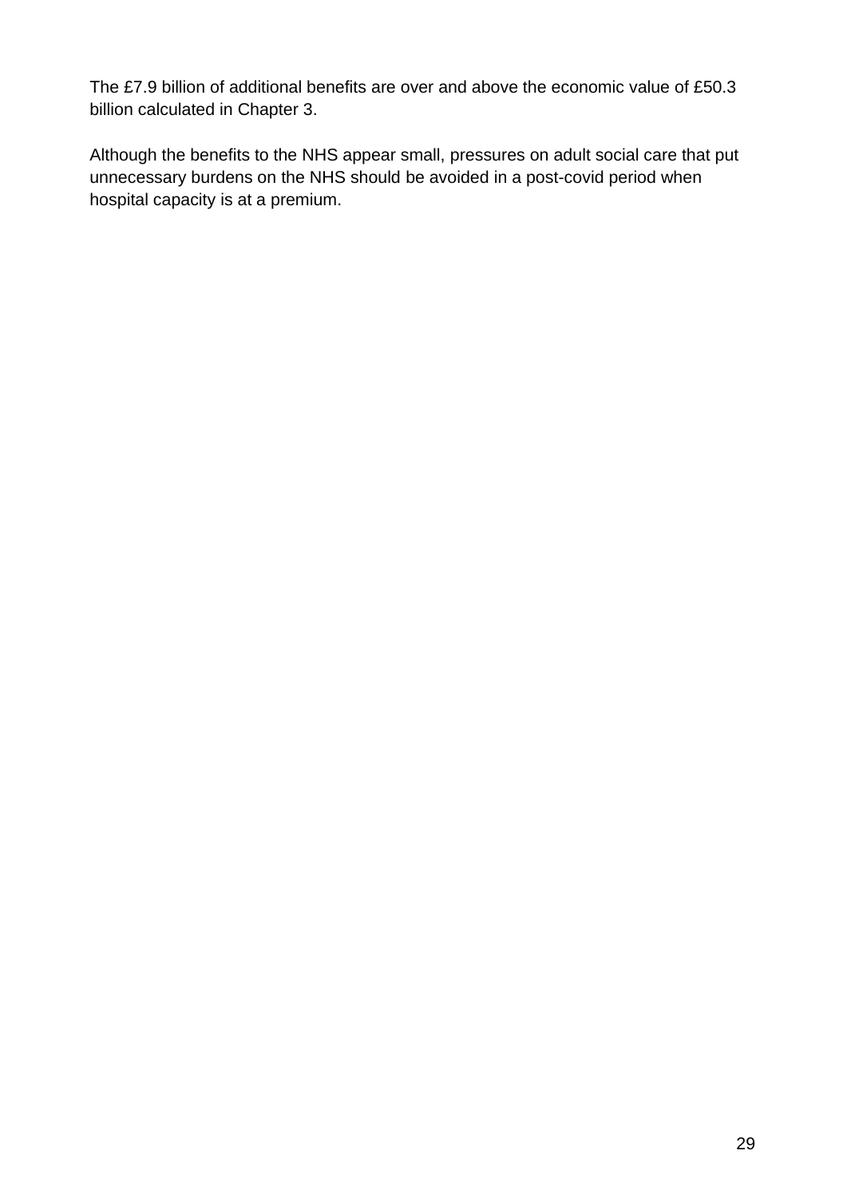The £7.9 billion of additional benefits are over and above the economic value of £50.3 billion calculated in Chapter 3.

Although the benefits to the NHS appear small, pressures on adult social care that put unnecessary burdens on the NHS should be avoided in a post-covid period when hospital capacity is at a premium.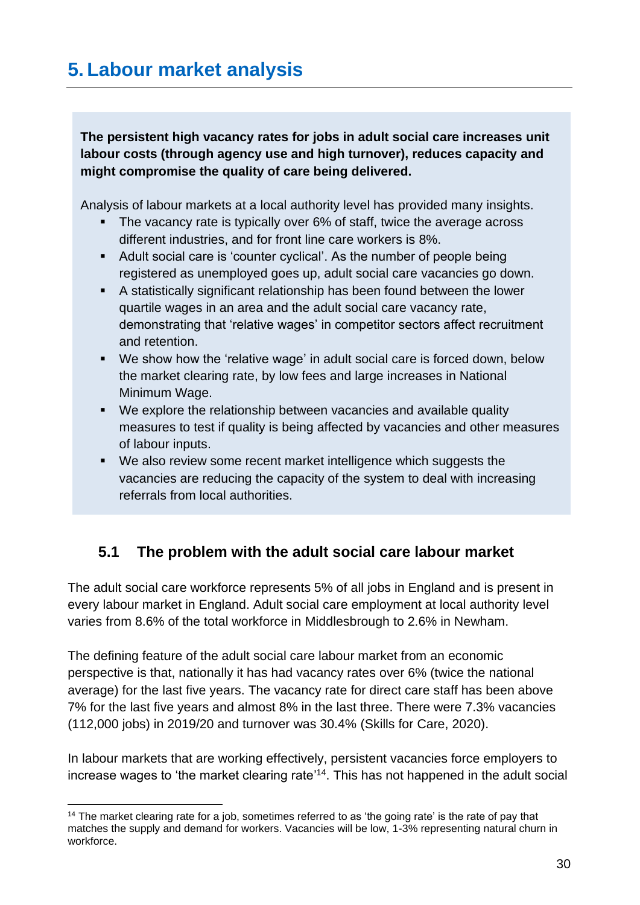# 5. Labour market analysis

**The persistent high vacancy rates for jobs in adult social care increases unit labour costs (through agency use and high turnover), reduces capacity and might compromise the quality of care being delivered.**

Analysis of labour markets at a local authority level has provided many insights.

- The vacancy rate is typically over 6% of staff, twice the average across different industries, and for front line care workers is 8%.
- Adult social care is 'counter cyclical'. As the number of people being registered as unemployed goes up, adult social care vacancies go down.
- A statistically significant relationship has been found between the lower quartile wages in an area and the adult social care vacancy rate, demonstrating that 'relative wages' in competitor sectors affect recruitment and retention.
- We show how the 'relative wage' in adult social care is forced down, below the market clearing rate, by low fees and large increases in National Minimum Wage.
- We explore the relationship between vacancies and available quality measures to test if quality is being affected by vacancies and other measures of labour inputs.
- We also review some recent market intelligence which suggests the vacancies are reducing the capacity of the system to deal with increasing referrals from local authorities.

## 5.1 The problem with the adult social care labour market

The adult social care workforce represents 5% of all jobs in England and is present in every labour market in England. Adult social care employment at local authority level varies from 8.6% of the total workforce in Middlesbrough to 2.6% in Newham.

The defining feature of the adult social care labour market from an economic perspective is that, nationally it has had vacancy rates over 6% (twice the national average) for the last five years. The vacancy rate for direct care staff has been above 7% for the last five years and almost 8% in the last three. There were 7.3% vacancies (112,000 jobs) in 2019/20 and turnover was 30.4% (Skills for Care, 2020).

In labour markets that are working effectively, persistent vacancies force employers to increase wages to 'the market clearing rate'[14]. This has not happened in the adult social

[14] The market clearing rate for a job, sometimes referred to as 'the going rate' is the rate of pay that matches the supply and demand for workers. Vacancies will be low, 1-3% representing natural churn in workforce.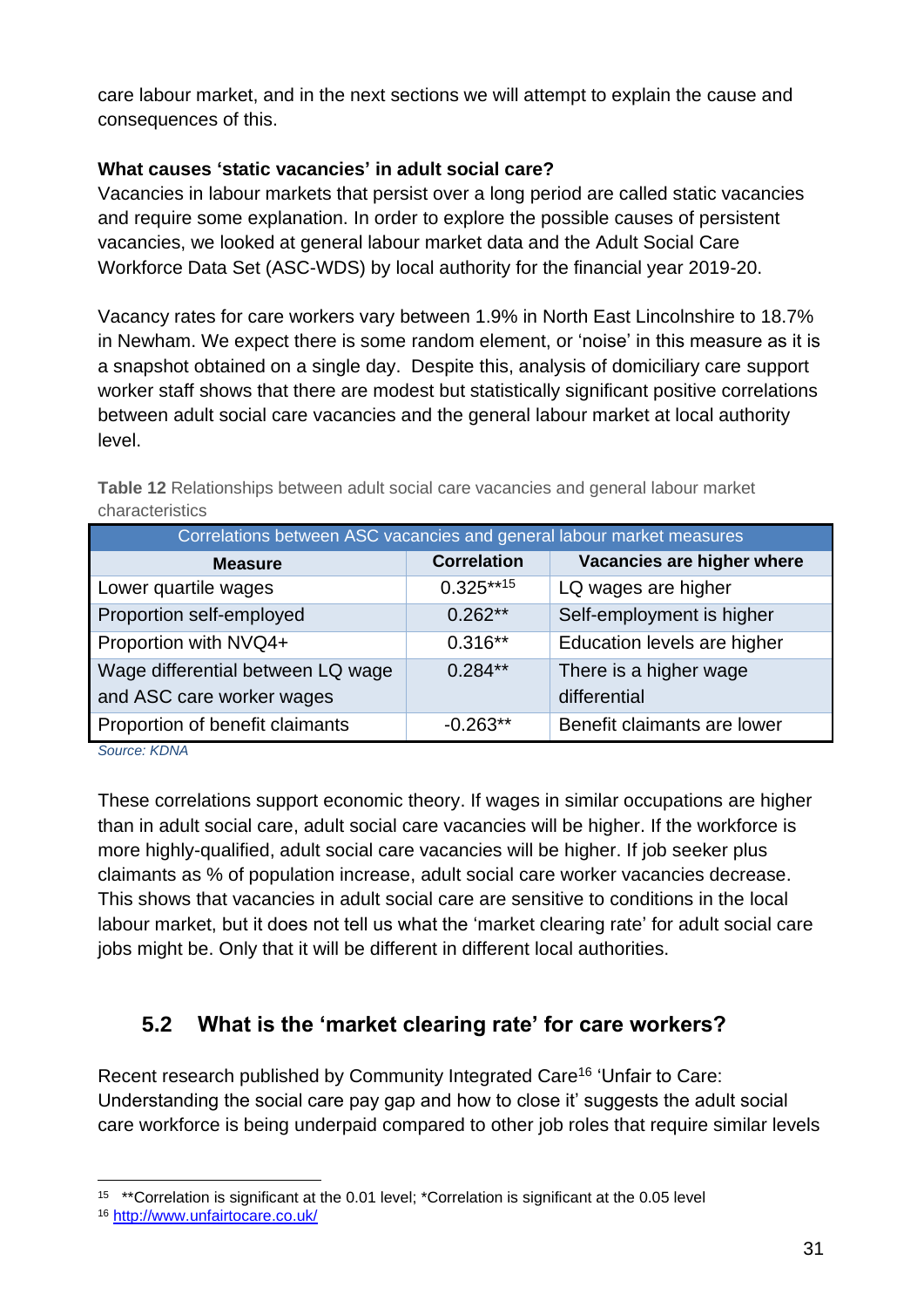care labour market, and in the next sections we will attempt to explain the cause and consequences of this.

**What causes 'static vacancies' in adult social care?**

Vacancies in labour markets that persist over a long period are called static vacancies and require some explanation. In order to explore the possible causes of persistent vacancies, we looked at general labour market data and the Adult Social Care Workforce Data Set (ASC-WDS) by local authority for the financial year 2019-20.

Vacancy rates for care workers vary between 1.9% in North East Lincolnshire to 18.7% in Newham. We expect there is some random element, or 'noise' in this measure as it is a snapshot obtained on a single day. Despite this, analysis of domiciliary care support worker staff shows that there are modest but statistically significant positive correlations between adult social care vacancies and the general labour market at local authority level.

**Table 12** Relationships between adult social care vacancies and general labour market characteristics

| Correlations between ASC vacancies and general labour market measures | | |
|---|---|---|
| **Measure** | **Correlation** | **Vacancies are higher where** |
| Lower quartile wages | 0.325**[15] | LQ wages are higher |
| Proportion self-employed | 0.262** | Self-employment is higher |
| Proportion with NVQ4+ | 0.316** | Education levels are higher |
| Wage differential between LQ wage and ASC care worker wages | 0.284** | There is a higher wage differential |
| Proportion of benefit claimants | -0.263** | Benefit claimants are lower |

*Source: KDNA*

These correlations support economic theory. If wages in similar occupations are higher than in adult social care, adult social care vacancies will be higher. If the workforce is more highly-qualified, adult social care vacancies will be higher. If job seeker plus claimants as % of population increase, adult social care worker vacancies decrease. This shows that vacancies in adult social care are sensitive to conditions in the local labour market, but it does not tell us what the 'market clearing rate' for adult social care jobs might be. Only that it will be different in different local authorities.

## 5.2 What is the 'market clearing rate' for care workers?

Recent research published by Community Integrated Care[16] 'Unfair to Care: Understanding the social care pay gap and how to close it' suggests the adult social care workforce is being underpaid compared to other job roles that require similar levels

---

[15] **Correlation is significant at the 0.01 level; *Correlation is significant at the 0.05 level

[16] http://www.unfairtocare.co.uk/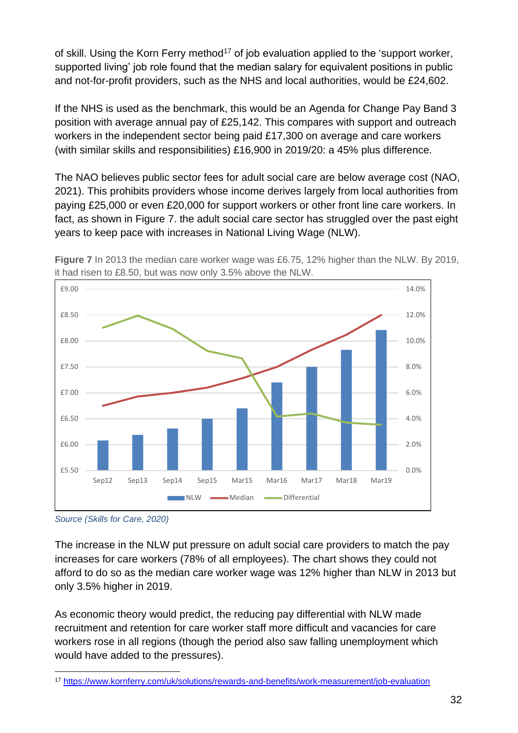of skill. Using the Korn Ferry method[17] of job evaluation applied to the 'support worker, supported living' job role found that the median salary for equivalent positions in public and not-for-profit providers, such as the NHS and local authorities, would be £24,602.

If the NHS is used as the benchmark, this would be an Agenda for Change Pay Band 3 position with average annual pay of £25,142. This compares with support and outreach workers in the independent sector being paid £17,300 on average and care workers (with similar skills and responsibilities) £16,900 in 2019/20: a 45% plus difference.

The NAO believes public sector fees for adult social care are below average cost (NAO, 2021). This prohibits providers whose income derives largely from local authorities from paying £25,000 or even £20,000 for support workers or other front line care workers. In fact, as shown in Figure 7. the adult social care sector has struggled over the past eight years to keep pace with increases in National Living Wage (NLW).

**Figure 7** In 2013 the median care worker wage was £6.75, 12% higher than the NLW. By 2019, it had risen to £8.50, but was now only 3.5% above the NLW.

*Source (Skills for Care, 2020)*

The increase in the NLW put pressure on adult social care providers to match the pay increases for care workers (78% of all employees). The chart shows they could not afford to do so as the median care worker wage was 12% higher than NLW in 2013 but only 3.5% higher in 2019.

As economic theory would predict, the reducing pay differential with NLW made recruitment and retention for care worker staff more difficult and vacancies for care workers rose in all regions (though the period also saw falling unemployment which would have added to the pressures).

[17] https://www.kornferry.com/uk/solutions/rewards-and-benefits/work-measurement/job-evaluation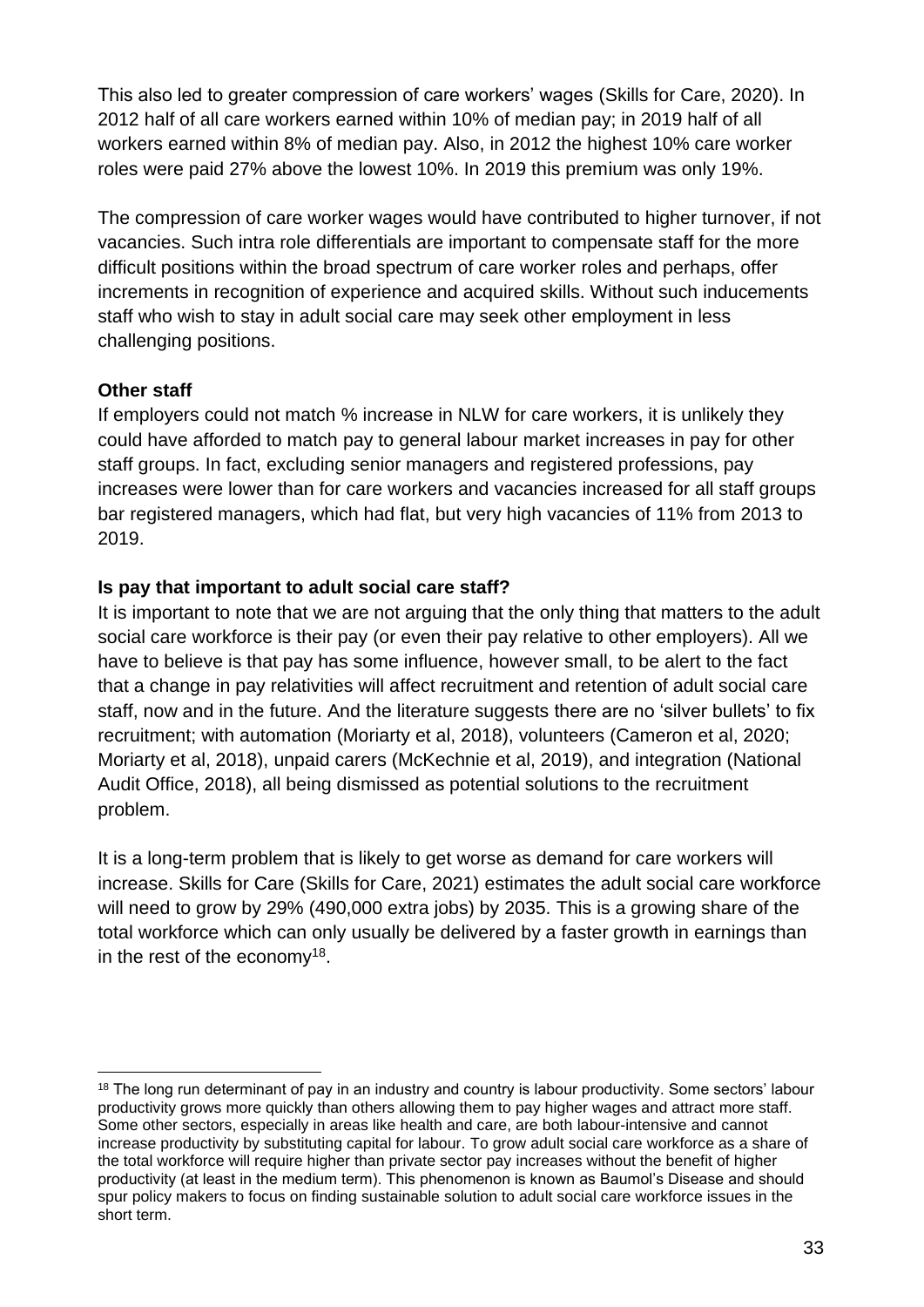This also led to greater compression of care workers' wages (Skills for Care, 2020). In 2012 half of all care workers earned within 10% of median pay; in 2019 half of all workers earned within 8% of median pay. Also, in 2012 the highest 10% care worker roles were paid 27% above the lowest 10%. In 2019 this premium was only 19%.

The compression of care worker wages would have contributed to higher turnover, if not vacancies. Such intra role differentials are important to compensate staff for the more difficult positions within the broad spectrum of care worker roles and perhaps, offer increments in recognition of experience and acquired skills. Without such inducements staff who wish to stay in adult social care may seek other employment in less challenging positions.

**Other staff**

If employers could not match % increase in NLW for care workers, it is unlikely they could have afforded to match pay to general labour market increases in pay for other staff groups. In fact, excluding senior managers and registered professions, pay increases were lower than for care workers and vacancies increased for all staff groups bar registered managers, which had flat, but very high vacancies of 11% from 2013 to 2019.

**Is pay that important to adult social care staff?**

It is important to note that we are not arguing that the only thing that matters to the adult social care workforce is their pay (or even their pay relative to other employers). All we have to believe is that pay has some influence, however small, to be alert to the fact that a change in pay relativities will affect recruitment and retention of adult social care staff, now and in the future. And the literature suggests there are no 'silver bullets' to fix recruitment; with automation (Moriarty et al, 2018), volunteers (Cameron et al, 2020; Moriarty et al, 2018), unpaid carers (McKechnie et al, 2019), and integration (National Audit Office, 2018), all being dismissed as potential solutions to the recruitment problem.

It is a long-term problem that is likely to get worse as demand for care workers will increase. Skills for Care (Skills for Care, 2021) estimates the adult social care workforce will need to grow by 29% (490,000 extra jobs) by 2035. This is a growing share of the total workforce which can only usually be delivered by a faster growth in earnings than in the rest of the economy[18].

---

[18] The long run determinant of pay in an industry and country is labour productivity. Some sectors' labour productivity grows more quickly than others allowing them to pay higher wages and attract more staff. Some other sectors, especially in areas like health and care, are both labour-intensive and cannot increase productivity by substituting capital for labour. To grow adult social care workforce as a share of the total workforce will require higher than private sector pay increases without the benefit of higher productivity (at least in the medium term). This phenomenon is known as Baumol's Disease and should spur policy makers to focus on finding sustainable solution to adult social care workforce issues in the short term.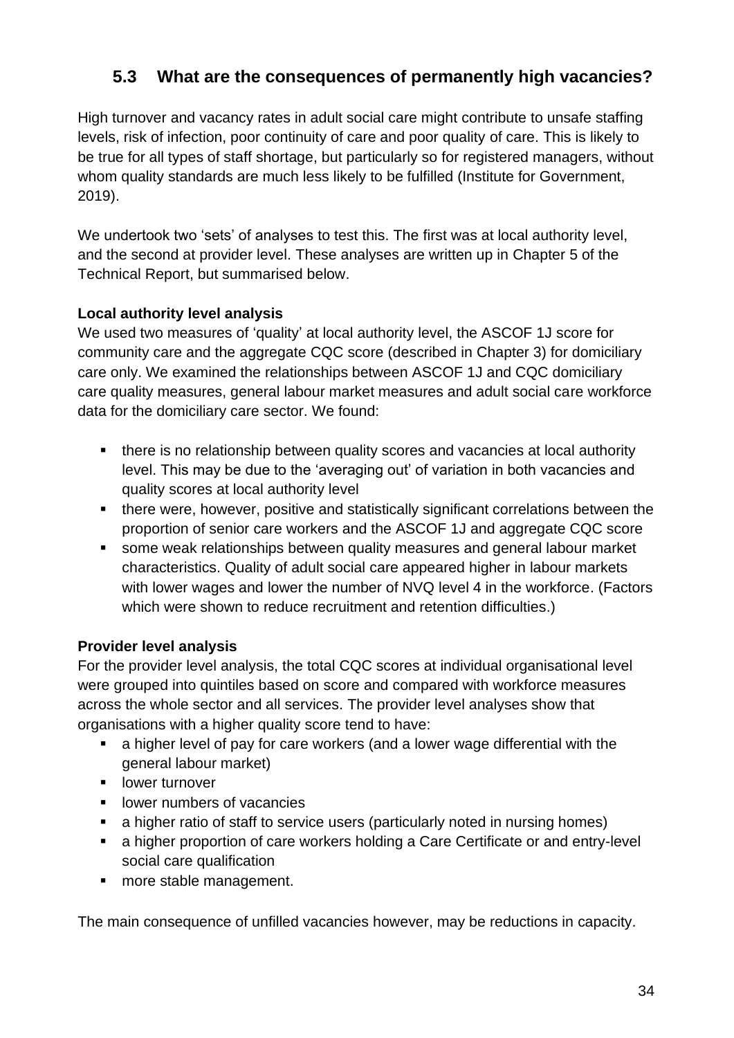## 5.3 What are the consequences of permanently high vacancies?

High turnover and vacancy rates in adult social care might contribute to unsafe staffing levels, risk of infection, poor continuity of care and poor quality of care. This is likely to be true for all types of staff shortage, but particularly so for registered managers, without whom quality standards are much less likely to be fulfilled (Institute for Government, 2019).

We undertook two 'sets' of analyses to test this. The first was at local authority level, and the second at provider level. These analyses are written up in Chapter 5 of the Technical Report, but summarised below.

**Local authority level analysis**

We used two measures of 'quality' at local authority level, the ASCOF 1J score for community care and the aggregate CQC score (described in Chapter 3) for domiciliary care only. We examined the relationships between ASCOF 1J and CQC domiciliary care quality measures, general labour market measures and adult social care workforce data for the domiciliary care sector. We found:

- there is no relationship between quality scores and vacancies at local authority level. This may be due to the 'averaging out' of variation in both vacancies and quality scores at local authority level
- there were, however, positive and statistically significant correlations between the proportion of senior care workers and the ASCOF 1J and aggregate CQC score
- some weak relationships between quality measures and general labour market characteristics. Quality of adult social care appeared higher in labour markets with lower wages and lower the number of NVQ level 4 in the workforce. (Factors which were shown to reduce recruitment and retention difficulties.)

**Provider level analysis**

For the provider level analysis, the total CQC scores at individual organisational level were grouped into quintiles based on score and compared with workforce measures across the whole sector and all services. The provider level analyses show that organisations with a higher quality score tend to have:

- a higher level of pay for care workers (and a lower wage differential with the general labour market)
- lower turnover
- lower numbers of vacancies
- a higher ratio of staff to service users (particularly noted in nursing homes)
- a higher proportion of care workers holding a Care Certificate or and entry-level social care qualification
- more stable management.

The main consequence of unfilled vacancies however, may be reductions in capacity.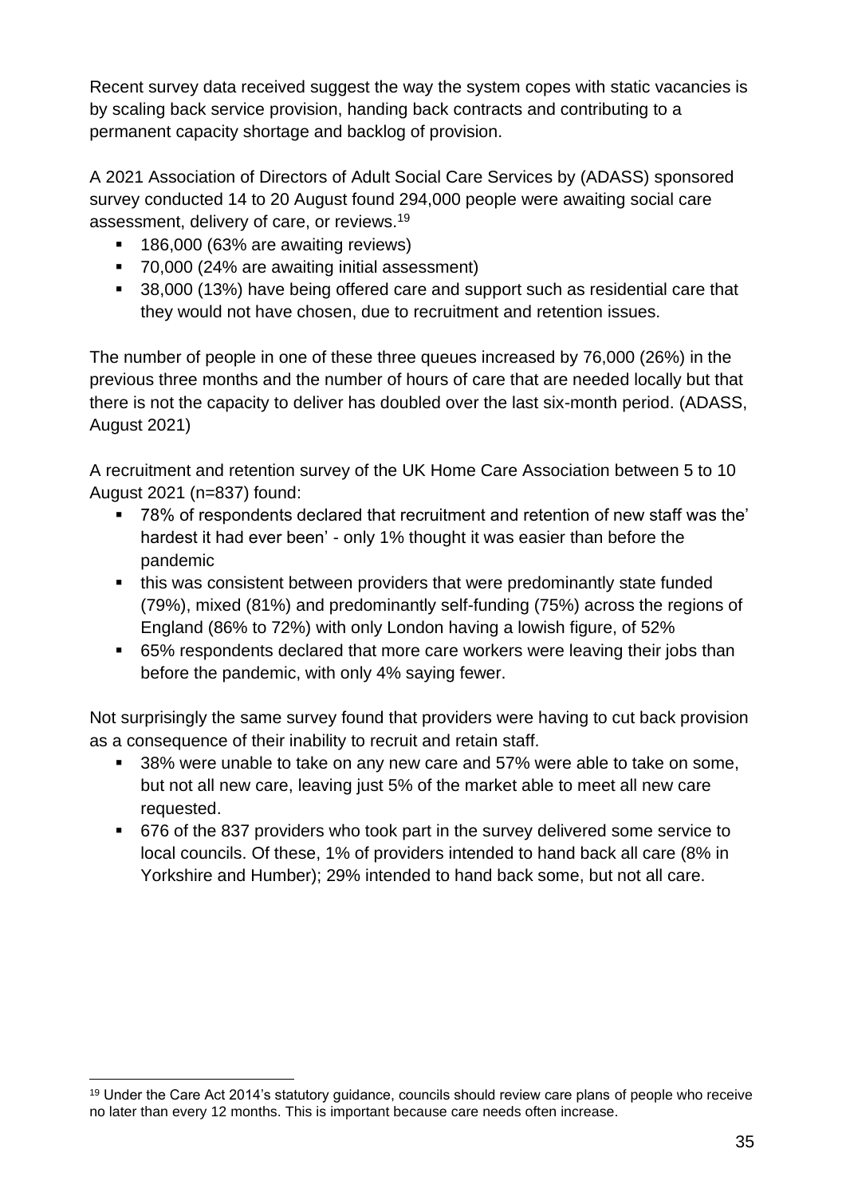Recent survey data received suggest the way the system copes with static vacancies is by scaling back service provision, handing back contracts and contributing to a permanent capacity shortage and backlog of provision.

A 2021 Association of Directors of Adult Social Care Services by (ADASS) sponsored survey conducted 14 to 20 August found 294,000 people were awaiting social care assessment, delivery of care, or reviews.[19]

- 186,000 (63% are awaiting reviews)
- 70,000 (24% are awaiting initial assessment)
- 38,000 (13%) have being offered care and support such as residential care that they would not have chosen, due to recruitment and retention issues.

The number of people in one of these three queues increased by 76,000 (26%) in the previous three months and the number of hours of care that are needed locally but that there is not the capacity to deliver has doubled over the last six-month period. (ADASS, August 2021)

A recruitment and retention survey of the UK Home Care Association between 5 to 10 August 2021 (n=837) found:

- 78% of respondents declared that recruitment and retention of new staff was the' hardest it had ever been' - only 1% thought it was easier than before the pandemic
- this was consistent between providers that were predominantly state funded (79%), mixed (81%) and predominantly self-funding (75%) across the regions of England (86% to 72%) with only London having a lowish figure, of 52%
- 65% respondents declared that more care workers were leaving their jobs than before the pandemic, with only 4% saying fewer.

Not surprisingly the same survey found that providers were having to cut back provision as a consequence of their inability to recruit and retain staff.

- 38% were unable to take on any new care and 57% were able to take on some, but not all new care, leaving just 5% of the market able to meet all new care requested.
- 676 of the 837 providers who took part in the survey delivered some service to local councils. Of these, 1% of providers intended to hand back all care (8% in Yorkshire and Humber); 29% intended to hand back some, but not all care.

---

[19] Under the Care Act 2014's statutory guidance, councils should review care plans of people who receive no later than every 12 months. This is important because care needs often increase.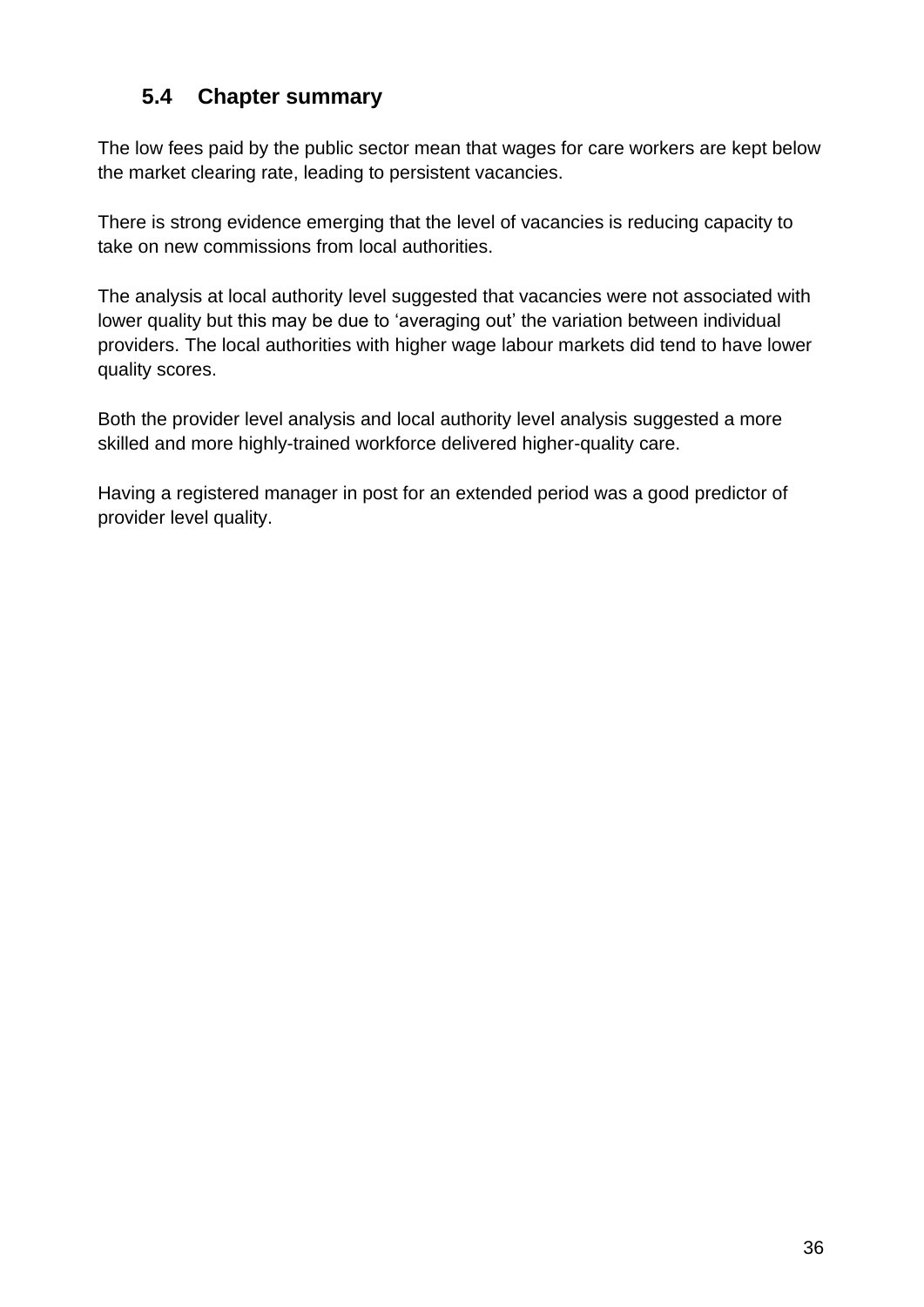## 5.4 Chapter summary

The low fees paid by the public sector mean that wages for care workers are kept below the market clearing rate, leading to persistent vacancies.

There is strong evidence emerging that the level of vacancies is reducing capacity to take on new commissions from local authorities.

The analysis at local authority level suggested that vacancies were not associated with lower quality but this may be due to 'averaging out' the variation between individual providers. The local authorities with higher wage labour markets did tend to have lower quality scores.

Both the provider level analysis and local authority level analysis suggested a more skilled and more highly-trained workforce delivered higher-quality care.

Having a registered manager in post for an extended period was a good predictor of provider level quality.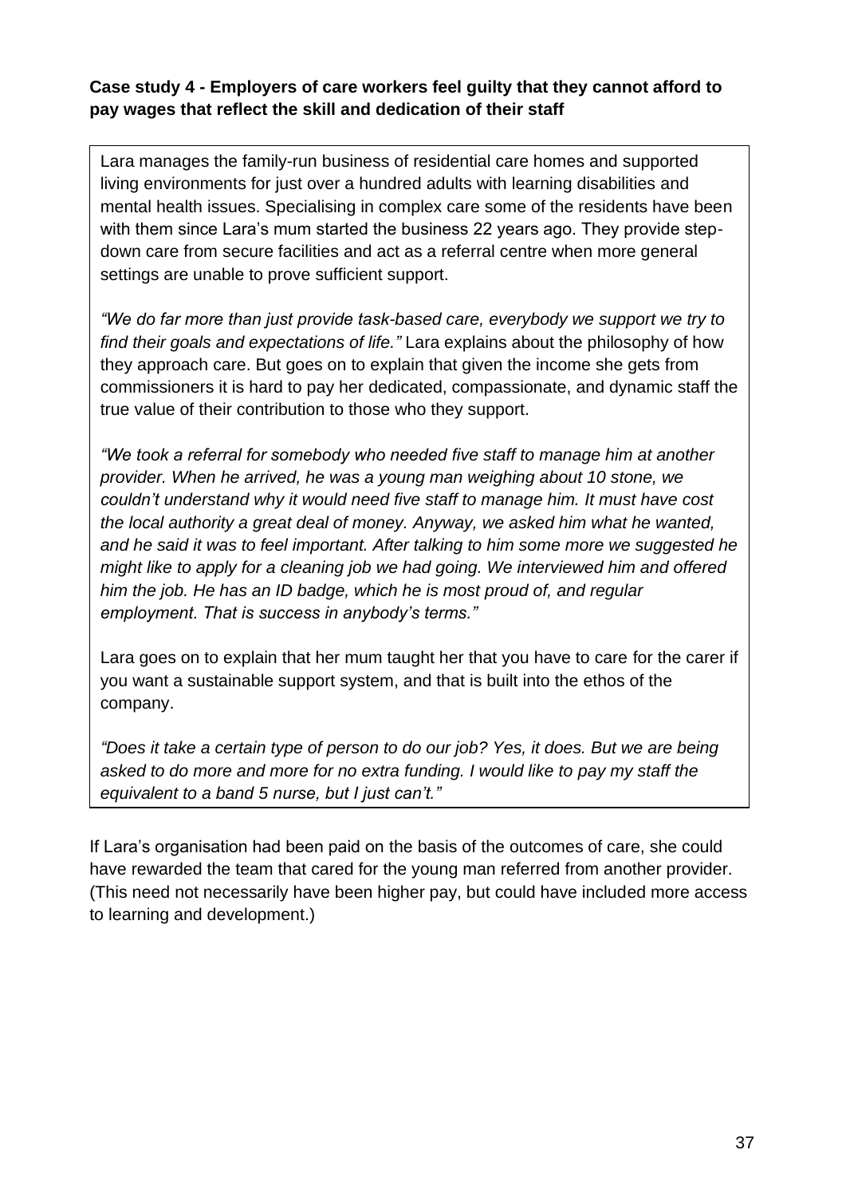**Case study 4 - Employers of care workers feel guilty that they cannot afford to pay wages that reflect the skill and dedication of their staff**

Lara manages the family-run business of residential care homes and supported living environments for just over a hundred adults with learning disabilities and mental health issues. Specialising in complex care some of the residents have been with them since Lara's mum started the business 22 years ago. They provide step-down care from secure facilities and act as a referral centre when more general settings are unable to prove sufficient support.

*"We do far more than just provide task-based care, everybody we support we try to find their goals and expectations of life."* Lara explains about the philosophy of how they approach care. But goes on to explain that given the income she gets from commissioners it is hard to pay her dedicated, compassionate, and dynamic staff the true value of their contribution to those who they support.

*"We took a referral for somebody who needed five staff to manage him at another provider. When he arrived, he was a young man weighing about 10 stone, we couldn't understand why it would need five staff to manage him. It must have cost the local authority a great deal of money. Anyway, we asked him what he wanted, and he said it was to feel important. After talking to him some more we suggested he might like to apply for a cleaning job we had going. We interviewed him and offered him the job. He has an ID badge, which he is most proud of, and regular employment. That is success in anybody's terms."*

Lara goes on to explain that her mum taught her that you have to care for the carer if you want a sustainable support system, and that is built into the ethos of the company.

*"Does it take a certain type of person to do our job? Yes, it does. But we are being asked to do more and more for no extra funding. I would like to pay my staff the equivalent to a band 5 nurse, but I just can't."*

If Lara's organisation had been paid on the basis of the outcomes of care, she could have rewarded the team that cared for the young man referred from another provider. (This need not necessarily have been higher pay, but could have included more access to learning and development.)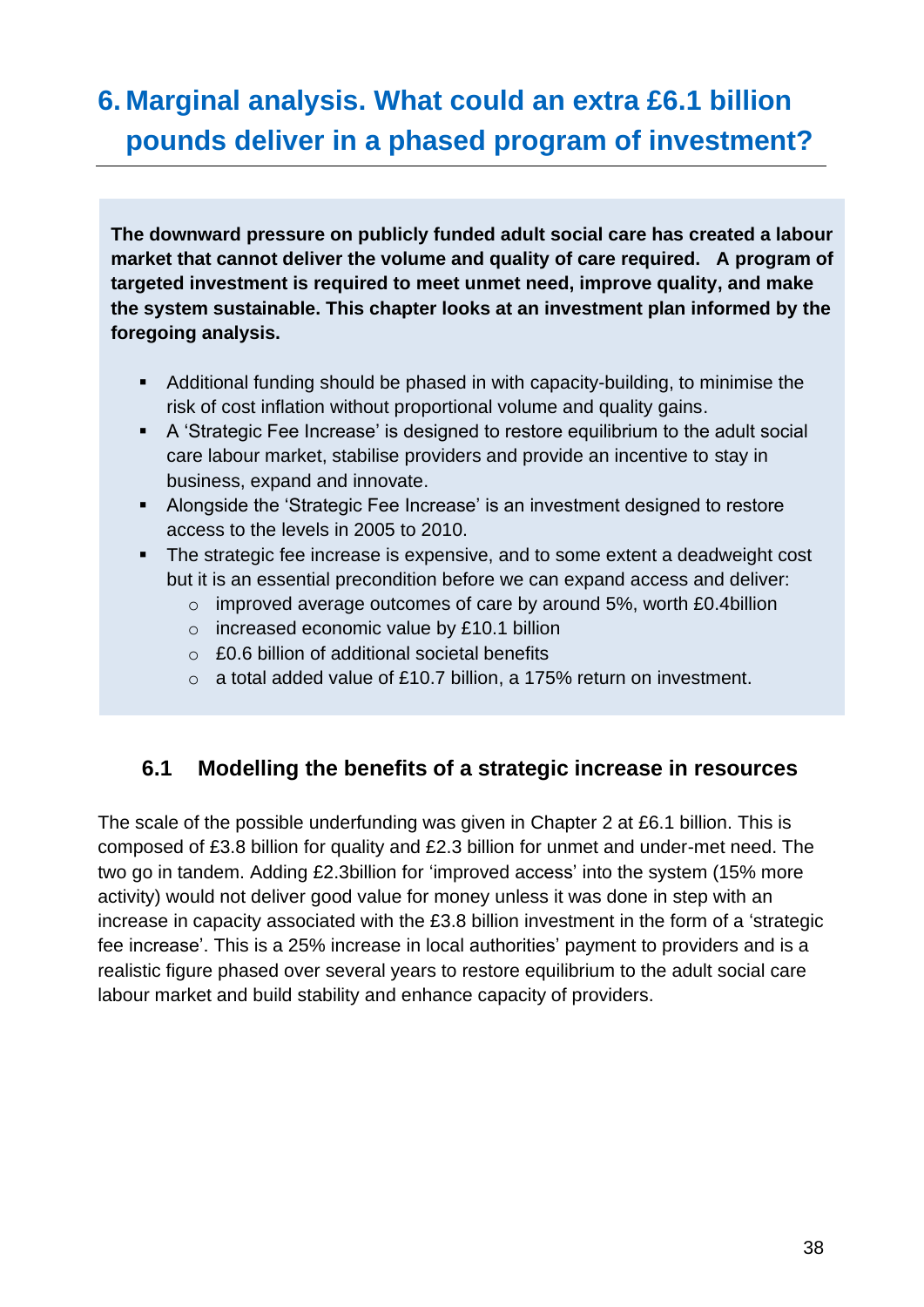# 6. Marginal analysis. What could an extra £6.1 billion pounds deliver in a phased program of investment?

**The downward pressure on publicly funded adult social care has created a labour market that cannot deliver the volume and quality of care required. A program of targeted investment is required to meet unmet need, improve quality, and make the system sustainable. This chapter looks at an investment plan informed by the foregoing analysis.**

- Additional funding should be phased in with capacity-building, to minimise the risk of cost inflation without proportional volume and quality gains.
- A 'Strategic Fee Increase' is designed to restore equilibrium to the adult social care labour market, stabilise providers and provide an incentive to stay in business, expand and innovate.
- Alongside the 'Strategic Fee Increase' is an investment designed to restore access to the levels in 2005 to 2010.
- The strategic fee increase is expensive, and to some extent a deadweight cost but it is an essential precondition before we can expand access and deliver:
  - improved average outcomes of care by around 5%, worth £0.4billion
  - increased economic value by £10.1 billion
  - £0.6 billion of additional societal benefits
  - a total added value of £10.7 billion, a 175% return on investment.

## 6.1 Modelling the benefits of a strategic increase in resources

The scale of the possible underfunding was given in Chapter 2 at £6.1 billion. This is composed of £3.8 billion for quality and £2.3 billion for unmet and under-met need. The two go in tandem. Adding £2.3billion for 'improved access' into the system (15% more activity) would not deliver good value for money unless it was done in step with an increase in capacity associated with the £3.8 billion investment in the form of a 'strategic fee increase'. This is a 25% increase in local authorities' payment to providers and is a realistic figure phased over several years to restore equilibrium to the adult social care labour market and build stability and enhance capacity of providers.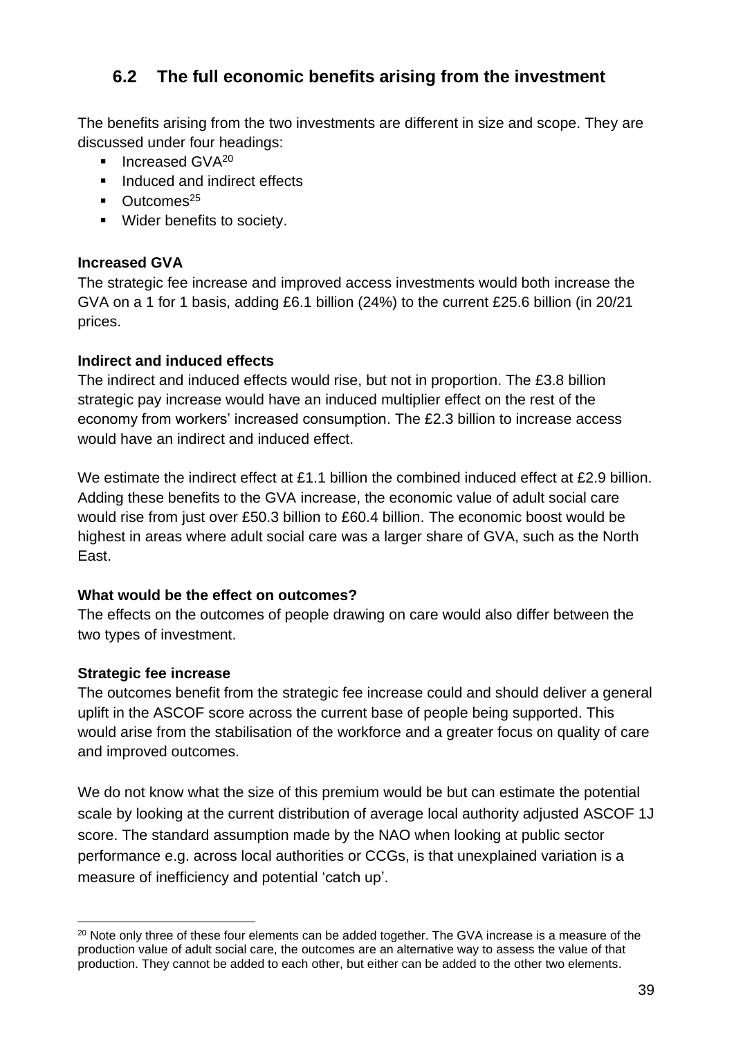## 6.2 The full economic benefits arising from the investment

The benefits arising from the two investments are different in size and scope. They are discussed under four headings:

- Increased GVA[20]
- Induced and indirect effects
- Outcomes[25]
- Wider benefits to society.

**Increased GVA**

The strategic fee increase and improved access investments would both increase the GVA on a 1 for 1 basis, adding £6.1 billion (24%) to the current £25.6 billion (in 20/21 prices.

**Indirect and induced effects**

The indirect and induced effects would rise, but not in proportion. The £3.8 billion strategic pay increase would have an induced multiplier effect on the rest of the economy from workers' increased consumption. The £2.3 billion to increase access would have an indirect and induced effect.

We estimate the indirect effect at £1.1 billion the combined induced effect at £2.9 billion. Adding these benefits to the GVA increase, the economic value of adult social care would rise from just over £50.3 billion to £60.4 billion. The economic boost would be highest in areas where adult social care was a larger share of GVA, such as the North East.

**What would be the effect on outcomes?**

The effects on the outcomes of people drawing on care would also differ between the two types of investment.

**Strategic fee increase**

The outcomes benefit from the strategic fee increase could and should deliver a general uplift in the ASCOF score across the current base of people being supported. This would arise from the stabilisation of the workforce and a greater focus on quality of care and improved outcomes.

We do not know what the size of this premium would be but can estimate the potential scale by looking at the current distribution of average local authority adjusted ASCOF 1J score. The standard assumption made by the NAO when looking at public sector performance e.g. across local authorities or CCGs, is that unexplained variation is a measure of inefficiency and potential 'catch up'.

[20] Note only three of these four elements can be added together. The GVA increase is a measure of the production value of adult social care, the outcomes are an alternative way to assess the value of that production. They cannot be added to each other, but either can be added to the other two elements.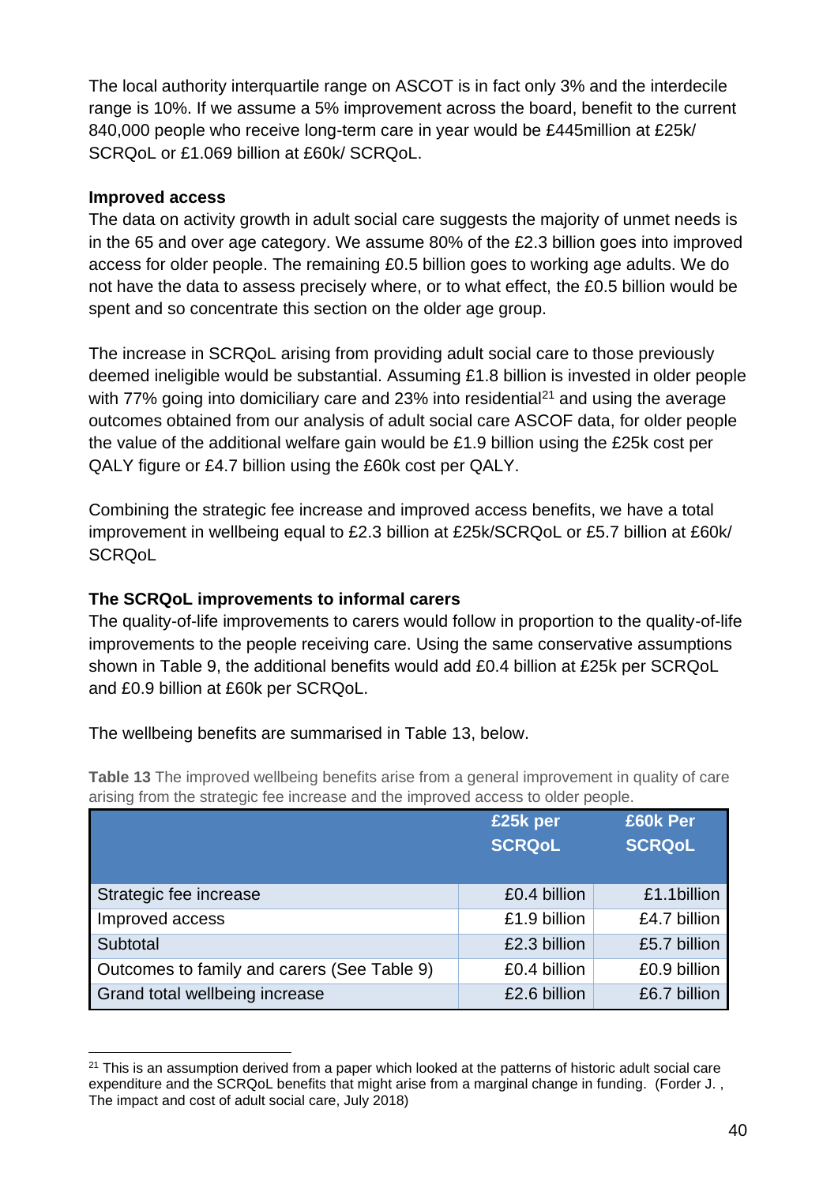The local authority interquartile range on ASCOT is in fact only 3% and the interdecile range is 10%. If we assume a 5% improvement across the board, benefit to the current 840,000 people who receive long-term care in year would be £445million at £25k/ SCRQoL or £1.069 billion at £60k/ SCRQoL.

**Improved access**

The data on activity growth in adult social care suggests the majority of unmet needs is in the 65 and over age category. We assume 80% of the £2.3 billion goes into improved access for older people. The remaining £0.5 billion goes to working age adults. We do not have the data to assess precisely where, or to what effect, the £0.5 billion would be spent and so concentrate this section on the older age group.

The increase in SCRQoL arising from providing adult social care to those previously deemed ineligible would be substantial. Assuming £1.8 billion is invested in older people with 77% going into domiciliary care and 23% into residential[21] and using the average outcomes obtained from our analysis of adult social care ASCOF data, for older people the value of the additional welfare gain would be £1.9 billion using the £25k cost per QALY figure or £4.7 billion using the £60k cost per QALY.

Combining the strategic fee increase and improved access benefits, we have a total improvement in wellbeing equal to £2.3 billion at £25k/SCRQoL or £5.7 billion at £60k/ SCRQoL

**The SCRQoL improvements to informal carers**

The quality-of-life improvements to carers would follow in proportion to the quality-of-life improvements to the people receiving care. Using the same conservative assumptions shown in Table 9, the additional benefits would add £0.4 billion at £25k per SCRQoL and £0.9 billion at £60k per SCRQoL.

The wellbeing benefits are summarised in Table 13, below.

**Table 13** The improved wellbeing benefits arise from a general improvement in quality of care arising from the strategic fee increase and the improved access to older people.

| | £25k per SCRQoL | £60k Per SCRQoL |
|---|---|---|
| Strategic fee increase | £0.4 billion | £1.1billion |
| Improved access | £1.9 billion | £4.7 billion |
| Subtotal | £2.3 billion | £5.7 billion |
| Outcomes to family and carers (See Table 9) | £0.4 billion | £0.9 billion |
| Grand total wellbeing increase | £2.6 billion | £6.7 billion |

[21] This is an assumption derived from a paper which looked at the patterns of historic adult social care expenditure and the SCRQoL benefits that might arise from a marginal change in funding. (Forder J. , The impact and cost of adult social care, July 2018)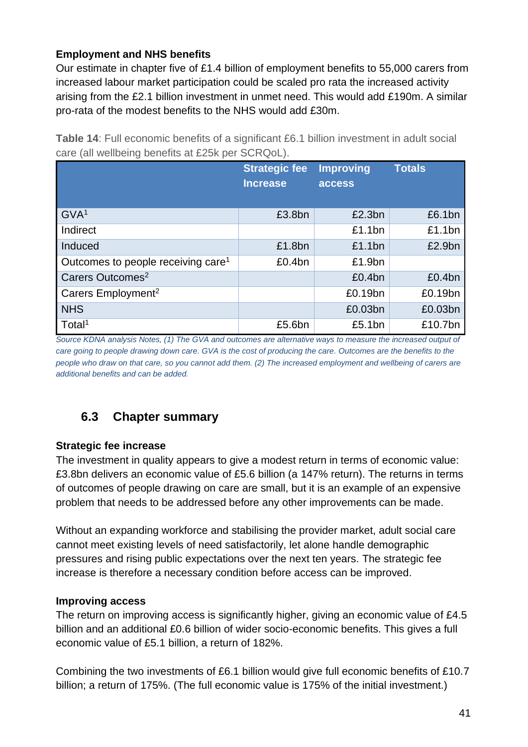**Employment and NHS benefits**

Our estimate in chapter five of £1.4 billion of employment benefits to 55,000 carers from increased labour market participation could be scaled pro rata the increased activity arising from the £2.1 billion investment in unmet need. This would add £190m. A similar pro-rata of the modest benefits to the NHS would add £30m.

**Table 14**: Full economic benefits of a significant £6.1 billion investment in adult social care (all wellbeing benefits at £25k per SCRQoL).

| | Strategic fee Increase | Improving access | Totals |
|---|---|---|---|
| GVA[1] | £3.8bn | £2.3bn | £6.1bn |
| Indirect | | £1.1bn | £1.1bn |
| Induced | £1.8bn | £1.1bn | £2.9bn |
| Outcomes to people receiving care[1] | £0.4bn | £1.9bn | |
| Carers Outcomes[2] | | £0.4bn | £0.4bn |
| Carers Employment[2] | | £0.19bn | £0.19bn |
| NHS | | £0.03bn | £0.03bn |
| Total[1] | £5.6bn | £5.1bn | £10.7bn |

*Source KDNA analysis Notes, (1) The GVA and outcomes are alternative ways to measure the increased output of care going to people drawing down care. GVA is the cost of producing the care. Outcomes are the benefits to the people who draw on that care, so you cannot add them. (2) The increased employment and wellbeing of carers are additional benefits and can be added.*

## 6.3 Chapter summary

**Strategic fee increase**

The investment in quality appears to give a modest return in terms of economic value: £3.8bn delivers an economic value of £5.6 billion (a 147% return). The returns in terms of outcomes of people drawing on care are small, but it is an example of an expensive problem that needs to be addressed before any other improvements can be made.

Without an expanding workforce and stabilising the provider market, adult social care cannot meet existing levels of need satisfactorily, let alone handle demographic pressures and rising public expectations over the next ten years. The strategic fee increase is therefore a necessary condition before access can be improved.

**Improving access**

The return on improving access is significantly higher, giving an economic value of £4.5 billion and an additional £0.6 billion of wider socio-economic benefits. This gives a full economic value of £5.1 billion, a return of 182%.

Combining the two investments of £6.1 billion would give full economic benefits of £10.7 billion; a return of 175%. (The full economic value is 175% of the initial investment.)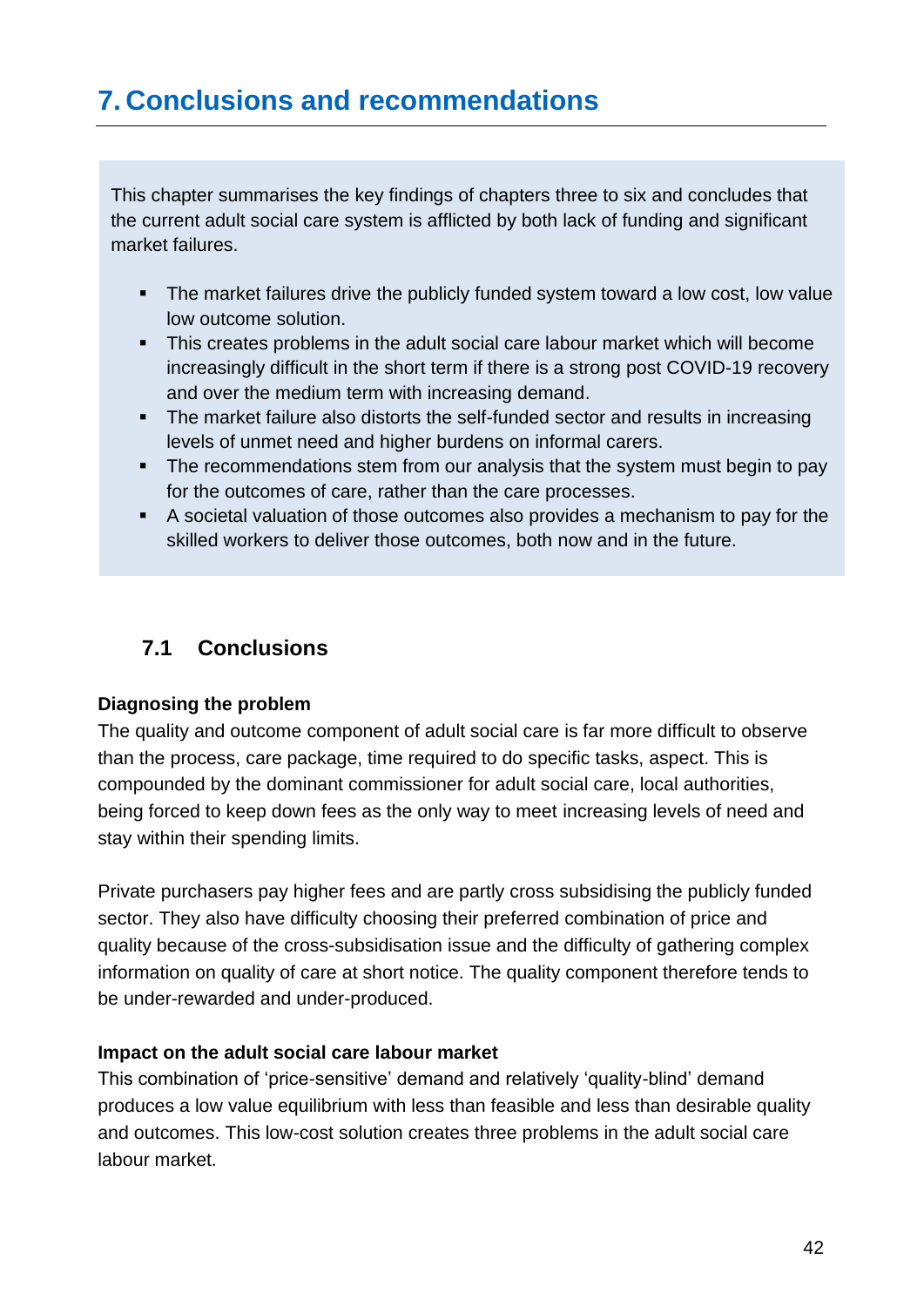# 7. Conclusions and recommendations

This chapter summarises the key findings of chapters three to six and concludes that the current adult social care system is afflicted by both lack of funding and significant market failures.

- The market failures drive the publicly funded system toward a low cost, low value low outcome solution.
- This creates problems in the adult social care labour market which will become increasingly difficult in the short term if there is a strong post COVID-19 recovery and over the medium term with increasing demand.
- The market failure also distorts the self-funded sector and results in increasing levels of unmet need and higher burdens on informal carers.
- The recommendations stem from our analysis that the system must begin to pay for the outcomes of care, rather than the care processes.
- A societal valuation of those outcomes also provides a mechanism to pay for the skilled workers to deliver those outcomes, both now and in the future.

## 7.1 Conclusions

**Diagnosing the problem**

The quality and outcome component of adult social care is far more difficult to observe than the process, care package, time required to do specific tasks, aspect. This is compounded by the dominant commissioner for adult social care, local authorities, being forced to keep down fees as the only way to meet increasing levels of need and stay within their spending limits.

Private purchasers pay higher fees and are partly cross subsidising the publicly funded sector. They also have difficulty choosing their preferred combination of price and quality because of the cross-subsidisation issue and the difficulty of gathering complex information on quality of care at short notice. The quality component therefore tends to be under-rewarded and under-produced.

**Impact on the adult social care labour market**

This combination of 'price-sensitive' demand and relatively 'quality-blind' demand produces a low value equilibrium with less than feasible and less than desirable quality and outcomes. This low-cost solution creates three problems in the adult social care labour market.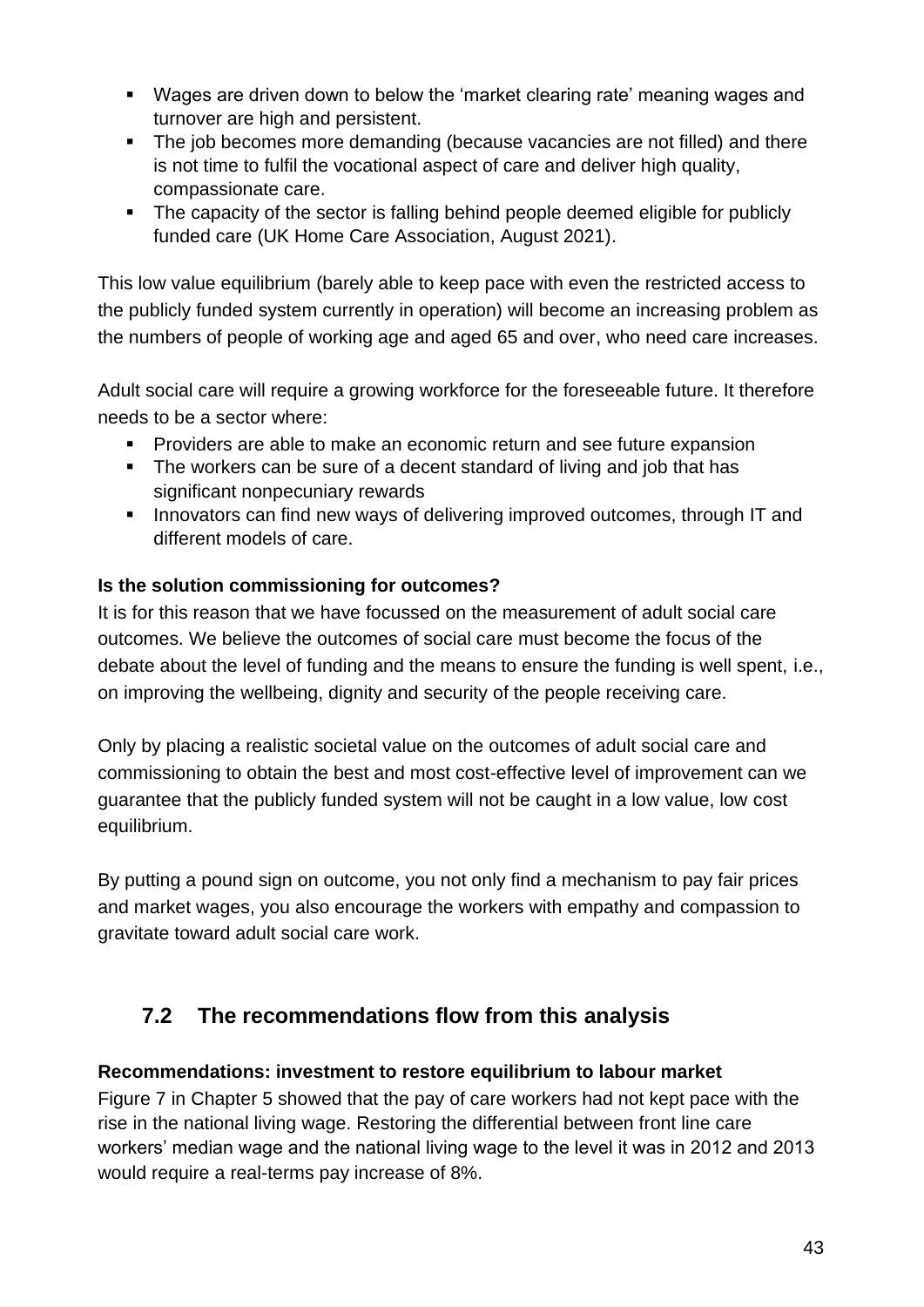- Wages are driven down to below the 'market clearing rate' meaning wages and turnover are high and persistent.
- The job becomes more demanding (because vacancies are not filled) and there is not time to fulfil the vocational aspect of care and deliver high quality, compassionate care.
- The capacity of the sector is falling behind people deemed eligible for publicly funded care (UK Home Care Association, August 2021).

This low value equilibrium (barely able to keep pace with even the restricted access to the publicly funded system currently in operation) will become an increasing problem as the numbers of people of working age and aged 65 and over, who need care increases.

Adult social care will require a growing workforce for the foreseeable future. It therefore needs to be a sector where:

- Providers are able to make an economic return and see future expansion
- The workers can be sure of a decent standard of living and job that has significant nonpecuniary rewards
- Innovators can find new ways of delivering improved outcomes, through IT and different models of care.

**Is the solution commissioning for outcomes?**

It is for this reason that we have focussed on the measurement of adult social care outcomes. We believe the outcomes of social care must become the focus of the debate about the level of funding and the means to ensure the funding is well spent, i.e., on improving the wellbeing, dignity and security of the people receiving care.

Only by placing a realistic societal value on the outcomes of adult social care and commissioning to obtain the best and most cost-effective level of improvement can we guarantee that the publicly funded system will not be caught in a low value, low cost equilibrium.

By putting a pound sign on outcome, you not only find a mechanism to pay fair prices and market wages, you also encourage the workers with empathy and compassion to gravitate toward adult social care work.

## 7.2 The recommendations flow from this analysis

**Recommendations: investment to restore equilibrium to labour market**

Figure 7 in Chapter 5 showed that the pay of care workers had not kept pace with the rise in the national living wage. Restoring the differential between front line care workers' median wage and the national living wage to the level it was in 2012 and 2013 would require a real-terms pay increase of 8%.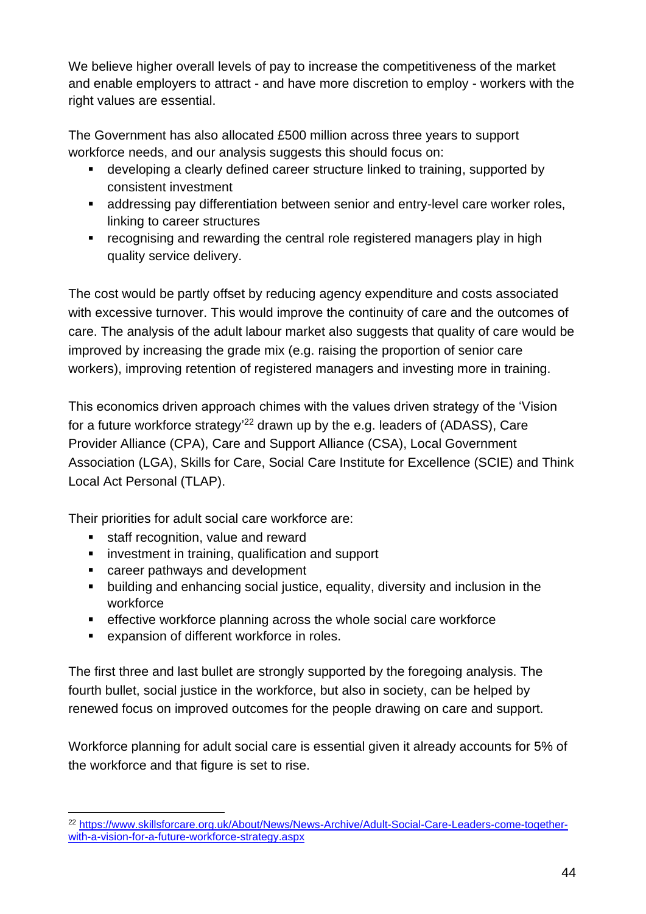We believe higher overall levels of pay to increase the competitiveness of the market and enable employers to attract - and have more discretion to employ - workers with the right values are essential.

The Government has also allocated £500 million across three years to support workforce needs, and our analysis suggests this should focus on:

- developing a clearly defined career structure linked to training, supported by consistent investment
- addressing pay differentiation between senior and entry-level care worker roles, linking to career structures
- recognising and rewarding the central role registered managers play in high quality service delivery.

The cost would be partly offset by reducing agency expenditure and costs associated with excessive turnover. This would improve the continuity of care and the outcomes of care. The analysis of the adult labour market also suggests that quality of care would be improved by increasing the grade mix (e.g. raising the proportion of senior care workers), improving retention of registered managers and investing more in training.

This economics driven approach chimes with the values driven strategy of the 'Vision for a future workforce strategy'[22] drawn up by the e.g. leaders of (ADASS), Care Provider Alliance (CPA), Care and Support Alliance (CSA), Local Government Association (LGA), Skills for Care, Social Care Institute for Excellence (SCIE) and Think Local Act Personal (TLAP).

Their priorities for adult social care workforce are:

- staff recognition, value and reward
- investment in training, qualification and support
- career pathways and development
- building and enhancing social justice, equality, diversity and inclusion in the workforce
- effective workforce planning across the whole social care workforce
- expansion of different workforce in roles.

The first three and last bullet are strongly supported by the foregoing analysis. The fourth bullet, social justice in the workforce, but also in society, can be helped by renewed focus on improved outcomes for the people drawing on care and support.

Workforce planning for adult social care is essential given it already accounts for 5% of the workforce and that figure is set to rise.

---

[22] https://www.skillsforcare.org.uk/About/News/News-Archive/Adult-Social-Care-Leaders-come-together-with-a-vision-for-a-future-workforce-strategy.aspx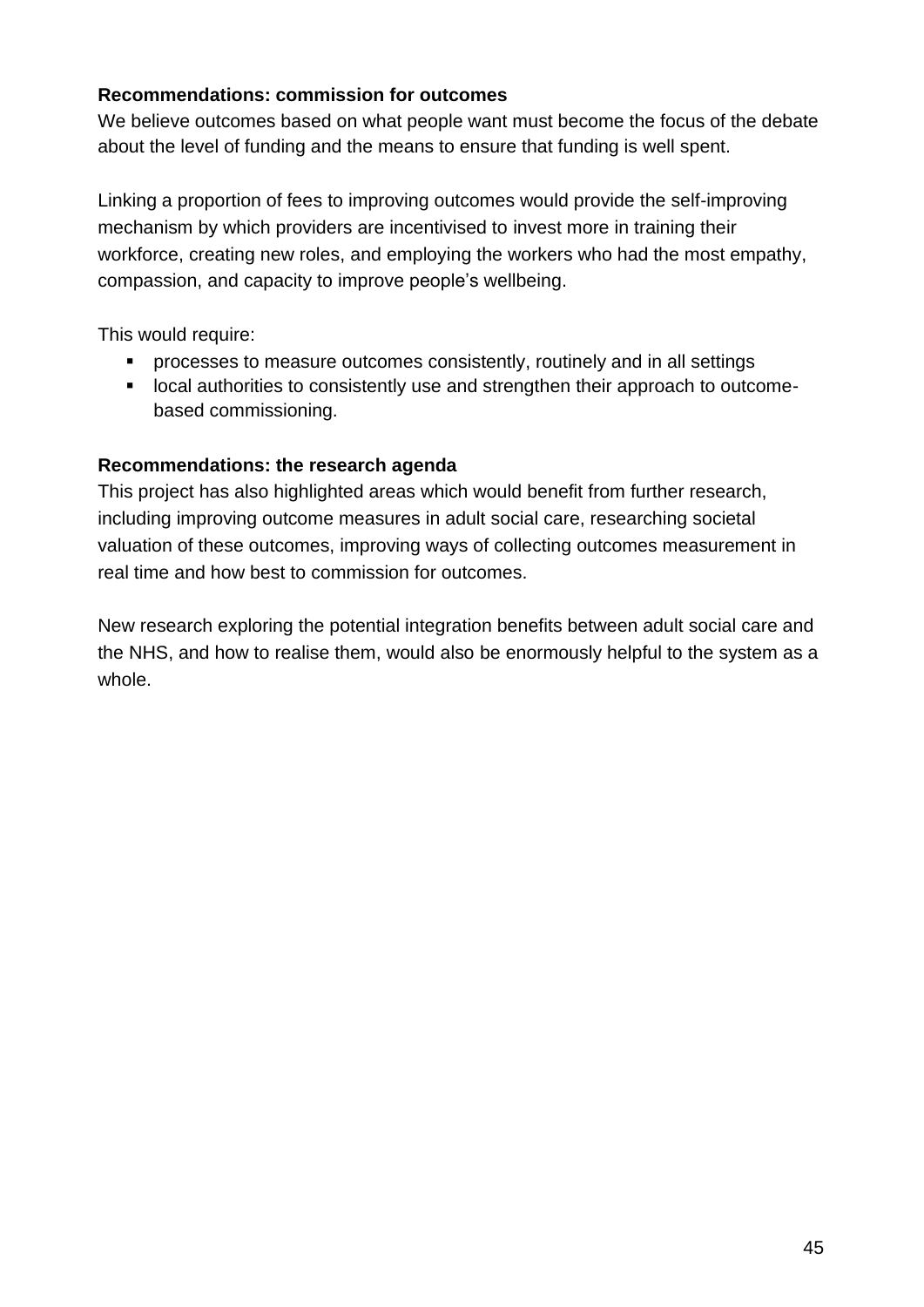**Recommendations: commission for outcomes**

We believe outcomes based on what people want must become the focus of the debate about the level of funding and the means to ensure that funding is well spent.

Linking a proportion of fees to improving outcomes would provide the self-improving mechanism by which providers are incentivised to invest more in training their workforce, creating new roles, and employing the workers who had the most empathy, compassion, and capacity to improve people's wellbeing.

This would require:

- processes to measure outcomes consistently, routinely and in all settings
- local authorities to consistently use and strengthen their approach to outcome-based commissioning.

**Recommendations: the research agenda**

This project has also highlighted areas which would benefit from further research, including improving outcome measures in adult social care, researching societal valuation of these outcomes, improving ways of collecting outcomes measurement in real time and how best to commission for outcomes.

New research exploring the potential integration benefits between adult social care and the NHS, and how to realise them, would also be enormously helpful to the system as a whole.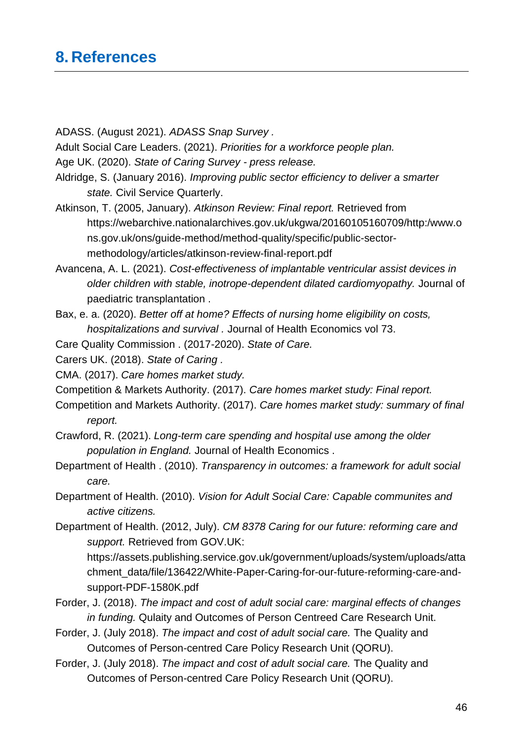## 8. References

ADASS. (August 2021). *ADASS Snap Survey .*

Adult Social Care Leaders. (2021). *Priorities for a workforce people plan.*

Age UK. (2020). *State of Caring Survey - press release.*

Aldridge, S. (January 2016). *Improving public sector efficiency to deliver a smarter state.* Civil Service Quarterly.

Atkinson, T. (2005, January). *Atkinson Review: Final report.* Retrieved from https://webarchive.nationalarchives.gov.uk/ukgwa/20160105160709/http:/www.ons.gov.uk/ons/guide-method/method-quality/specific/public-sector-methodology/articles/atkinson-review-final-report.pdf

Avancena, A. L. (2021). *Cost-effectiveness of implantable ventricular assist devices in older children with stable, inotrope-dependent dilated cardiomyopathy.* Journal of paediatric transplantation .

Bax, e. a. (2020). *Better off at home? Effects of nursing home eligibility on costs, hospitalizations and survival .* Journal of Health Economics vol 73.

Care Quality Commission . (2017-2020). *State of Care.*

Carers UK. (2018). *State of Caring .*

CMA. (2017). *Care homes market study.*

Competition & Markets Authority. (2017). *Care homes market study: Final report.*

Competition and Markets Authority. (2017). *Care homes market study: summary of final report.*

Crawford, R. (2021). *Long-term care spending and hospital use among the older population in England.* Journal of Health Economics .

Department of Health . (2010). *Transparency in outcomes: a framework for adult social care.*

Department of Health. (2010). *Vision for Adult Social Care: Capable communites and active citizens.*

Department of Health. (2012, July). *CM 8378 Caring for our future: reforming care and support.* Retrieved from GOV.UK: https://assets.publishing.service.gov.uk/government/uploads/system/uploads/attachment_data/file/136422/White-Paper-Caring-for-our-future-reforming-care-and-support-PDF-1580K.pdf

Forder, J. (2018). *The impact and cost of adult social care: marginal effects of changes in funding.* Qulaity and Outcomes of Person Centreed Care Research Unit.

Forder, J. (July 2018). *The impact and cost of adult social care.* The Quality and Outcomes of Person-centred Care Policy Research Unit (QORU).

Forder, J. (July 2018). *The impact and cost of adult social care.* The Quality and Outcomes of Person-centred Care Policy Research Unit (QORU).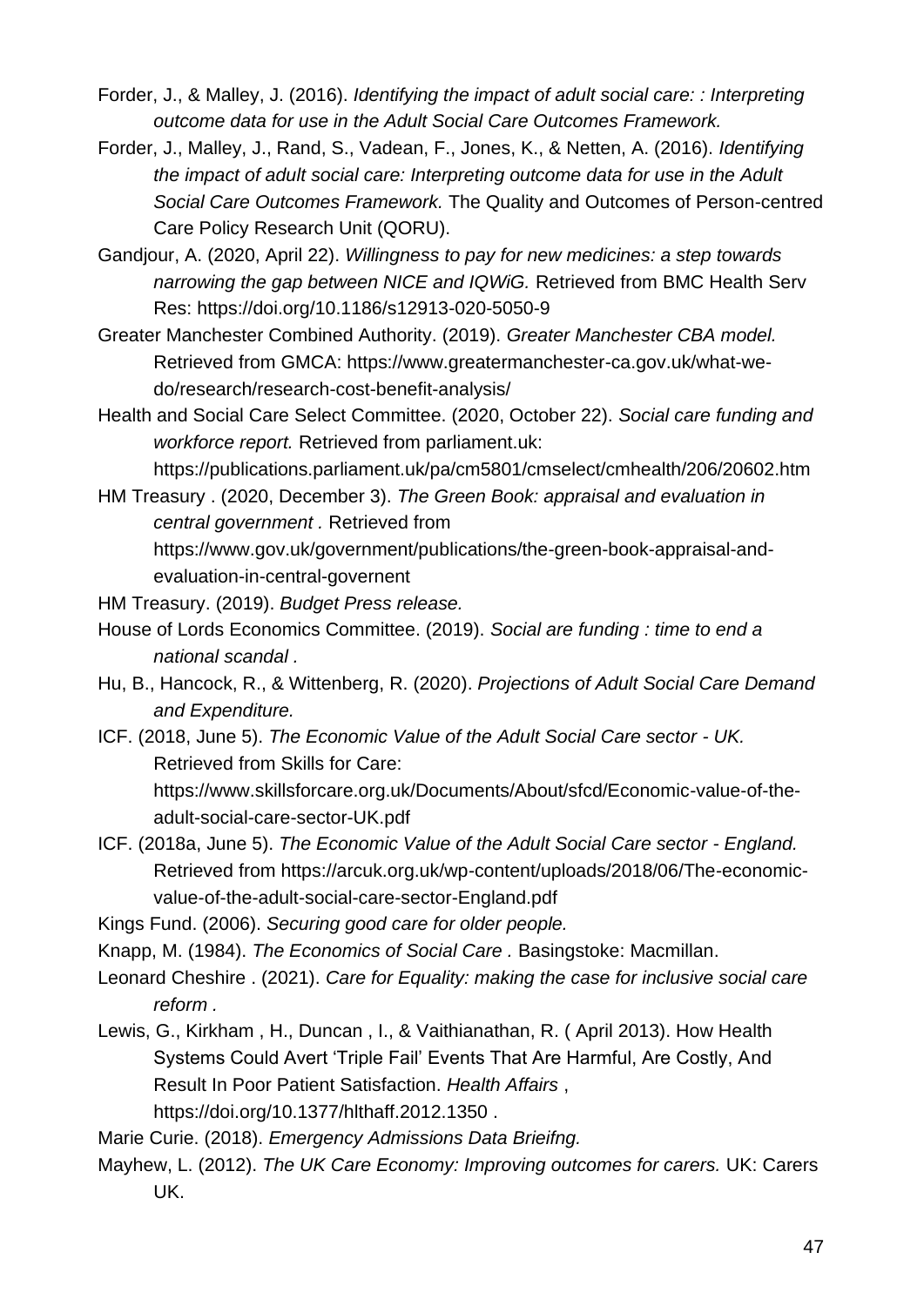Forder, J., & Malley, J. (2016). *Identifying the impact of adult social care: : Interpreting outcome data for use in the Adult Social Care Outcomes Framework.*

Forder, J., Malley, J., Rand, S., Vadean, F., Jones, K., & Netten, A. (2016). *Identifying the impact of adult social care: Interpreting outcome data for use in the Adult Social Care Outcomes Framework.* The Quality and Outcomes of Person-centred Care Policy Research Unit (QORU).

Gandjour, A. (2020, April 22). *Willingness to pay for new medicines: a step towards narrowing the gap between NICE and IQWiG.* Retrieved from BMC Health Serv Res: https://doi.org/10.1186/s12913-020-5050-9

Greater Manchester Combined Authority. (2019). *Greater Manchester CBA model.* Retrieved from GMCA: https://www.greatermanchester-ca.gov.uk/what-we-do/research/research-cost-benefit-analysis/

Health and Social Care Select Committee. (2020, October 22). *Social care funding and workforce report.* Retrieved from parliament.uk: https://publications.parliament.uk/pa/cm5801/cmselect/cmhealth/206/20602.htm

HM Treasury . (2020, December 3). *The Green Book: appraisal and evaluation in central government .* Retrieved from https://www.gov.uk/government/publications/the-green-book-appraisal-and-evaluation-in-central-governent

HM Treasury. (2019). *Budget Press release.*

House of Lords Economics Committee. (2019). *Social are funding : time to end a national scandal .*

Hu, B., Hancock, R., & Wittenberg, R. (2020). *Projections of Adult Social Care Demand and Expenditure.*

ICF. (2018, June 5). *The Economic Value of the Adult Social Care sector - UK.* Retrieved from Skills for Care: https://www.skillsforcare.org.uk/Documents/About/sfcd/Economic-value-of-the-adult-social-care-sector-UK.pdf

ICF. (2018a, June 5). *The Economic Value of the Adult Social Care sector - England.* Retrieved from https://arcuk.org.uk/wp-content/uploads/2018/06/The-economic-value-of-the-adult-social-care-sector-England.pdf

Kings Fund. (2006). *Securing good care for older people.*

Knapp, M. (1984). *The Economics of Social Care .* Basingstoke: Macmillan.

Leonard Cheshire . (2021). *Care for Equality: making the case for inclusive social care reform .*

Lewis, G., Kirkham , H., Duncan , I., & Vaithianathan, R. ( April 2013). How Health Systems Could Avert 'Triple Fail' Events That Are Harmful, Are Costly, And Result In Poor Patient Satisfaction. *Health Affairs* , https://doi.org/10.1377/hlthaff.2012.1350 .

Marie Curie. (2018). *Emergency Admissions Data Brieifng.*

Mayhew, L. (2012). *The UK Care Economy: Improving outcomes for carers.* UK: Carers UK.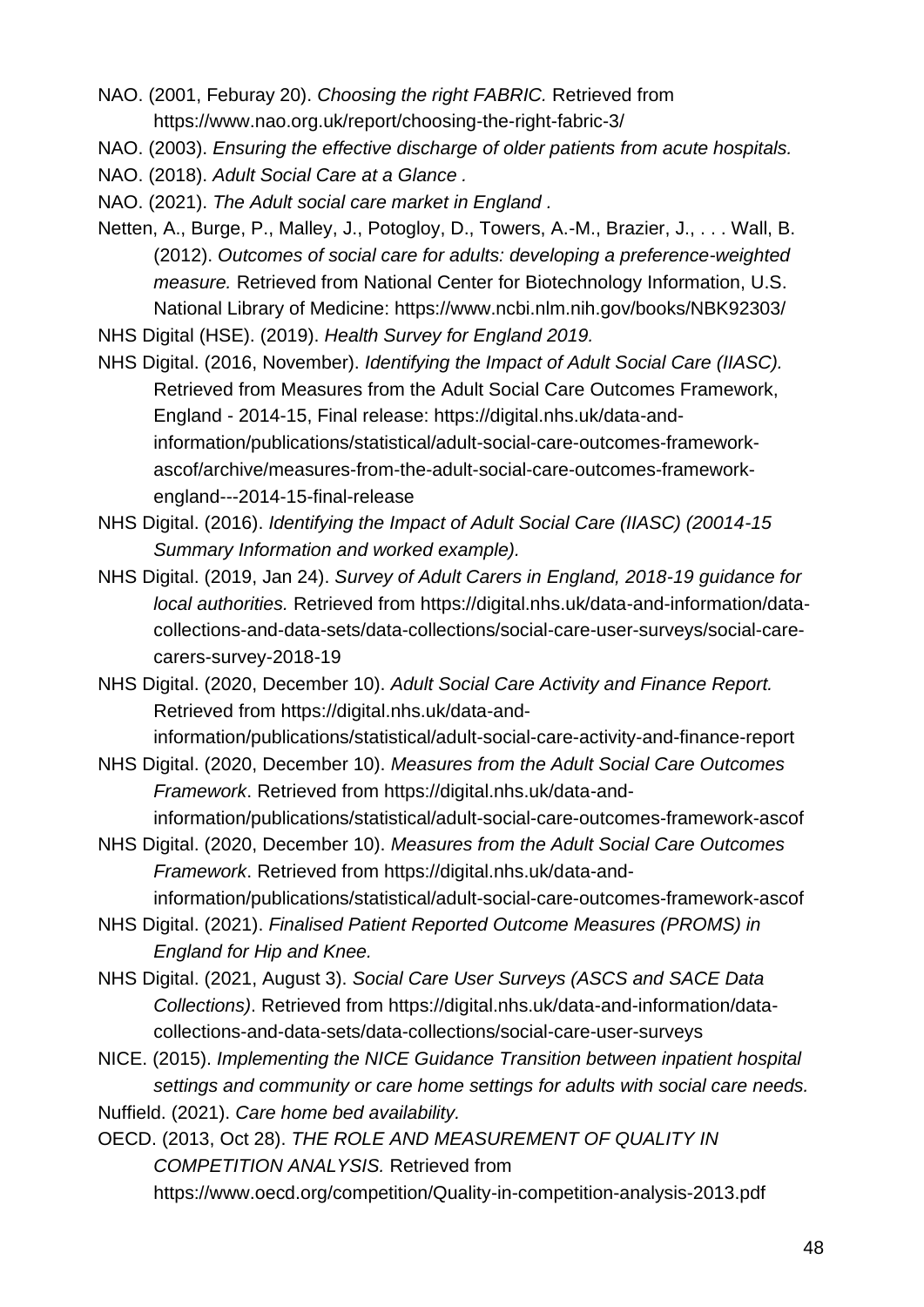NAO. (2001, Feburay 20). *Choosing the right FABRIC.* Retrieved from https://www.nao.org.uk/report/choosing-the-right-fabric-3/

NAO. (2003). *Ensuring the effective discharge of older patients from acute hospitals.*

NAO. (2018). *Adult Social Care at a Glance .*

NAO. (2021). *The Adult social care market in England .*

Netten, A., Burge, P., Malley, J., Potogloy, D., Towers, A.-M., Brazier, J., . . . Wall, B. (2012). *Outcomes of social care for adults: developing a preference-weighted measure.* Retrieved from National Center for Biotechnology Information, U.S. National Library of Medicine: https://www.ncbi.nlm.nih.gov/books/NBK92303/

NHS Digital (HSE). (2019). *Health Survey for England 2019.*

NHS Digital. (2016, November). *Identifying the Impact of Adult Social Care (IIASC).* Retrieved from Measures from the Adult Social Care Outcomes Framework, England - 2014-15, Final release: https://digital.nhs.uk/data-and-information/publications/statistical/adult-social-care-outcomes-framework-ascof/archive/measures-from-the-adult-social-care-outcomes-framework-england---2014-15-final-release

NHS Digital. (2016). *Identifying the Impact of Adult Social Care (IIASC) (20014-15 Summary Information and worked example).*

NHS Digital. (2019, Jan 24). *Survey of Adult Carers in England, 2018-19 guidance for local authorities.* Retrieved from https://digital.nhs.uk/data-and-information/data-collections-and-data-sets/data-collections/social-care-user-surveys/social-care-carers-survey-2018-19

NHS Digital. (2020, December 10). *Adult Social Care Activity and Finance Report.* Retrieved from https://digital.nhs.uk/data-and-information/publications/statistical/adult-social-care-activity-and-finance-report

NHS Digital. (2020, December 10). *Measures from the Adult Social Care Outcomes Framework*. Retrieved from https://digital.nhs.uk/data-and-information/publications/statistical/adult-social-care-outcomes-framework-ascof

NHS Digital. (2020, December 10). *Measures from the Adult Social Care Outcomes Framework*. Retrieved from https://digital.nhs.uk/data-and-information/publications/statistical/adult-social-care-outcomes-framework-ascof

NHS Digital. (2021). *Finalised Patient Reported Outcome Measures (PROMS) in England for Hip and Knee.*

NHS Digital. (2021, August 3). *Social Care User Surveys (ASCS and SACE Data Collections)*. Retrieved from https://digital.nhs.uk/data-and-information/data-collections-and-data-sets/data-collections/social-care-user-surveys

NICE. (2015). *Implementing the NICE Guidance Transition between inpatient hospital settings and community or care home settings for adults with social care needs.*

Nuffield. (2021). *Care home bed availability.*

OECD. (2013, Oct 28). *THE ROLE AND MEASUREMENT OF QUALITY IN COMPETITION ANALYSIS.* Retrieved from https://www.oecd.org/competition/Quality-in-competition-analysis-2013.pdf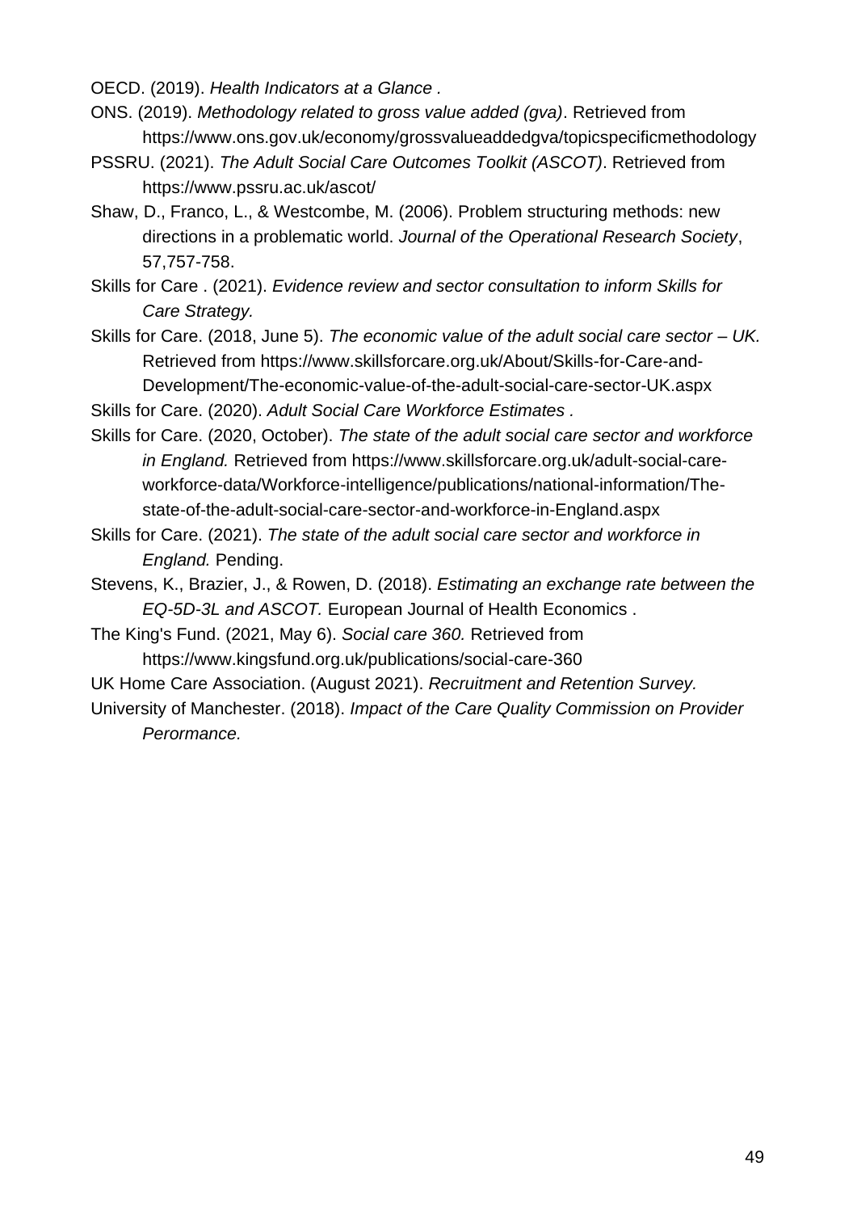OECD. (2019). *Health Indicators at a Glance .*

ONS. (2019). *Methodology related to gross value added (gva)*. Retrieved from https://www.ons.gov.uk/economy/grossvalueaddedgva/topicspecificmethodology

PSSRU. (2021). *The Adult Social Care Outcomes Toolkit (ASCOT)*. Retrieved from https://www.pssru.ac.uk/ascot/

Shaw, D., Franco, L., & Westcombe, M. (2006). Problem structuring methods: new directions in a problematic world. *Journal of the Operational Research Society*, 57,757-758.

Skills for Care . (2021). *Evidence review and sector consultation to inform Skills for Care Strategy.*

Skills for Care. (2018, June 5). *The economic value of the adult social care sector – UK.* Retrieved from https://www.skillsforcare.org.uk/About/Skills-for-Care-and-Development/The-economic-value-of-the-adult-social-care-sector-UK.aspx

Skills for Care. (2020). *Adult Social Care Workforce Estimates .*

Skills for Care. (2020, October). *The state of the adult social care sector and workforce in England.* Retrieved from https://www.skillsforcare.org.uk/adult-social-care-workforce-data/Workforce-intelligence/publications/national-information/The-state-of-the-adult-social-care-sector-and-workforce-in-England.aspx

Skills for Care. (2021). *The state of the adult social care sector and workforce in England.* Pending.

Stevens, K., Brazier, J., & Rowen, D. (2018). *Estimating an exchange rate between the EQ-5D-3L and ASCOT.* European Journal of Health Economics .

The King's Fund. (2021, May 6). *Social care 360.* Retrieved from https://www.kingsfund.org.uk/publications/social-care-360

UK Home Care Association. (August 2021). *Recruitment and Retention Survey.*

University of Manchester. (2018). *Impact of the Care Quality Commission on Provider Perormance.*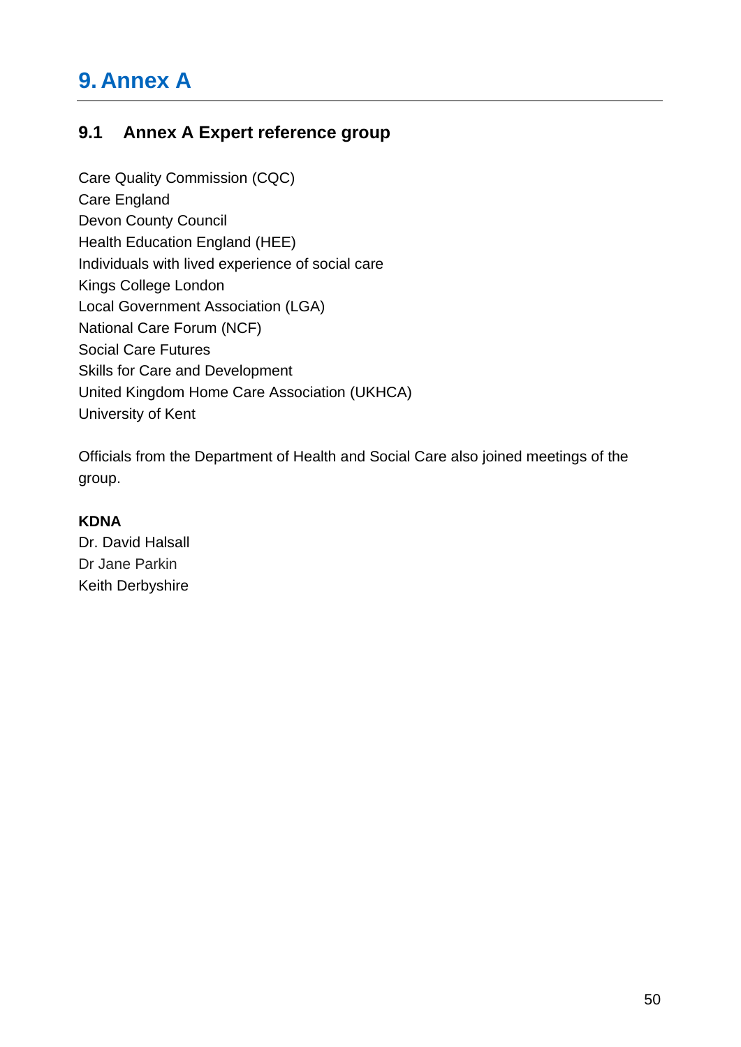# 9. Annex A

## 9.1 Annex A Expert reference group

Care Quality Commission (CQC)
Care England
Devon County Council
Health Education England (HEE)
Individuals with lived experience of social care
Kings College London
Local Government Association (LGA)
National Care Forum (NCF)
Social Care Futures
Skills for Care and Development
United Kingdom Home Care Association (UKHCA)
University of Kent

Officials from the Department of Health and Social Care also joined meetings of the group.

**KDNA**
Dr. David Halsall
Dr Jane Parkin
Keith Derbyshire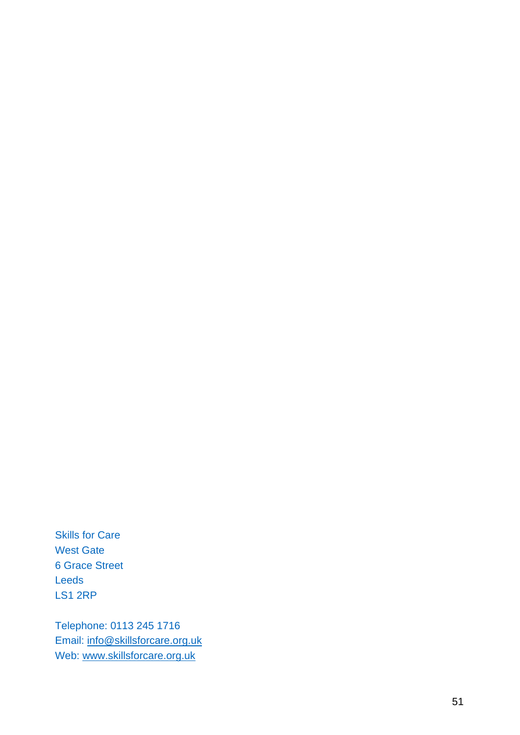Skills for Care
West Gate
6 Grace Street
Leeds
LS1 2RP

Telephone: 0113 245 1716
Email: [info@skillsforcare.org.uk](mailto:info@skillsforcare.org.uk)
Web: [www.skillsforcare.org.uk](http://www.skillsforcare.org.uk)